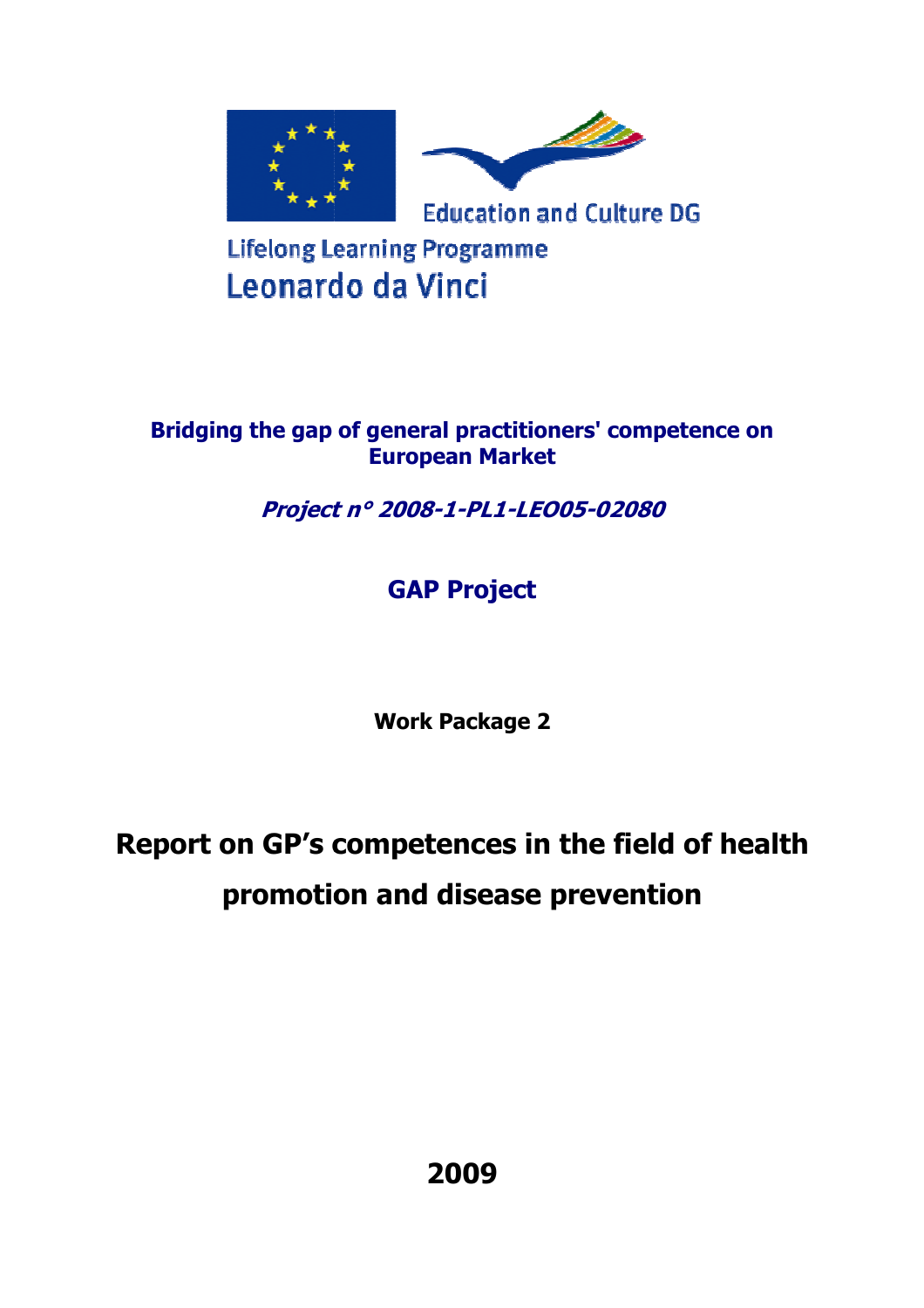Education and Culture DG

Lifelong Learning Programme

Leonardo da Vinci

**Bridging the gap of general practitioners' competence on European Market**

***Project n° 2008-1-PL1-LEO05-02080***

**GAP Project**

**Work Package 2**

# Report on GP's competences in the field of health promotion and disease prevention

**2009**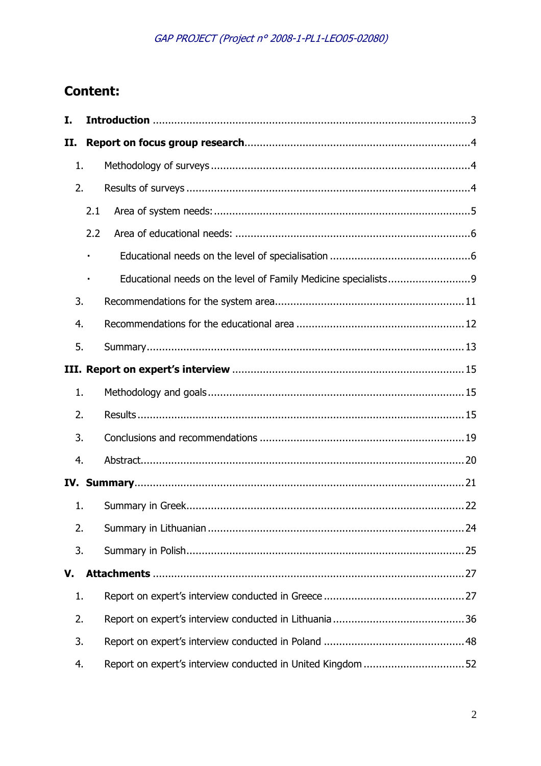# Content:

**I. Introduction** ........................................................................................................3

**II. Report on focus group research**..........................................................................4

1. Methodology of surveys ......................................................................................4
2. Results of surveys ...............................................................................................4
   - 2.1 Area of system needs: .....................................................................................5
   - 2.2 Area of educational needs: ..............................................................................6
     - Educational needs on the level of specialisation ...............................................6
     - Educational needs on the level of Family Medicine specialists............................9
3. Recommendations for the system area..............................................................11
4. Recommendations for the educational area .......................................................12
5. Summary.........................................................................................................13

**III. Report on expert's interview** .............................................................................15

1. Methodology and goals .....................................................................................15
2. Results ............................................................................................................15
3. Conclusions and recommendations ....................................................................19
4. Abstract...........................................................................................................20

**IV. Summary**............................................................................................................21

1. Summary in Greek............................................................................................22
2. Summary in Lithuanian .....................................................................................24
3. Summary in Polish............................................................................................25

**V. Attachments** .......................................................................................................27

1. Report on expert's interview conducted in Greece ...............................................27
2. Report on expert's interview conducted in Lithuania ............................................36
3. Report on expert's interview conducted in Poland ...............................................48
4. Report on expert's interview conducted in United Kingdom ..................................52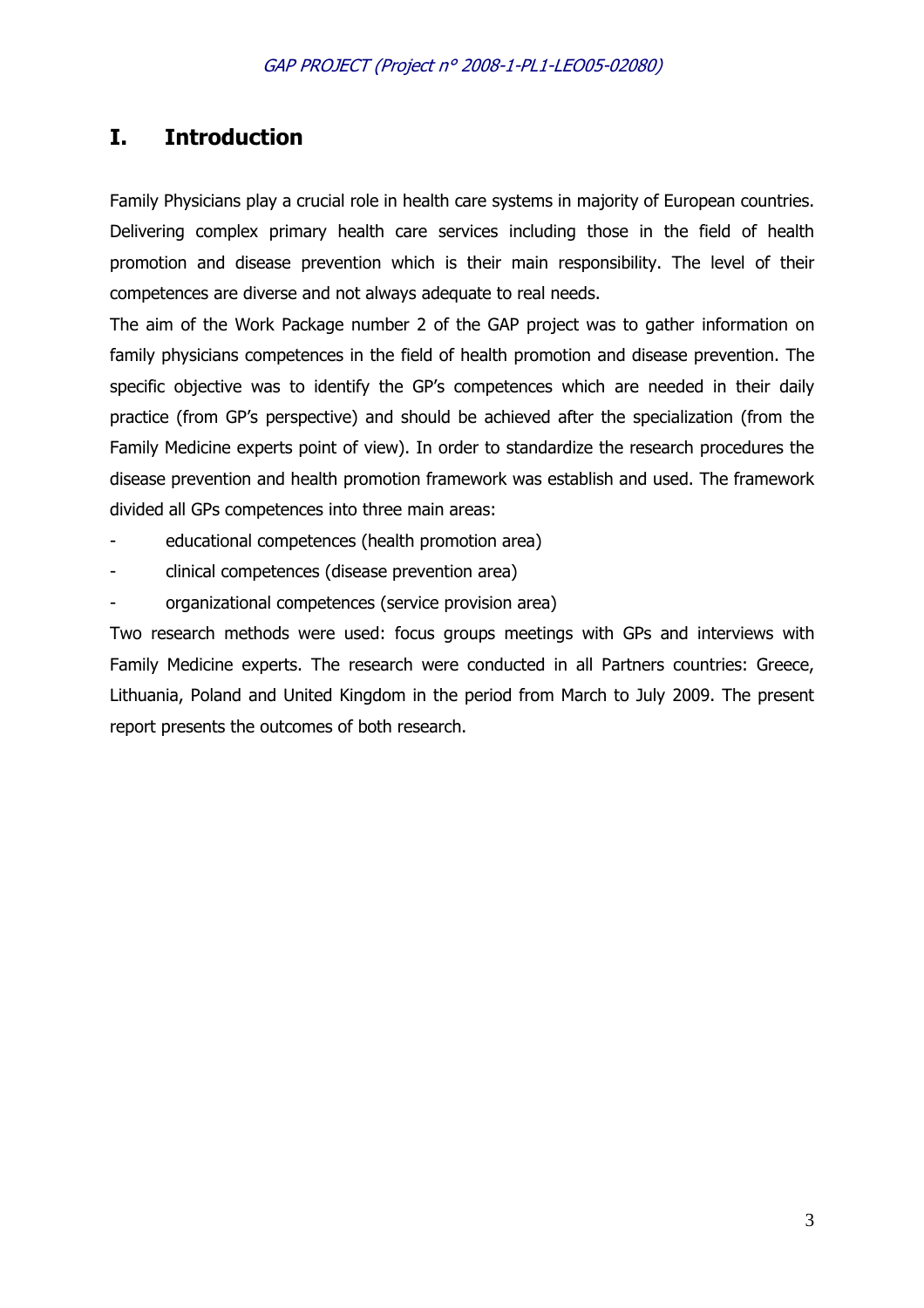# I. Introduction

Family Physicians play a crucial role in health care systems in majority of European countries. Delivering complex primary health care services including those in the field of health promotion and disease prevention which is their main responsibility. The level of their competences are diverse and not always adequate to real needs.

The aim of the Work Package number 2 of the GAP project was to gather information on family physicians competences in the field of health promotion and disease prevention. The specific objective was to identify the GP's competences which are needed in their daily practice (from GP's perspective) and should be achieved after the specialization (from the Family Medicine experts point of view). In order to standardize the research procedures the disease prevention and health promotion framework was establish and used. The framework divided all GPs competences into three main areas:

- educational competences (health promotion area)
- clinical competences (disease prevention area)
- organizational competences (service provision area)

Two research methods were used: focus groups meetings with GPs and interviews with Family Medicine experts. The research were conducted in all Partners countries: Greece, Lithuania, Poland and United Kingdom in the period from March to July 2009. The present report presents the outcomes of both research.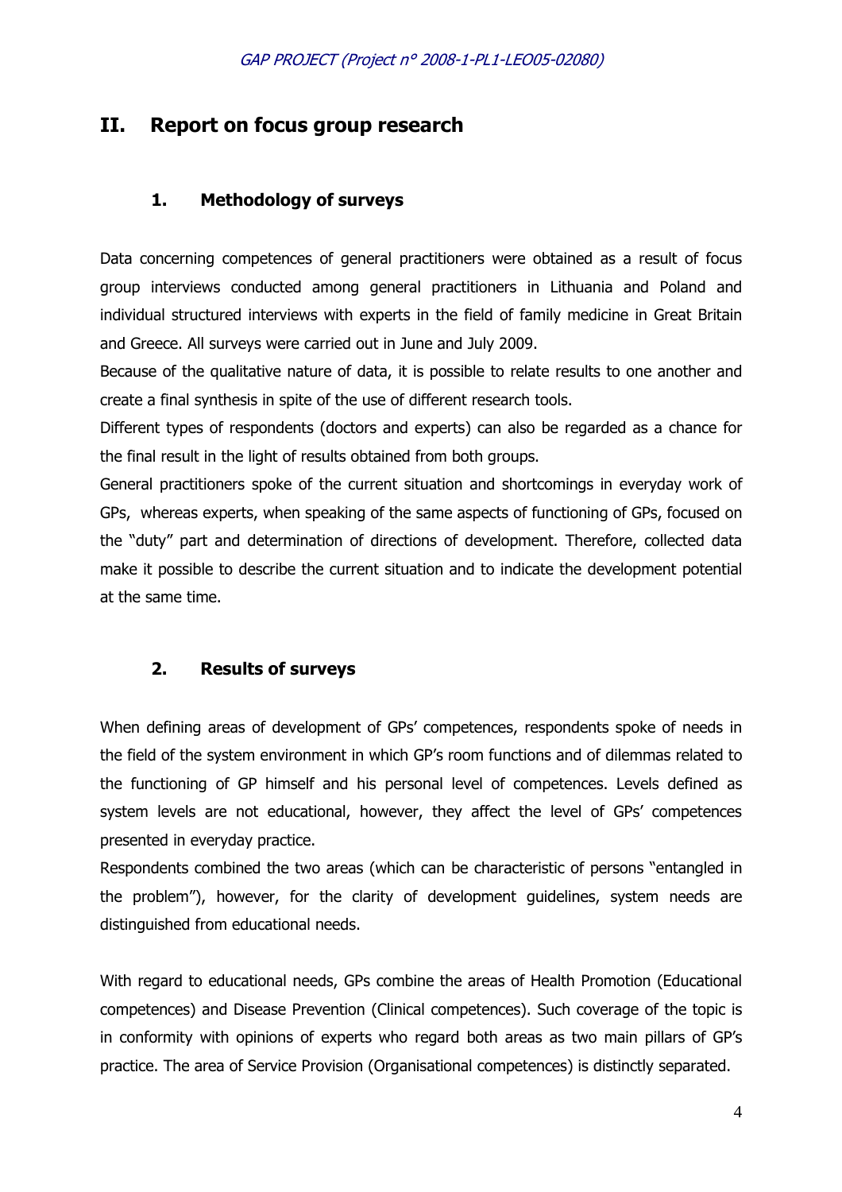## II. Report on focus group research

### 1. Methodology of surveys

Data concerning competences of general practitioners were obtained as a result of focus group interviews conducted among general practitioners in Lithuania and Poland and individual structured interviews with experts in the field of family medicine in Great Britain and Greece. All surveys were carried out in June and July 2009.

Because of the qualitative nature of data, it is possible to relate results to one another and create a final synthesis in spite of the use of different research tools.

Different types of respondents (doctors and experts) can also be regarded as a chance for the final result in the light of results obtained from both groups.

General practitioners spoke of the current situation and shortcomings in everyday work of GPs, whereas experts, when speaking of the same aspects of functioning of GPs, focused on the "duty" part and determination of directions of development. Therefore, collected data make it possible to describe the current situation and to indicate the development potential at the same time.

### 2. Results of surveys

When defining areas of development of GPs' competences, respondents spoke of needs in the field of the system environment in which GP's room functions and of dilemmas related to the functioning of GP himself and his personal level of competences. Levels defined as system levels are not educational, however, they affect the level of GPs' competences presented in everyday practice.

Respondents combined the two areas (which can be characteristic of persons "entangled in the problem"), however, for the clarity of development guidelines, system needs are distinguished from educational needs.

With regard to educational needs, GPs combine the areas of Health Promotion (Educational competences) and Disease Prevention (Clinical competences). Such coverage of the topic is in conformity with opinions of experts who regard both areas as two main pillars of GP's practice. The area of Service Provision (Organisational competences) is distinctly separated.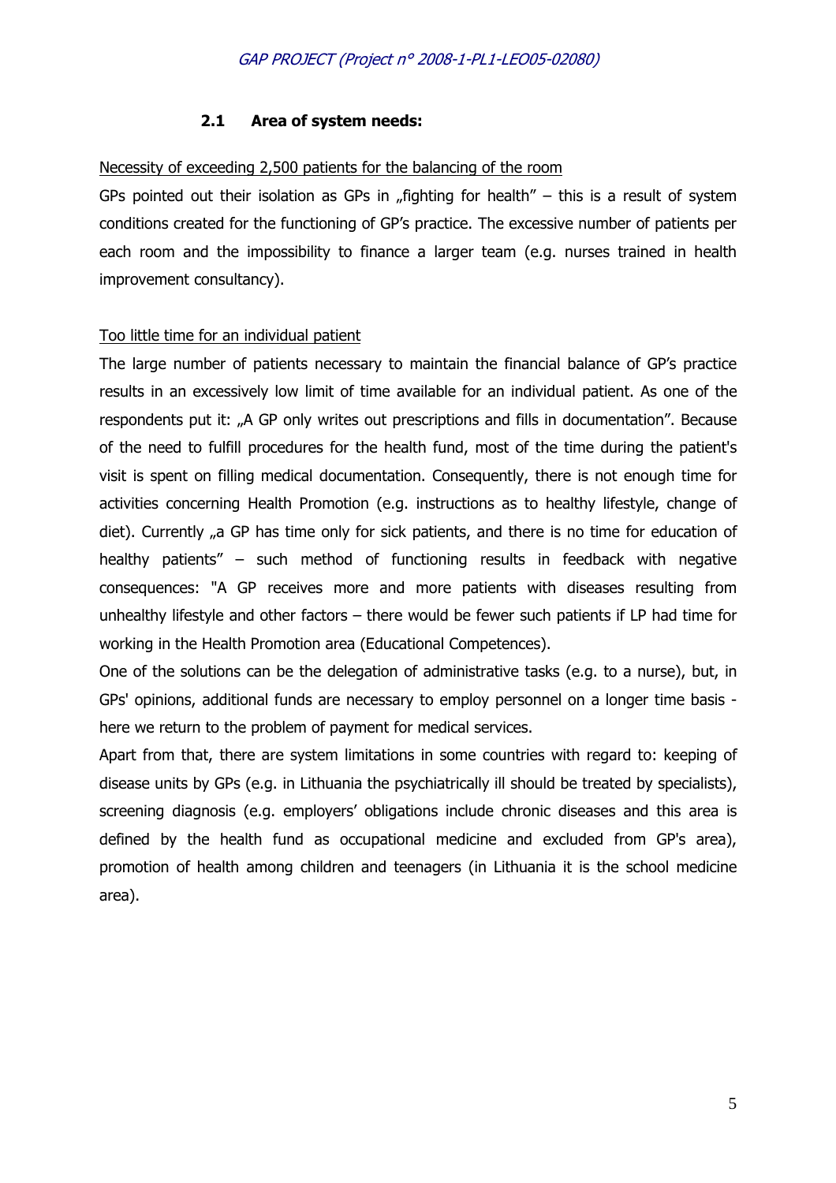### 2.1 Area of system needs:

<u>Necessity of exceeding 2,500 patients for the balancing of the room</u>

GPs pointed out their isolation as GPs in „fighting for health" – this is a result of system conditions created for the functioning of GP's practice. The excessive number of patients per each room and the impossibility to finance a larger team (e.g. nurses trained in health improvement consultancy).

<u>Too little time for an individual patient</u>

The large number of patients necessary to maintain the financial balance of GP's practice results in an excessively low limit of time available for an individual patient. As one of the respondents put it: „A GP only writes out prescriptions and fills in documentation". Because of the need to fulfill procedures for the health fund, most of the time during the patient's visit is spent on filling medical documentation. Consequently, there is not enough time for activities concerning Health Promotion (e.g. instructions as to healthy lifestyle, change of diet). Currently „a GP has time only for sick patients, and there is no time for education of healthy patients" – such method of functioning results in feedback with negative consequences: "A GP receives more and more patients with diseases resulting from unhealthy lifestyle and other factors – there would be fewer such patients if LP had time for working in the Health Promotion area (Educational Competences).

One of the solutions can be the delegation of administrative tasks (e.g. to a nurse), but, in GPs' opinions, additional funds are necessary to employ personnel on a longer time basis - here we return to the problem of payment for medical services.

Apart from that, there are system limitations in some countries with regard to: keeping of disease units by GPs (e.g. in Lithuania the psychiatrically ill should be treated by specialists), screening diagnosis (e.g. employers' obligations include chronic diseases and this area is defined by the health fund as occupational medicine and excluded from GP's area), promotion of health among children and teenagers (in Lithuania it is the school medicine area).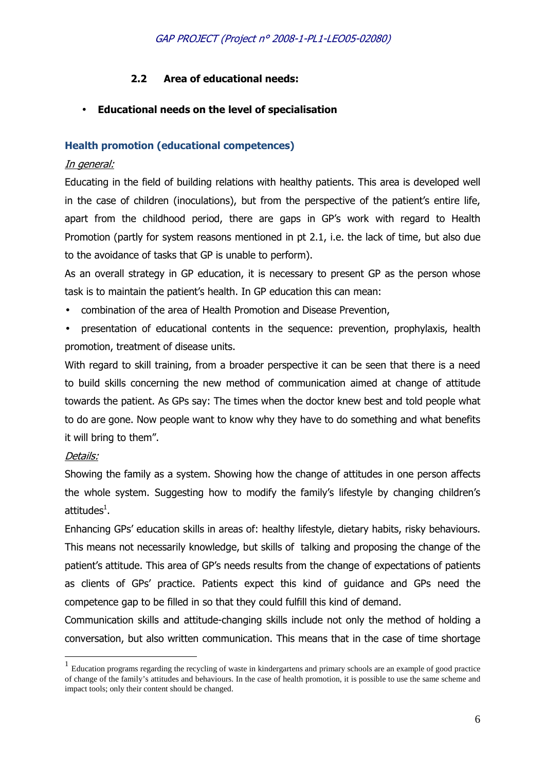### 2.2 Area of educational needs:

- **Educational needs on the level of specialisation**

**Health promotion (educational competences)**

*In general:*

Educating in the field of building relations with healthy patients. This area is developed well in the case of children (inoculations), but from the perspective of the patient's entire life, apart from the childhood period, there are gaps in GP's work with regard to Health Promotion (partly for system reasons mentioned in pt 2.1, i.e. the lack of time, but also due to the avoidance of tasks that GP is unable to perform).

As an overall strategy in GP education, it is necessary to present GP as the person whose task is to maintain the patient's health. In GP education this can mean:

- combination of the area of Health Promotion and Disease Prevention,
- presentation of educational contents in the sequence: prevention, prophylaxis, health promotion, treatment of disease units.

With regard to skill training, from a broader perspective it can be seen that there is a need to build skills concerning the new method of communication aimed at change of attitude towards the patient. As GPs say: The times when the doctor knew best and told people what to do are gone. Now people want to know why they have to do something and what benefits it will bring to them".

*Details:*

Showing the family as a system. Showing how the change of attitudes in one person affects the whole system. Suggesting how to modify the family's lifestyle by changing children's attitudes[1].

Enhancing GPs' education skills in areas of: healthy lifestyle, dietary habits, risky behaviours. This means not necessarily knowledge, but skills of talking and proposing the change of the patient's attitude. This area of GP's needs results from the change of expectations of patients as clients of GPs' practice. Patients expect this kind of guidance and GPs need the competence gap to be filled in so that they could fulfill this kind of demand.

Communication skills and attitude-changing skills include not only the method of holding a conversation, but also written communication. This means that in the case of time shortage

---

[1] Education programs regarding the recycling of waste in kindergartens and primary schools are an example of good practice of change of the family's attitudes and behaviours. In the case of health promotion, it is possible to use the same scheme and impact tools; only their content should be changed.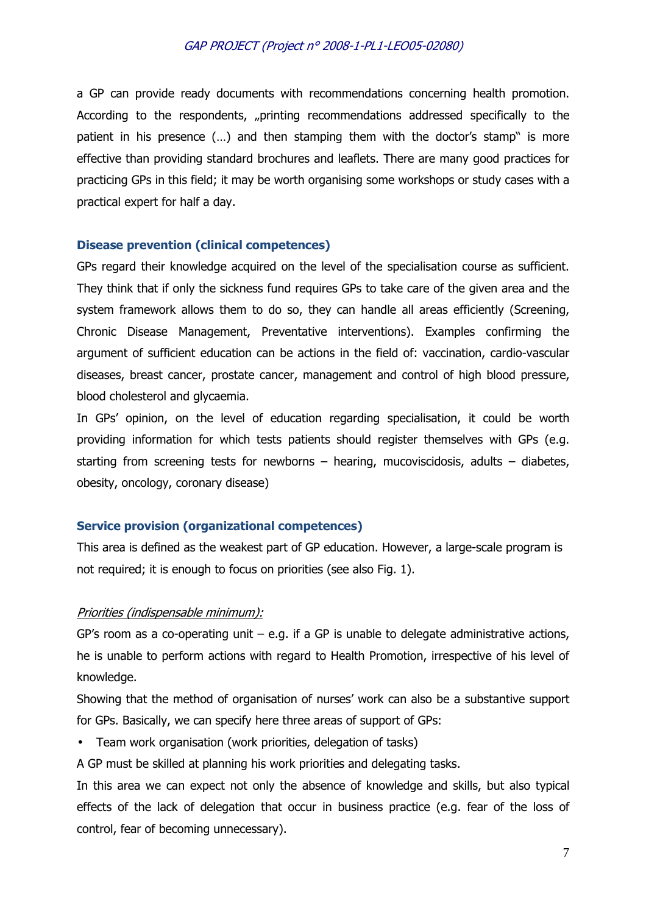a GP can provide ready documents with recommendations concerning health promotion. According to the respondents, „printing recommendations addressed specifically to the patient in his presence (…) and then stamping them with the doctor's stamp" is more effective than providing standard brochures and leaflets. There are many good practices for practicing GPs in this field; it may be worth organising some workshops or study cases with a practical expert for half a day.

### Disease prevention (clinical competences)

GPs regard their knowledge acquired on the level of the specialisation course as sufficient. They think that if only the sickness fund requires GPs to take care of the given area and the system framework allows them to do so, they can handle all areas efficiently (Screening, Chronic Disease Management, Preventative interventions). Examples confirming the argument of sufficient education can be actions in the field of: vaccination, cardio-vascular diseases, breast cancer, prostate cancer, management and control of high blood pressure, blood cholesterol and glycaemia.

In GPs' opinion, on the level of education regarding specialisation, it could be worth providing information for which tests patients should register themselves with GPs (e.g. starting from screening tests for newborns – hearing, mucoviscidosis, adults – diabetes, obesity, oncology, coronary disease)

### Service provision (organizational competences)

This area is defined as the weakest part of GP education. However, a large-scale program is not required; it is enough to focus on priorities (see also Fig. 1).

*Priorities (indispensable minimum):*

GP's room as a co-operating unit – e.g. if a GP is unable to delegate administrative actions, he is unable to perform actions with regard to Health Promotion, irrespective of his level of knowledge.

Showing that the method of organisation of nurses' work can also be a substantive support for GPs. Basically, we can specify here three areas of support of GPs:

- Team work organisation (work priorities, delegation of tasks)

A GP must be skilled at planning his work priorities and delegating tasks.

In this area we can expect not only the absence of knowledge and skills, but also typical effects of the lack of delegation that occur in business practice (e.g. fear of the loss of control, fear of becoming unnecessary).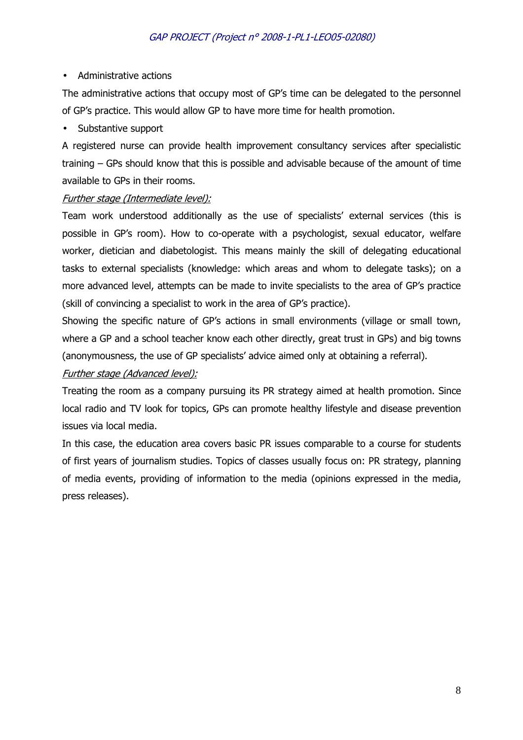- Administrative actions

The administrative actions that occupy most of GP's time can be delegated to the personnel of GP's practice. This would allow GP to have more time for health promotion.

- Substantive support

A registered nurse can provide health improvement consultancy services after specialistic training – GPs should know that this is possible and advisable because of the amount of time available to GPs in their rooms.

*Further stage (Intermediate level):*

Team work understood additionally as the use of specialists' external services (this is possible in GP's room). How to co-operate with a psychologist, sexual educator, welfare worker, dietician and diabetologist. This means mainly the skill of delegating educational tasks to external specialists (knowledge: which areas and whom to delegate tasks); on a more advanced level, attempts can be made to invite specialists to the area of GP's practice (skill of convincing a specialist to work in the area of GP's practice).

Showing the specific nature of GP's actions in small environments (village or small town, where a GP and a school teacher know each other directly, great trust in GPs) and big towns (anonymousness, the use of GP specialists' advice aimed only at obtaining a referral).

*Further stage (Advanced level):*

Treating the room as a company pursuing its PR strategy aimed at health promotion. Since local radio and TV look for topics, GPs can promote healthy lifestyle and disease prevention issues via local media.

In this case, the education area covers basic PR issues comparable to a course for students of first years of journalism studies. Topics of classes usually focus on: PR strategy, planning of media events, providing of information to the media (opinions expressed in the media, press releases).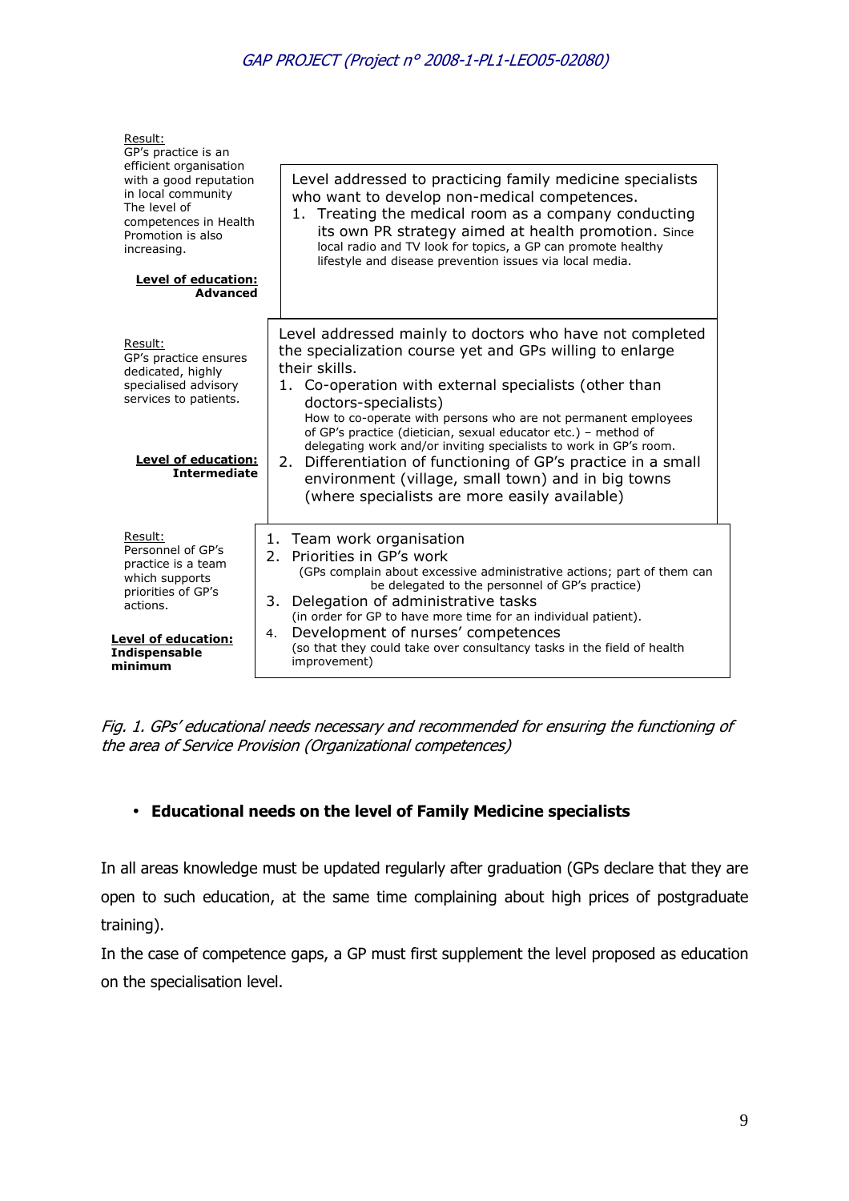Result:
GP's practice is an efficient organisation with a good reputation in local community
The level of competences in Health Promotion is also increasing.

**Level of education:**
**Advanced**

Level addressed to practicing family medicine specialists who want to develop non-medical competences.

1. Treating the medical room as a company conducting its own PR strategy aimed at health promotion. Since local radio and TV look for topics, a GP can promote healthy lifestyle and disease prevention issues via local media.

Result:
GP's practice ensures dedicated, highly specialised advisory services to patients.

**Level of education:**
**Intermediate**

Level addressed mainly to doctors who have not completed the specialization course yet and GPs willing to enlarge their skills.

1. Co-operation with external specialists (other than doctors-specialists)
   How to co-operate with persons who are not permanent employees of GP's practice (dietician, sexual educator etc.) – method of delegating work and/or inviting specialists to work in GP's room.
2. Differentiation of functioning of GP's practice in a small environment (village, small town) and in big towns (where specialists are more easily available)

Result:
Personnel of GP's practice is a team which supports priorities of GP's actions.

**Level of education:**
**Indispensable minimum**

1. Team work organisation
2. Priorities in GP's work
   (GPs complain about excessive administrative actions; part of them can be delegated to the personnel of GP's practice)
3. Delegation of administrative tasks
   (in order for GP to have more time for an individual patient).
4. Development of nurses' competences
   (so that they could take over consultancy tasks in the field of health improvement)

*Fig. 1. GPs' educational needs necessary and recommended for ensuring the functioning of the area of Service Provision (Organizational competences)*

- **Educational needs on the level of Family Medicine specialists**

In all areas knowledge must be updated regularly after graduation (GPs declare that they are open to such education, at the same time complaining about high prices of postgraduate training).

In the case of competence gaps, a GP must first supplement the level proposed as education on the specialisation level.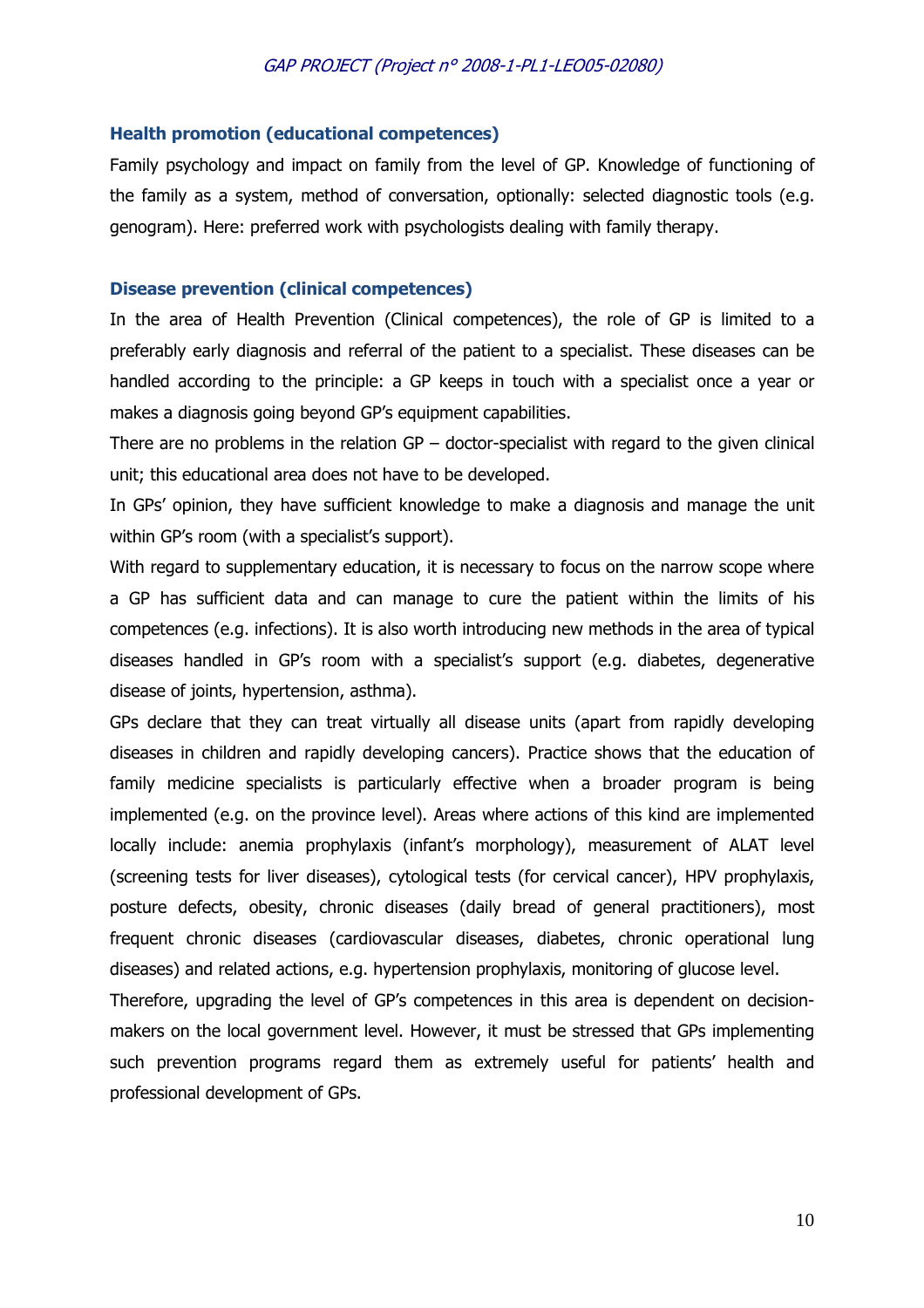### Health promotion (educational competences)

Family psychology and impact on family from the level of GP. Knowledge of functioning of the family as a system, method of conversation, optionally: selected diagnostic tools (e.g. genogram). Here: preferred work with psychologists dealing with family therapy.

### Disease prevention (clinical competences)

In the area of Health Prevention (Clinical competences), the role of GP is limited to a preferably early diagnosis and referral of the patient to a specialist. These diseases can be handled according to the principle: a GP keeps in touch with a specialist once a year or makes a diagnosis going beyond GP's equipment capabilities.

There are no problems in the relation GP – doctor-specialist with regard to the given clinical unit; this educational area does not have to be developed.

In GPs' opinion, they have sufficient knowledge to make a diagnosis and manage the unit within GP's room (with a specialist's support).

With regard to supplementary education, it is necessary to focus on the narrow scope where a GP has sufficient data and can manage to cure the patient within the limits of his competences (e.g. infections). It is also worth introducing new methods in the area of typical diseases handled in GP's room with a specialist's support (e.g. diabetes, degenerative disease of joints, hypertension, asthma).

GPs declare that they can treat virtually all disease units (apart from rapidly developing diseases in children and rapidly developing cancers). Practice shows that the education of family medicine specialists is particularly effective when a broader program is being implemented (e.g. on the province level). Areas where actions of this kind are implemented locally include: anemia prophylaxis (infant's morphology), measurement of ALAT level (screening tests for liver diseases), cytological tests (for cervical cancer), HPV prophylaxis, posture defects, obesity, chronic diseases (daily bread of general practitioners), most frequent chronic diseases (cardiovascular diseases, diabetes, chronic operational lung diseases) and related actions, e.g. hypertension prophylaxis, monitoring of glucose level.

Therefore, upgrading the level of GP's competences in this area is dependent on decision-makers on the local government level. However, it must be stressed that GPs implementing such prevention programs regard them as extremely useful for patients' health and professional development of GPs.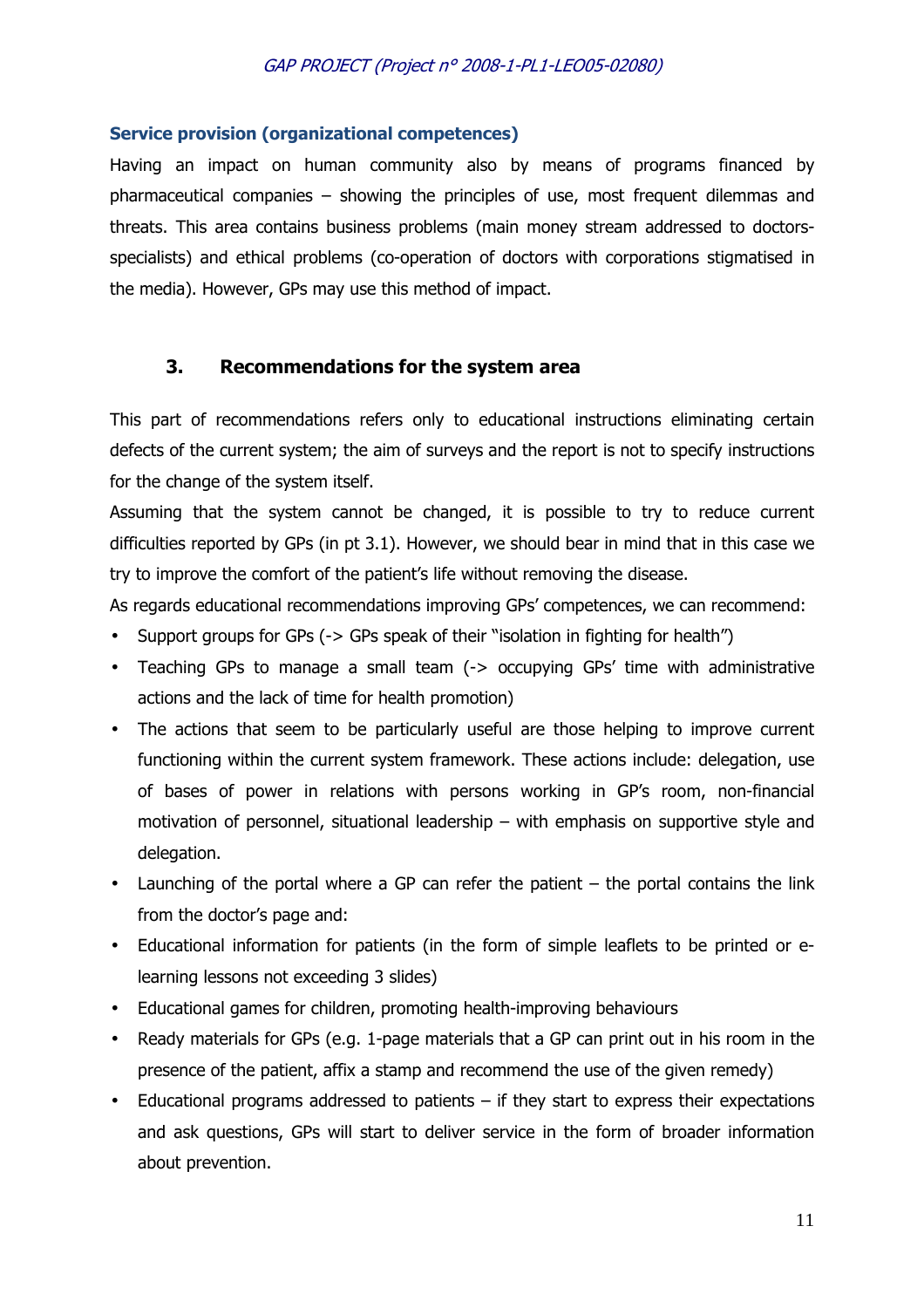### Service provision (organizational competences)

Having an impact on human community also by means of programs financed by pharmaceutical companies – showing the principles of use, most frequent dilemmas and threats. This area contains business problems (main money stream addressed to doctors-specialists) and ethical problems (co-operation of doctors with corporations stigmatised in the media). However, GPs may use this method of impact.

## 3. Recommendations for the system area

This part of recommendations refers only to educational instructions eliminating certain defects of the current system; the aim of surveys and the report is not to specify instructions for the change of the system itself.

Assuming that the system cannot be changed, it is possible to try to reduce current difficulties reported by GPs (in pt 3.1). However, we should bear in mind that in this case we try to improve the comfort of the patient's life without removing the disease.

As regards educational recommendations improving GPs' competences, we can recommend:

- Support groups for GPs (-> GPs speak of their "isolation in fighting for health")
- Teaching GPs to manage a small team (-> occupying GPs' time with administrative actions and the lack of time for health promotion)
- The actions that seem to be particularly useful are those helping to improve current functioning within the current system framework. These actions include: delegation, use of bases of power in relations with persons working in GP's room, non-financial motivation of personnel, situational leadership – with emphasis on supportive style and delegation.
- Launching of the portal where a GP can refer the patient – the portal contains the link from the doctor's page and:
- Educational information for patients (in the form of simple leaflets to be printed or e-learning lessons not exceeding 3 slides)
- Educational games for children, promoting health-improving behaviours
- Ready materials for GPs (e.g. 1-page materials that a GP can print out in his room in the presence of the patient, affix a stamp and recommend the use of the given remedy)
- Educational programs addressed to patients – if they start to express their expectations and ask questions, GPs will start to deliver service in the form of broader information about prevention.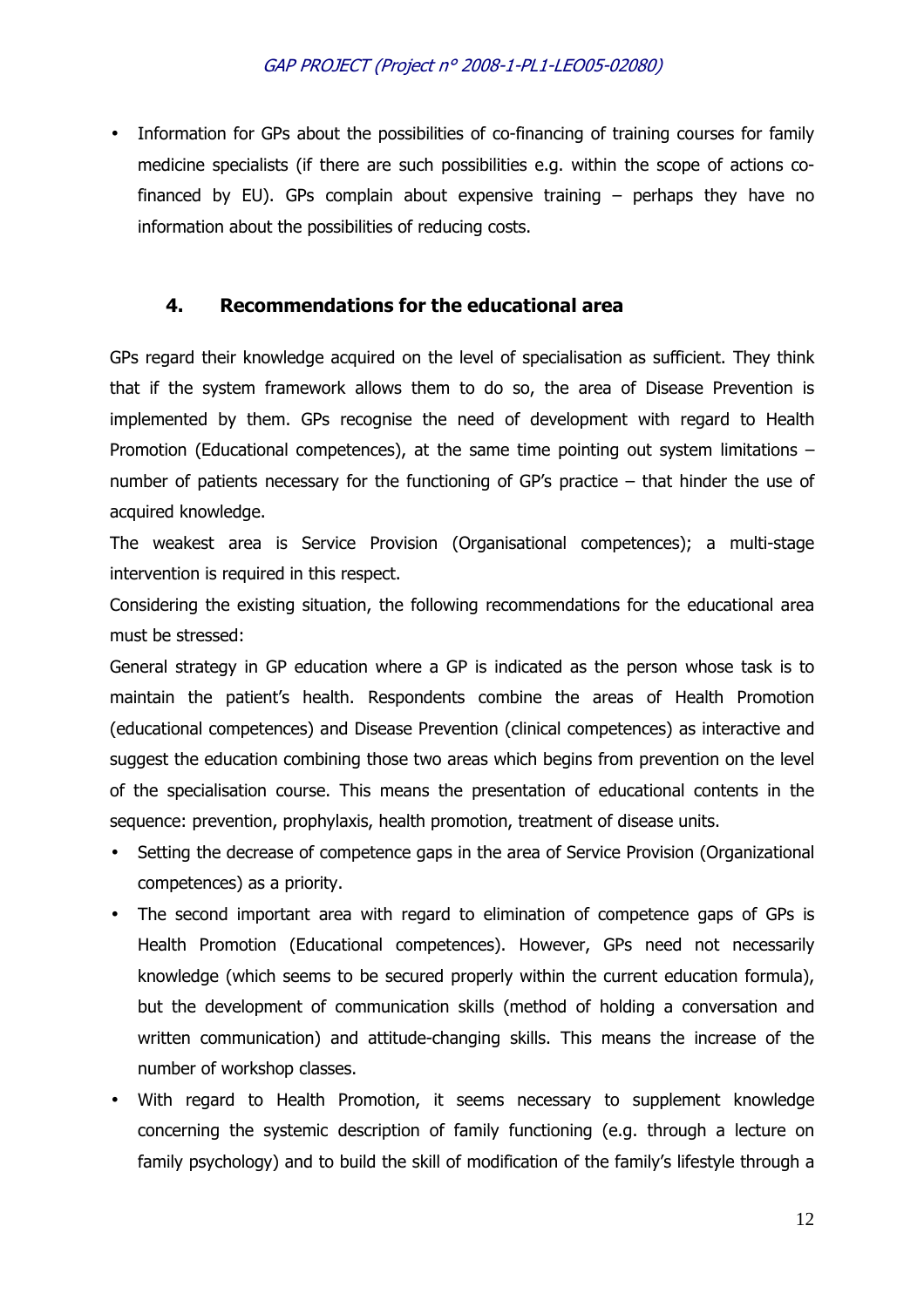- Information for GPs about the possibilities of co-financing of training courses for family medicine specialists (if there are such possibilities e.g. within the scope of actions co-financed by EU). GPs complain about expensive training – perhaps they have no information about the possibilities of reducing costs.

## 4. Recommendations for the educational area

GPs regard their knowledge acquired on the level of specialisation as sufficient. They think that if the system framework allows them to do so, the area of Disease Prevention is implemented by them. GPs recognise the need of development with regard to Health Promotion (Educational competences), at the same time pointing out system limitations – number of patients necessary for the functioning of GP's practice – that hinder the use of acquired knowledge.

The weakest area is Service Provision (Organisational competences); a multi-stage intervention is required in this respect.

Considering the existing situation, the following recommendations for the educational area must be stressed:

General strategy in GP education where a GP is indicated as the person whose task is to maintain the patient's health. Respondents combine the areas of Health Promotion (educational competences) and Disease Prevention (clinical competences) as interactive and suggest the education combining those two areas which begins from prevention on the level of the specialisation course. This means the presentation of educational contents in the sequence: prevention, prophylaxis, health promotion, treatment of disease units.

- Setting the decrease of competence gaps in the area of Service Provision (Organizational competences) as a priority.
- The second important area with regard to elimination of competence gaps of GPs is Health Promotion (Educational competences). However, GPs need not necessarily knowledge (which seems to be secured properly within the current education formula), but the development of communication skills (method of holding a conversation and written communication) and attitude-changing skills. This means the increase of the number of workshop classes.
- With regard to Health Promotion, it seems necessary to supplement knowledge concerning the systemic description of family functioning (e.g. through a lecture on family psychology) and to build the skill of modification of the family's lifestyle through a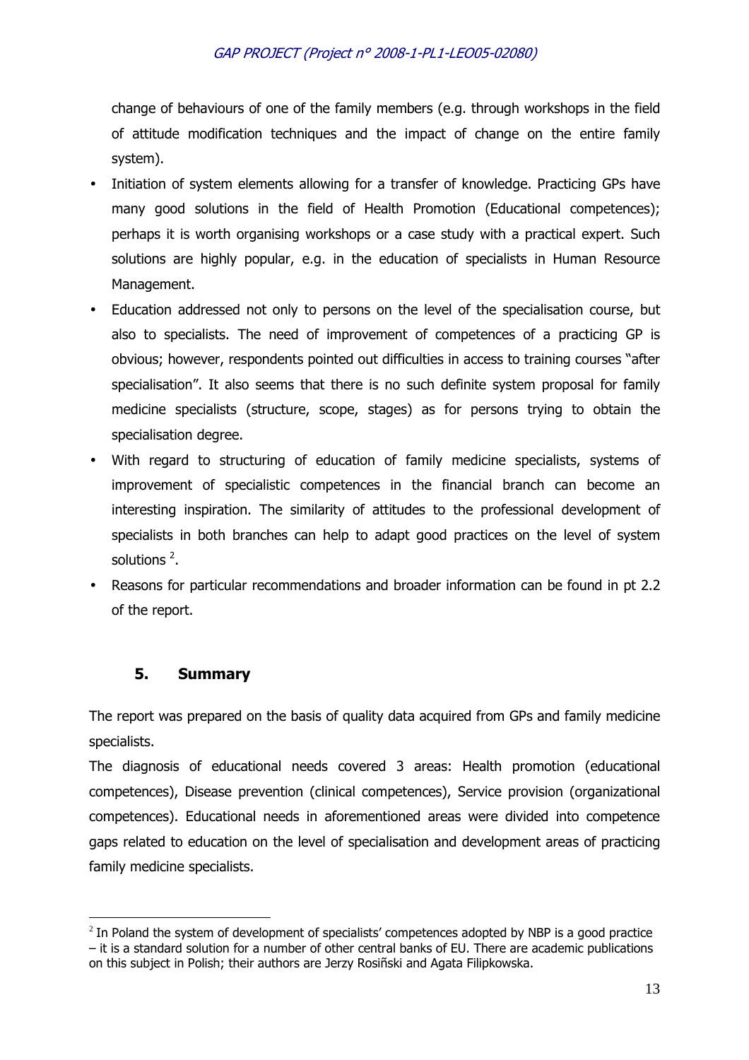change of behaviours of one of the family members (e.g. through workshops in the field of attitude modification techniques and the impact of change on the entire family system).

- Initiation of system elements allowing for a transfer of knowledge. Practicing GPs have many good solutions in the field of Health Promotion (Educational competences); perhaps it is worth organising workshops or a case study with a practical expert. Such solutions are highly popular, e.g. in the education of specialists in Human Resource Management.
- Education addressed not only to persons on the level of the specialisation course, but also to specialists. The need of improvement of competences of a practicing GP is obvious; however, respondents pointed out difficulties in access to training courses "after specialisation". It also seems that there is no such definite system proposal for family medicine specialists (structure, scope, stages) as for persons trying to obtain the specialisation degree.
- With regard to structuring of education of family medicine specialists, systems of improvement of specialistic competences in the financial branch can become an interesting inspiration. The similarity of attitudes to the professional development of specialists in both branches can help to adapt good practices on the level of system solutions [2].
- Reasons for particular recommendations and broader information can be found in pt 2.2 of the report.

## 5. Summary

The report was prepared on the basis of quality data acquired from GPs and family medicine specialists.

The diagnosis of educational needs covered 3 areas: Health promotion (educational competences), Disease prevention (clinical competences), Service provision (organizational competences). Educational needs in aforementioned areas were divided into competence gaps related to education on the level of specialisation and development areas of practicing family medicine specialists.

---

[2] In Poland the system of development of specialists' competences adopted by NBP is a good practice – it is a standard solution for a number of other central banks of EU. There are academic publications on this subject in Polish; their authors are Jerzy Rosiñski and Agata Filipkowska.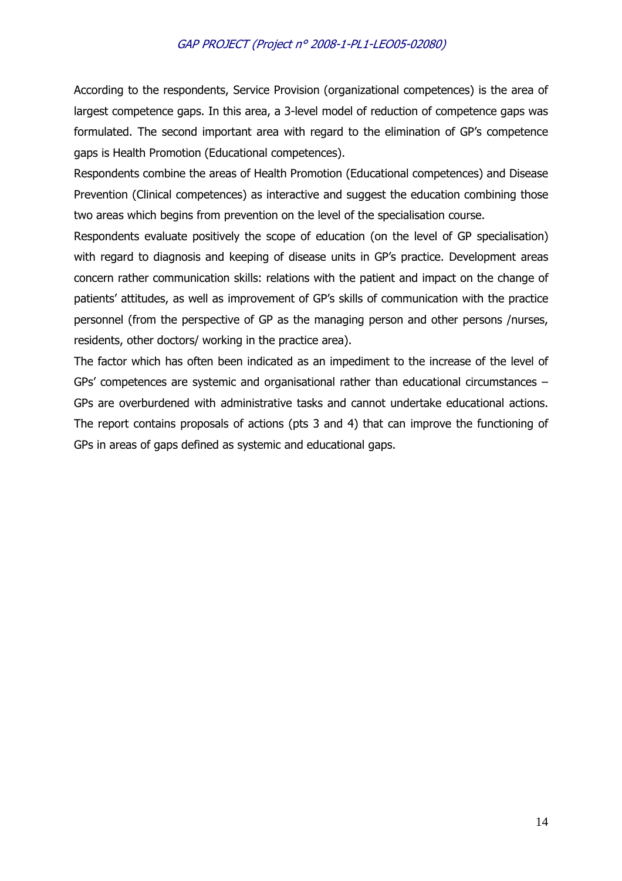According to the respondents, Service Provision (organizational competences) is the area of largest competence gaps. In this area, a 3-level model of reduction of competence gaps was formulated. The second important area with regard to the elimination of GP's competence gaps is Health Promotion (Educational competences).

Respondents combine the areas of Health Promotion (Educational competences) and Disease Prevention (Clinical competences) as interactive and suggest the education combining those two areas which begins from prevention on the level of the specialisation course.

Respondents evaluate positively the scope of education (on the level of GP specialisation) with regard to diagnosis and keeping of disease units in GP's practice. Development areas concern rather communication skills: relations with the patient and impact on the change of patients' attitudes, as well as improvement of GP's skills of communication with the practice personnel (from the perspective of GP as the managing person and other persons /nurses, residents, other doctors/ working in the practice area).

The factor which has often been indicated as an impediment to the increase of the level of GPs' competences are systemic and organisational rather than educational circumstances – GPs are overburdened with administrative tasks and cannot undertake educational actions. The report contains proposals of actions (pts 3 and 4) that can improve the functioning of GPs in areas of gaps defined as systemic and educational gaps.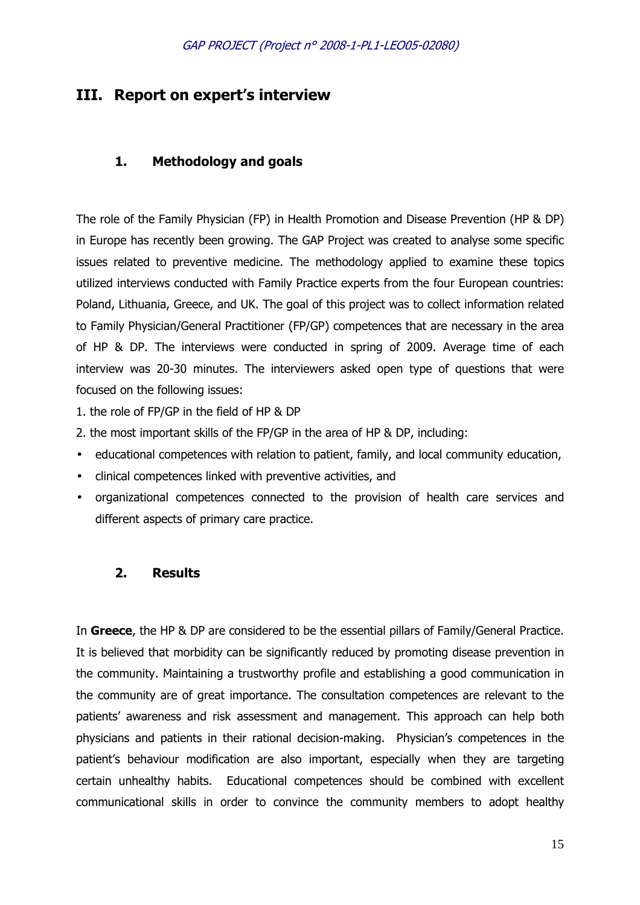# III. Report on expert's interview

## 1. Methodology and goals

The role of the Family Physician (FP) in Health Promotion and Disease Prevention (HP & DP) in Europe has recently been growing. The GAP Project was created to analyse some specific issues related to preventive medicine. The methodology applied to examine these topics utilized interviews conducted with Family Practice experts from the four European countries: Poland, Lithuania, Greece, and UK. The goal of this project was to collect information related to Family Physician/General Practitioner (FP/GP) competences that are necessary in the area of HP & DP. The interviews were conducted in spring of 2009. Average time of each interview was 20-30 minutes. The interviewers asked open type of questions that were focused on the following issues:

1. the role of FP/GP in the field of HP & DP
2. the most important skills of the FP/GP in the area of HP & DP, including:

- educational competences with relation to patient, family, and local community education,
- clinical competences linked with preventive activities, and
- organizational competences connected to the provision of health care services and different aspects of primary care practice.

## 2. Results

In **Greece**, the HP & DP are considered to be the essential pillars of Family/General Practice. It is believed that morbidity can be significantly reduced by promoting disease prevention in the community. Maintaining a trustworthy profile and establishing a good communication in the community are of great importance. The consultation competences are relevant to the patients' awareness and risk assessment and management. This approach can help both physicians and patients in their rational decision-making. Physician's competences in the patient's behaviour modification are also important, especially when they are targeting certain unhealthy habits. Educational competences should be combined with excellent communicational skills in order to convince the community members to adopt healthy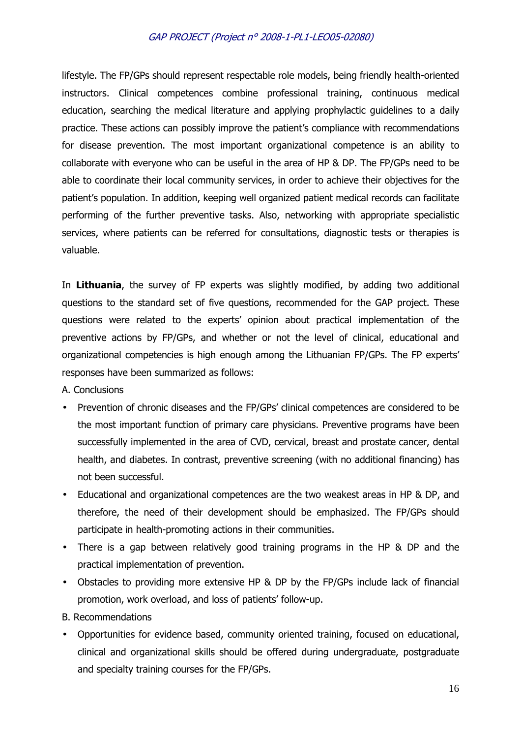lifestyle. The FP/GPs should represent respectable role models, being friendly health-oriented instructors. Clinical competences combine professional training, continuous medical education, searching the medical literature and applying prophylactic guidelines to a daily practice. These actions can possibly improve the patient's compliance with recommendations for disease prevention. The most important organizational competence is an ability to collaborate with everyone who can be useful in the area of HP & DP. The FP/GPs need to be able to coordinate their local community services, in order to achieve their objectives for the patient's population. In addition, keeping well organized patient medical records can facilitate performing of the further preventive tasks. Also, networking with appropriate specialistic services, where patients can be referred for consultations, diagnostic tests or therapies is valuable.

In **Lithuania**, the survey of FP experts was slightly modified, by adding two additional questions to the standard set of five questions, recommended for the GAP project. These questions were related to the experts' opinion about practical implementation of the preventive actions by FP/GPs, and whether or not the level of clinical, educational and organizational competencies is high enough among the Lithuanian FP/GPs. The FP experts' responses have been summarized as follows:

A. Conclusions

- Prevention of chronic diseases and the FP/GPs' clinical competences are considered to be the most important function of primary care physicians. Preventive programs have been successfully implemented in the area of CVD, cervical, breast and prostate cancer, dental health, and diabetes. In contrast, preventive screening (with no additional financing) has not been successful.
- Educational and organizational competences are the two weakest areas in HP & DP, and therefore, the need of their development should be emphasized. The FP/GPs should participate in health-promoting actions in their communities.
- There is a gap between relatively good training programs in the HP & DP and the practical implementation of prevention.
- Obstacles to providing more extensive HP & DP by the FP/GPs include lack of financial promotion, work overload, and loss of patients' follow-up.

B. Recommendations

- Opportunities for evidence based, community oriented training, focused on educational, clinical and organizational skills should be offered during undergraduate, postgraduate and specialty training courses for the FP/GPs.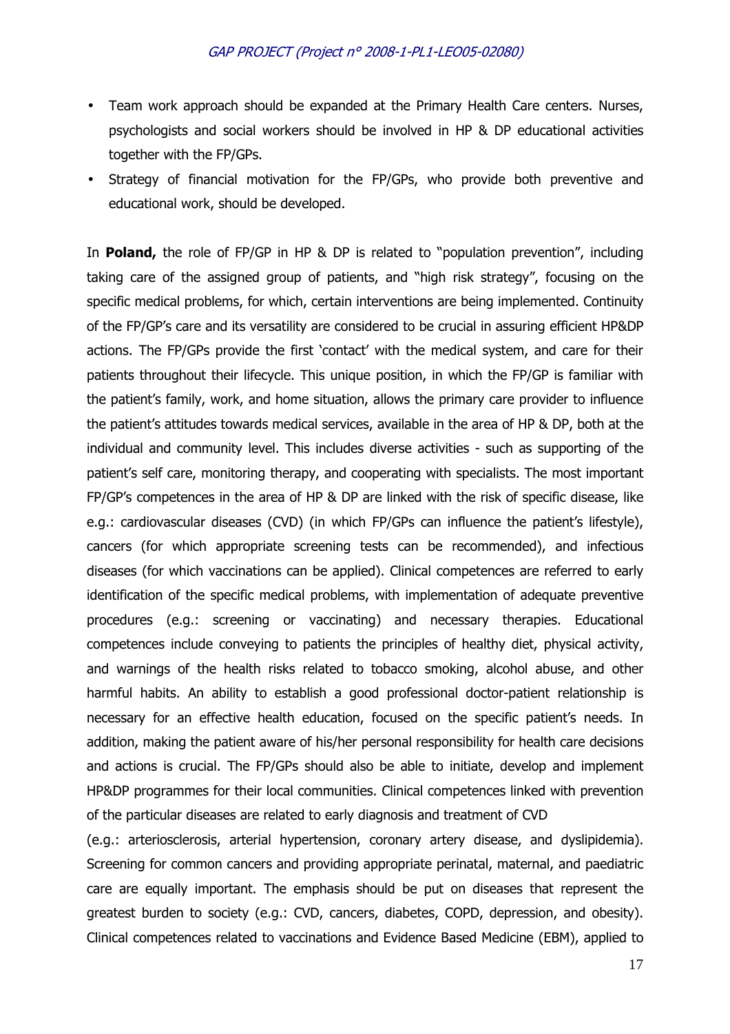- Team work approach should be expanded at the Primary Health Care centers. Nurses, psychologists and social workers should be involved in HP & DP educational activities together with the FP/GPs.
- Strategy of financial motivation for the FP/GPs, who provide both preventive and educational work, should be developed.

In **Poland,** the role of FP/GP in HP & DP is related to "population prevention", including taking care of the assigned group of patients, and "high risk strategy", focusing on the specific medical problems, for which, certain interventions are being implemented. Continuity of the FP/GP's care and its versatility are considered to be crucial in assuring efficient HP&DP actions. The FP/GPs provide the first 'contact' with the medical system, and care for their patients throughout their lifecycle. This unique position, in which the FP/GP is familiar with the patient's family, work, and home situation, allows the primary care provider to influence the patient's attitudes towards medical services, available in the area of HP & DP, both at the individual and community level. This includes diverse activities - such as supporting of the patient's self care, monitoring therapy, and cooperating with specialists. The most important FP/GP's competences in the area of HP & DP are linked with the risk of specific disease, like e.g.: cardiovascular diseases (CVD) (in which FP/GPs can influence the patient's lifestyle), cancers (for which appropriate screening tests can be recommended), and infectious diseases (for which vaccinations can be applied). Clinical competences are referred to early identification of the specific medical problems, with implementation of adequate preventive procedures (e.g.: screening or vaccinating) and necessary therapies. Educational competences include conveying to patients the principles of healthy diet, physical activity, and warnings of the health risks related to tobacco smoking, alcohol abuse, and other harmful habits. An ability to establish a good professional doctor-patient relationship is necessary for an effective health education, focused on the specific patient's needs. In addition, making the patient aware of his/her personal responsibility for health care decisions and actions is crucial. The FP/GPs should also be able to initiate, develop and implement HP&DP programmes for their local communities. Clinical competences linked with prevention of the particular diseases are related to early diagnosis and treatment of CVD

(e.g.: arteriosclerosis, arterial hypertension, coronary artery disease, and dyslipidemia). Screening for common cancers and providing appropriate perinatal, maternal, and paediatric care are equally important. The emphasis should be put on diseases that represent the greatest burden to society (e.g.: CVD, cancers, diabetes, COPD, depression, and obesity). Clinical competences related to vaccinations and Evidence Based Medicine (EBM), applied to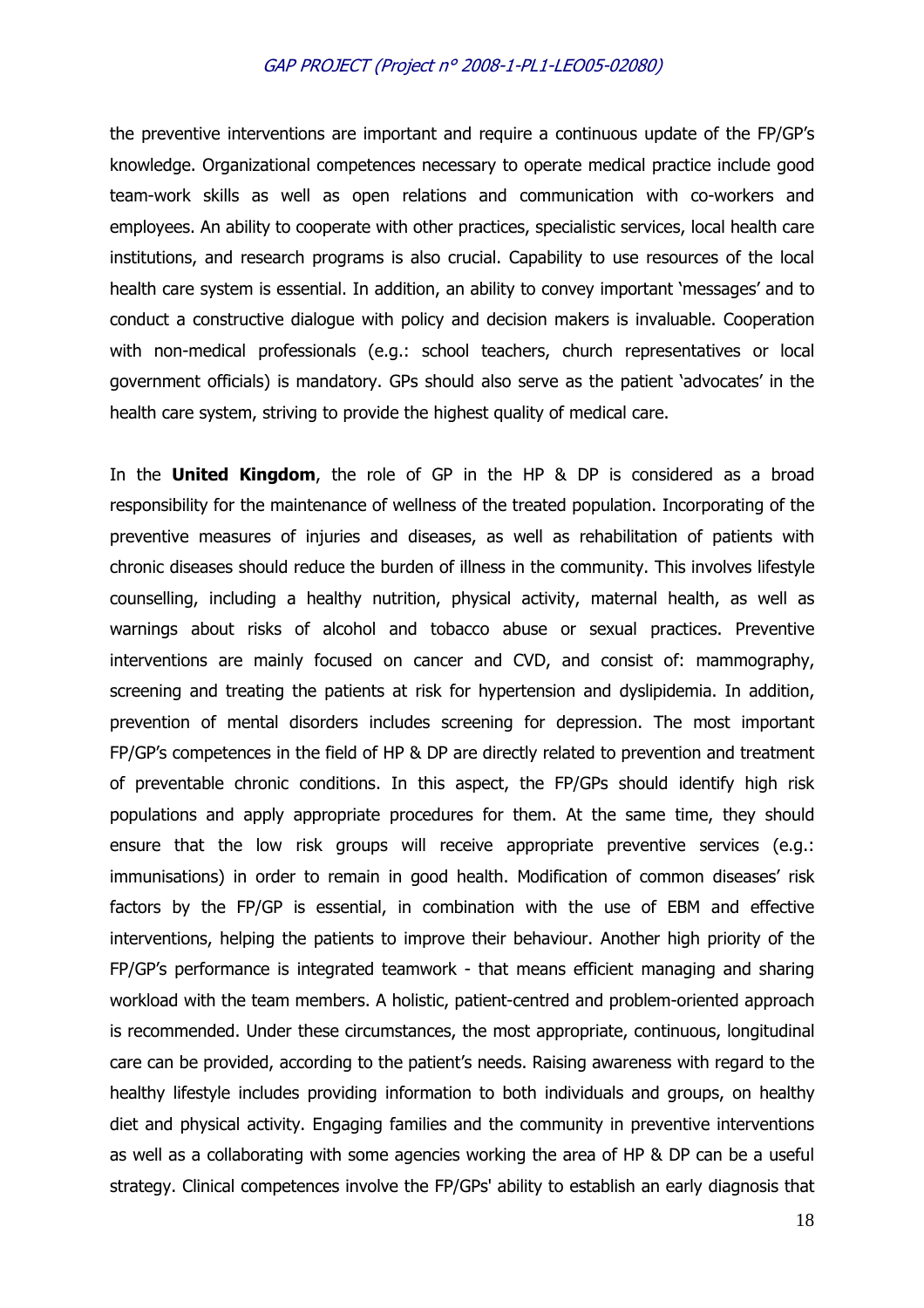the preventive interventions are important and require a continuous update of the FP/GP's knowledge. Organizational competences necessary to operate medical practice include good team-work skills as well as open relations and communication with co-workers and employees. An ability to cooperate with other practices, specialistic services, local health care institutions, and research programs is also crucial. Capability to use resources of the local health care system is essential. In addition, an ability to convey important 'messages' and to conduct a constructive dialogue with policy and decision makers is invaluable. Cooperation with non-medical professionals (e.g.: school teachers, church representatives or local government officials) is mandatory. GPs should also serve as the patient 'advocates' in the health care system, striving to provide the highest quality of medical care.

In the **United Kingdom**, the role of GP in the HP & DP is considered as a broad responsibility for the maintenance of wellness of the treated population. Incorporating of the preventive measures of injuries and diseases, as well as rehabilitation of patients with chronic diseases should reduce the burden of illness in the community. This involves lifestyle counselling, including a healthy nutrition, physical activity, maternal health, as well as warnings about risks of alcohol and tobacco abuse or sexual practices. Preventive interventions are mainly focused on cancer and CVD, and consist of: mammography, screening and treating the patients at risk for hypertension and dyslipidemia. In addition, prevention of mental disorders includes screening for depression. The most important FP/GP's competences in the field of HP & DP are directly related to prevention and treatment of preventable chronic conditions. In this aspect, the FP/GPs should identify high risk populations and apply appropriate procedures for them. At the same time, they should ensure that the low risk groups will receive appropriate preventive services (e.g.: immunisations) in order to remain in good health. Modification of common diseases' risk factors by the FP/GP is essential, in combination with the use of EBM and effective interventions, helping the patients to improve their behaviour. Another high priority of the FP/GP's performance is integrated teamwork - that means efficient managing and sharing workload with the team members. A holistic, patient-centred and problem-oriented approach is recommended. Under these circumstances, the most appropriate, continuous, longitudinal care can be provided, according to the patient's needs. Raising awareness with regard to the healthy lifestyle includes providing information to both individuals and groups, on healthy diet and physical activity. Engaging families and the community in preventive interventions as well as a collaborating with some agencies working the area of HP & DP can be a useful strategy. Clinical competences involve the FP/GPs' ability to establish an early diagnosis that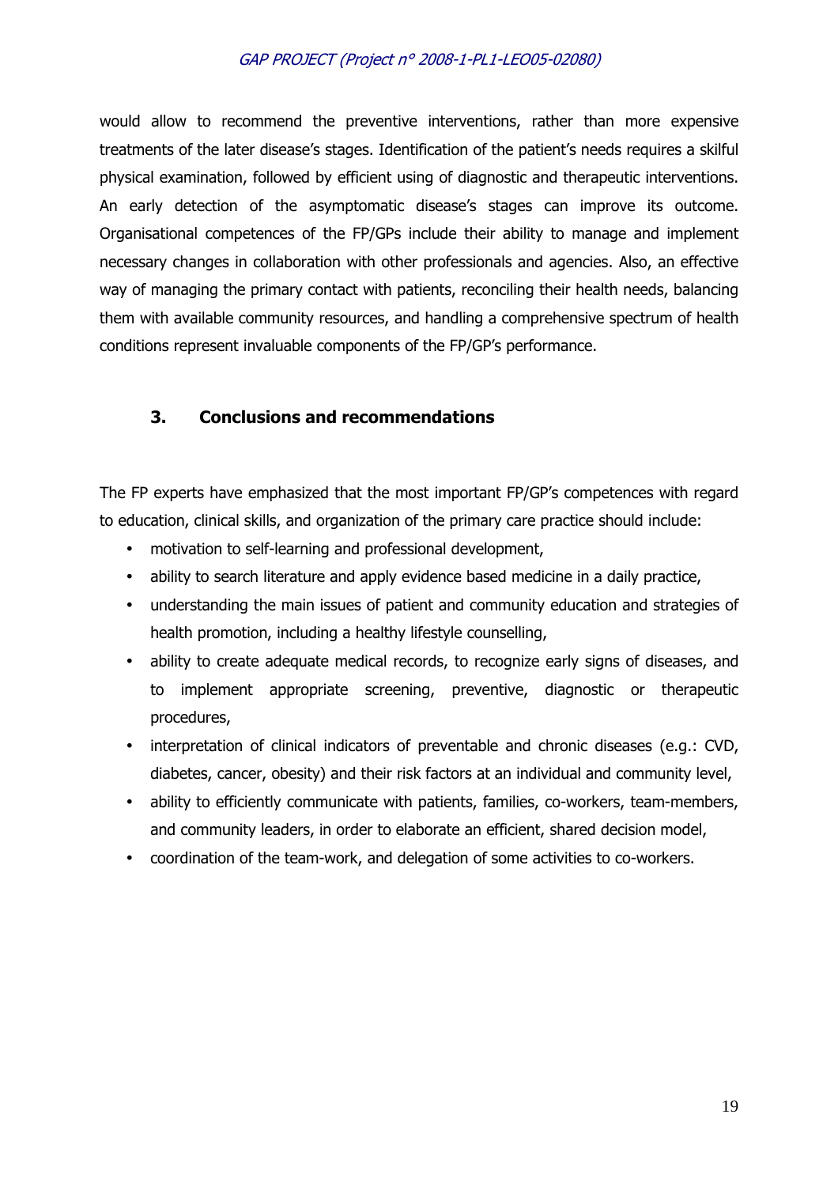would allow to recommend the preventive interventions, rather than more expensive treatments of the later disease's stages. Identification of the patient's needs requires a skilful physical examination, followed by efficient using of diagnostic and therapeutic interventions. An early detection of the asymptomatic disease's stages can improve its outcome. Organisational competences of the FP/GPs include their ability to manage and implement necessary changes in collaboration with other professionals and agencies. Also, an effective way of managing the primary contact with patients, reconciling their health needs, balancing them with available community resources, and handling a comprehensive spectrum of health conditions represent invaluable components of the FP/GP's performance.

## 3. Conclusions and recommendations

The FP experts have emphasized that the most important FP/GP's competences with regard to education, clinical skills, and organization of the primary care practice should include:

- motivation to self-learning and professional development,
- ability to search literature and apply evidence based medicine in a daily practice,
- understanding the main issues of patient and community education and strategies of health promotion, including a healthy lifestyle counselling,
- ability to create adequate medical records, to recognize early signs of diseases, and to implement appropriate screening, preventive, diagnostic or therapeutic procedures,
- interpretation of clinical indicators of preventable and chronic diseases (e.g.: CVD, diabetes, cancer, obesity) and their risk factors at an individual and community level,
- ability to efficiently communicate with patients, families, co-workers, team-members, and community leaders, in order to elaborate an efficient, shared decision model,
- coordination of the team-work, and delegation of some activities to co-workers.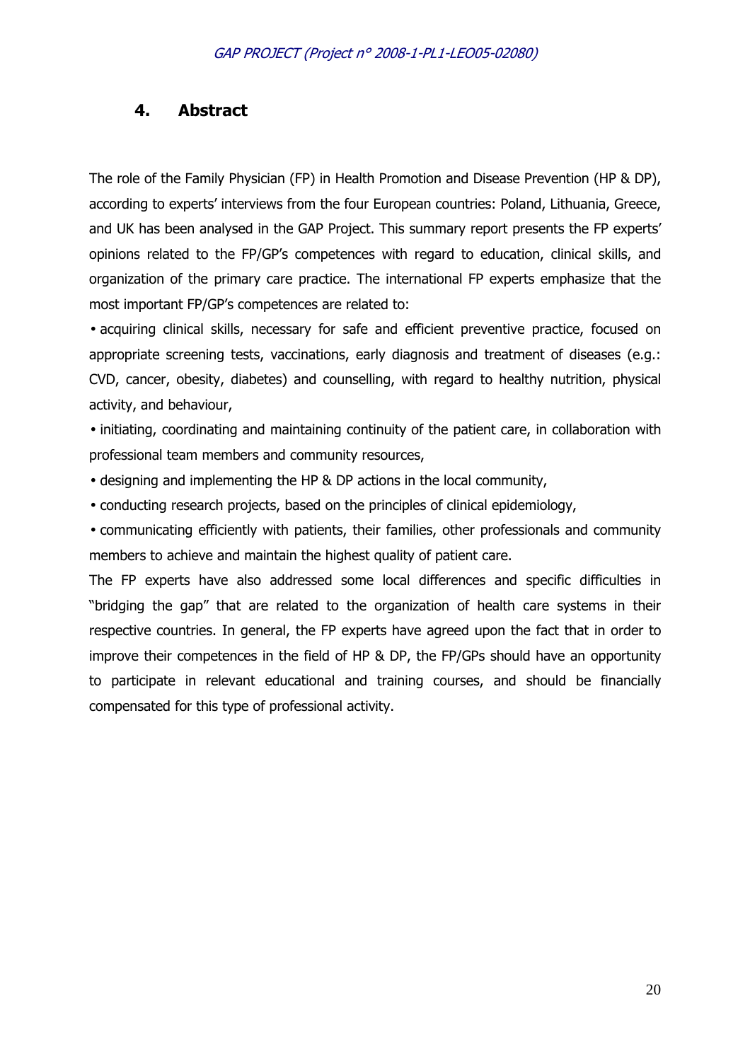## 4. Abstract

The role of the Family Physician (FP) in Health Promotion and Disease Prevention (HP & DP), according to experts' interviews from the four European countries: Poland, Lithuania, Greece, and UK has been analysed in the GAP Project. This summary report presents the FP experts' opinions related to the FP/GP's competences with regard to education, clinical skills, and organization of the primary care practice. The international FP experts emphasize that the most important FP/GP's competences are related to:

- acquiring clinical skills, necessary for safe and efficient preventive practice, focused on appropriate screening tests, vaccinations, early diagnosis and treatment of diseases (e.g.: CVD, cancer, obesity, diabetes) and counselling, with regard to healthy nutrition, physical activity, and behaviour,
- initiating, coordinating and maintaining continuity of the patient care, in collaboration with professional team members and community resources,
- designing and implementing the HP & DP actions in the local community,
- conducting research projects, based on the principles of clinical epidemiology,
- communicating efficiently with patients, their families, other professionals and community members to achieve and maintain the highest quality of patient care.

The FP experts have also addressed some local differences and specific difficulties in "bridging the gap" that are related to the organization of health care systems in their respective countries. In general, the FP experts have agreed upon the fact that in order to improve their competences in the field of HP & DP, the FP/GPs should have an opportunity to participate in relevant educational and training courses, and should be financially compensated for this type of professional activity.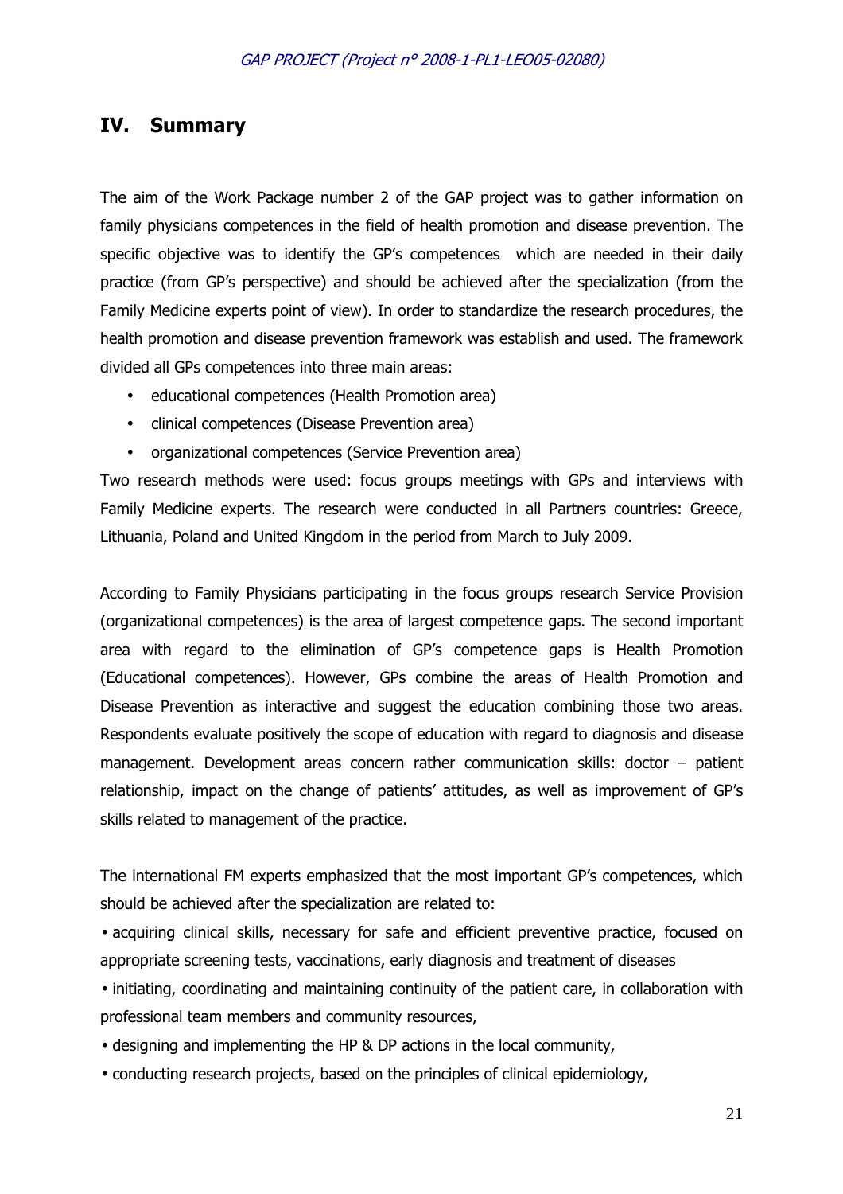## IV. Summary

The aim of the Work Package number 2 of the GAP project was to gather information on family physicians competences in the field of health promotion and disease prevention. The specific objective was to identify the GP's competences which are needed in their daily practice (from GP's perspective) and should be achieved after the specialization (from the Family Medicine experts point of view). In order to standardize the research procedures, the health promotion and disease prevention framework was establish and used. The framework divided all GPs competences into three main areas:

- educational competences (Health Promotion area)
- clinical competences (Disease Prevention area)
- organizational competences (Service Prevention area)

Two research methods were used: focus groups meetings with GPs and interviews with Family Medicine experts. The research were conducted in all Partners countries: Greece, Lithuania, Poland and United Kingdom in the period from March to July 2009.

According to Family Physicians participating in the focus groups research Service Provision (organizational competences) is the area of largest competence gaps. The second important area with regard to the elimination of GP's competence gaps is Health Promotion (Educational competences). However, GPs combine the areas of Health Promotion and Disease Prevention as interactive and suggest the education combining those two areas. Respondents evaluate positively the scope of education with regard to diagnosis and disease management. Development areas concern rather communication skills: doctor – patient relationship, impact on the change of patients' attitudes, as well as improvement of GP's skills related to management of the practice.

The international FM experts emphasized that the most important GP's competences, which should be achieved after the specialization are related to:

- acquiring clinical skills, necessary for safe and efficient preventive practice, focused on appropriate screening tests, vaccinations, early diagnosis and treatment of diseases
- initiating, coordinating and maintaining continuity of the patient care, in collaboration with professional team members and community resources,
- designing and implementing the HP & DP actions in the local community,
- conducting research projects, based on the principles of clinical epidemiology,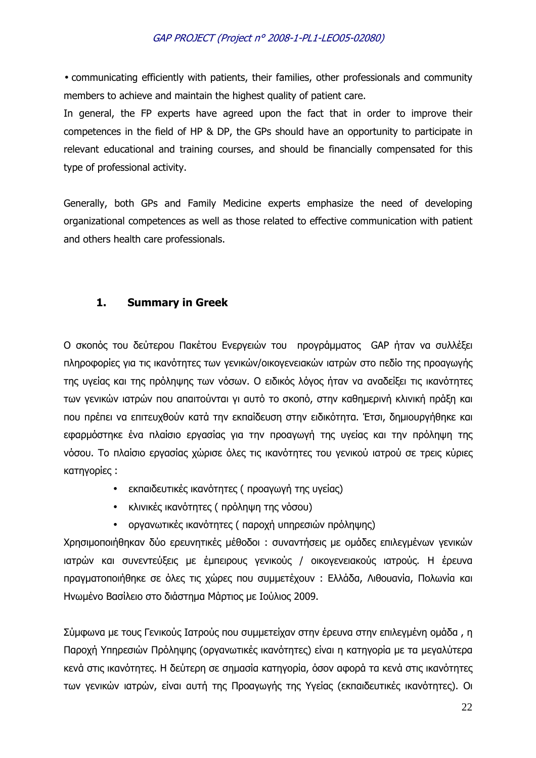- communicating efficiently with patients, their families, other professionals and community members to achieve and maintain the highest quality of patient care.

In general, the FP experts have agreed upon the fact that in order to improve their competences in the field of HP & DP, the GPs should have an opportunity to participate in relevant educational and training courses, and should be financially compensated for this type of professional activity.

Generally, both GPs and Family Medicine experts emphasize the need of developing organizational competences as well as those related to effective communication with patient and others health care professionals.

## 1. Summary in Greek

Ο σκοπός του δεύτερου Πακέτου Ενεργειών του προγράμματος GAP ήταν να συλλέξει πληροφορίες για τις ικανότητες των γενικών/οικογενειακών ιατρών στο πεδίο της προαγωγής της υγείας και της πρόληψης των νόσων. Ο ειδικός λόγος ήταν να αναδείξει τις ικανότητες των γενικών ιατρών που απαιτούνται γι αυτό το σκοπό, στην καθημερινή κλινική πράξη και που πρέπει να επιτευχθούν κατά την εκπαίδευση στην ειδικότητα. Έτσι, δημιουργήθηκε και εφαρμόστηκε ένα πλαίσιο εργασίας για την προαγωγή της υγείας και την πρόληψη της νόσου. Το πλαίσιο εργασίας χώρισε όλες τις ικανότητες του γενικού ιατρού σε τρεις κύριες κατηγορίες :

- εκπαιδευτικές ικανότητες ( προαγωγή της υγείας)
- κλινικές ικανότητες ( πρόληψη της νόσου)
- οργανωτικές ικανότητες ( παροχή υπηρεσιών πρόληψης)

Χρησιμοποιήθηκαν δύο ερευνητικές μέθοδοι : συναντήσεις με ομάδες επιλεγμένων γενικών ιατρών και συνεντεύξεις με έμπειρους γενικούς / οικογενειακούς ιατρούς. Η έρευνα πραγματοποιήθηκε σε όλες τις χώρες που συμμετέχουν : Ελλάδα, Λιθουανία, Πολωνία και Ηνωμένο Βασίλειο στο διάστημα Μάρτιος με Ιούλιος 2009.

Σύμφωνα με τους Γενικούς Ιατρούς που συμμετείχαν στην έρευνα στην επιλεγμένη ομάδα , η Παροχή Υπηρεσιών Πρόληψης (οργανωτικές ικανότητες) είναι η κατηγορία με τα μεγαλύτερα κενά στις ικανότητες. Η δεύτερη σε σημασία κατηγορία, όσον αφορά τα κενά στις ικανότητες των γενικών ιατρών, είναι αυτή της Προαγωγής της Υγείας (εκπαιδευτικές ικανότητες). Οι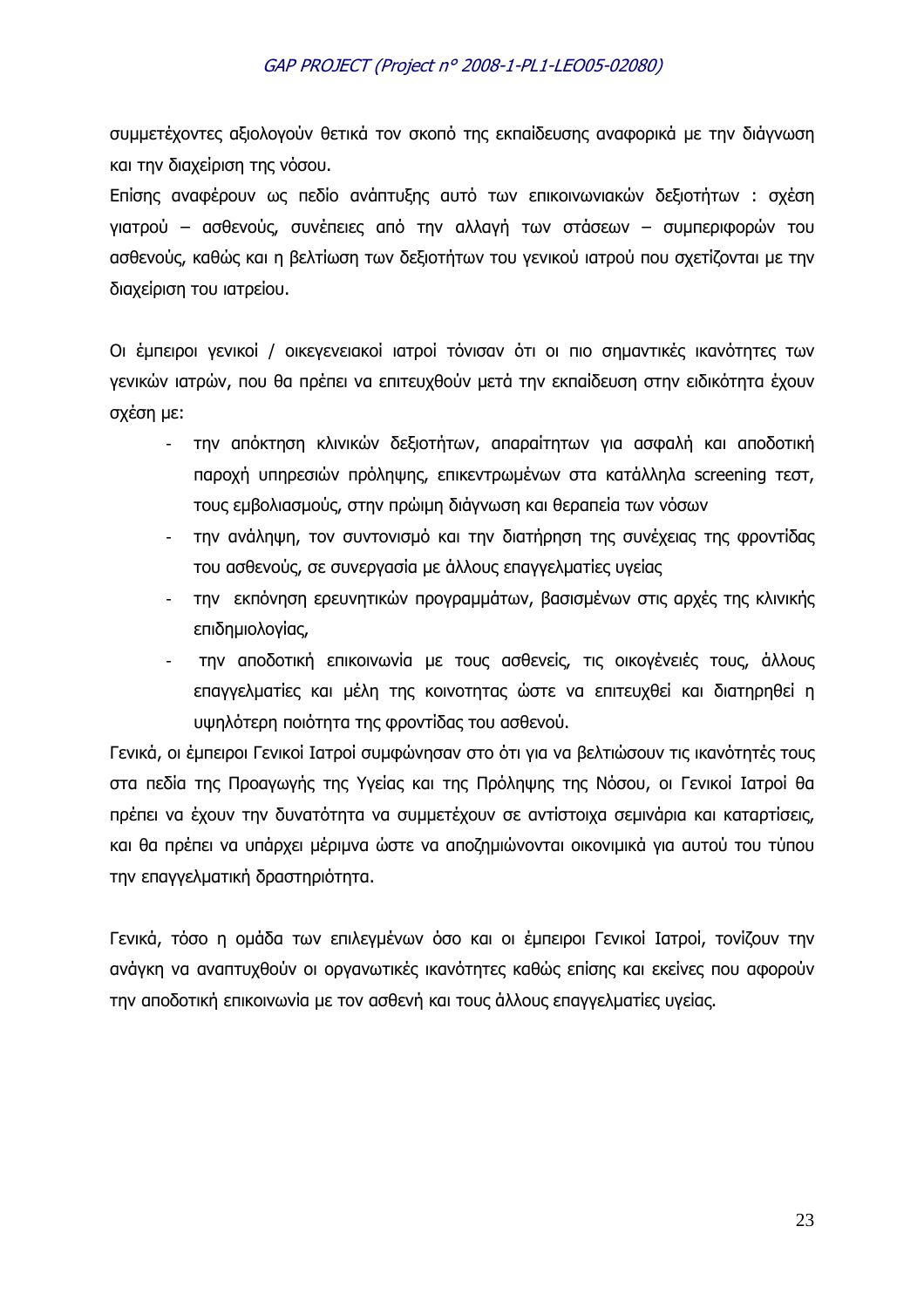συμμετέχοντες αξιολογούν θετικά τον σκοπό της εκπαίδευσης αναφορικά με την διάγνωση και την διαχείριση της νόσου.

Επίσης αναφέρουν ως πεδίο ανάπτυξης αυτό των επικοινωνιακών δεξιοτήτων : σχέση γιατρού – ασθενούς, συνέπειες από την αλλαγή των στάσεων – συμπεριφορών του ασθενούς, καθώς και η βελτίωση των δεξιοτήτων του γενικού ιατρού που σχετίζονται με την διαχείριση του ιατρείου.

Οι έμπειροι γενικοί / οικεγενειακοί ιατροί τόνισαν ότι οι πιο σημαντικές ικανότητες των γενικών ιατρών, που θα πρέπει να επιτευχθούν μετά την εκπαίδευση στην ειδικότητα έχουν σχέση με:

- την απόκτηση κλινικών δεξιοτήτων, απαραίτητων για ασφαλή και αποδοτική παροχή υπηρεσιών πρόληψης, επικεντρωμένων στα κατάλληλα screening τεστ, τους εμβολιασμούς, στην πρώιμη διάγνωση και θεραπεία των νόσων
- την ανάληψη, τον συντονισμό και την διατήρηση της συνέχειας της φροντίδας του ασθενούς, σε συνεργασία με άλλους επαγγελματίες υγείας
- την εκπόνηση ερευνητικών προγραμμάτων, βασισμένων στις αρχές της κλινικής επιδημιολογίας,
- την αποδοτική επικοινωνία με τους ασθενείς, τις οικογένειές τους, άλλους επαγγελματίες και μέλη της κοινοτητας ώστε να επιτευχθεί και διατηρηθεί η υψηλότερη ποιότητα της φροντίδας του ασθενού.

Γενικά, οι έμπειροι Γενικοί Ιατροί συμφώνησαν στο ότι για να βελτιώσουν τις ικανότητές τους στα πεδία της Προαγωγής της Υγείας και της Πρόληψης της Νόσου, οι Γενικοί Ιατροί θα πρέπει να έχουν την δυνατότητα να συμμετέχουν σε αντίστοιχα σεμινάρια και καταρτίσεις, και θα πρέπει να υπάρχει μέριμνα ώστε να αποζημιώνονται οικονιμικά για αυτού του τύπου την επαγγελματική δραστηριότητα.

Γενικά, τόσο η ομάδα των επιλεγμένων όσο και οι έμπειροι Γενικοί Ιατροί, τονίζουν την ανάγκη να αναπτυχθούν οι οργανωτικές ικανότητες καθώς επίσης και εκείνες που αφορούν την αποδοτική επικοινωνία με τον ασθενή και τους άλλους επαγγελματίες υγείας.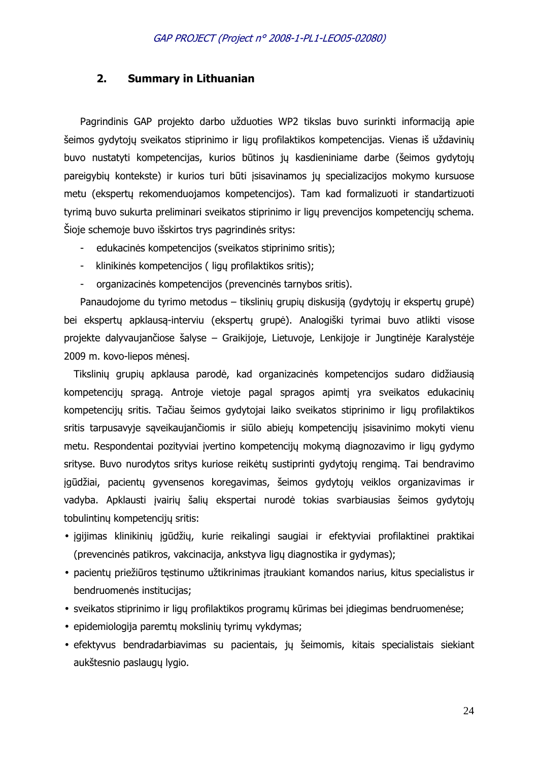## 2. Summary in Lithuanian

Pagrindinis GAP projekto darbo užduoties WP2 tikslas buvo surinkti informaciją apie šeimos gydytojų sveikatos stiprinimo ir ligų profilaktikos kompetencijas. Vienas iš uždavinių buvo nustatyti kompetencijas, kurios būtinos jų kasdieniniame darbe (šeimos gydytojų pareigybių kontekste) ir kurios turi būti įsisavinamos jų specializacijos mokymo kursuose metu (ekspertų rekomenduojamos kompetencijos). Tam kad formalizuoti ir standartizuoti tyrimą buvo sukurta preliminari sveikatos stiprinimo ir ligų prevencijos kompetencijų schema. Šioje schemoje buvo išskirtos trys pagrindinės sritys:

- edukacinės kompetencijos (sveikatos stiprinimo sritis);
- klinikinės kompetencijos ( ligų profilaktikos sritis);
- organizacinės kompetencijos (prevencinės tarnybos sritis).

Panaudojome du tyrimo metodus – tikslinių grupių diskusiją (gydytojų ir ekspertų grupė) bei ekspertų apklausą-interviu (ekspertų grupė). Analogiški tyrimai buvo atlikti visose projekte dalyvaujančiose šalyse – Graikijoje, Lietuvoje, Lenkijoje ir Jungtinėje Karalystėje 2009 m. kovo-liepos mėnesį.

Tikslinių grupių apklausa parodė, kad organizacinės kompetencijos sudaro didžiausią kompetencijų spragą. Antroje vietoje pagal spragos apimtį yra sveikatos edukacinių kompetencijų sritis. Tačiau šeimos gydytojai laiko sveikatos stiprinimo ir ligų profilaktikos sritis tarpusavyje sąveikaujančiomis ir siūlo abiejų kompetencijų įsisavinimo mokyti vienu metu. Respondentai pozityviai įvertino kompetencijų mokymą diagnozavimo ir ligų gydymo srityse. Buvo nurodytos sritys kuriose reikėtų sustiprinti gydytojų rengimą. Tai bendravimo įgūdžiai, pacientų gyvensenos koregavimas, šeimos gydytojų veiklos organizavimas ir vadyba. Apklausti įvairių šalių ekspertai nurodė tokias svarbiausias šeimos gydytojų tobulintinų kompetencijų sritis:

- įgijimas klinikinių įgūdžių, kurie reikalingi saugiai ir efektyviai profilaktinei praktikai (prevencinės patikros, vakcinacija, ankstyva ligų diagnostika ir gydymas);
- pacientų priežiūros tęstinumo užtikrinimas įtraukiant komandos narius, kitus specialistus ir bendruomenės institucijas;
- sveikatos stiprinimo ir ligų profilaktikos programų kūrimas bei įdiegimas bendruomenėse;
- epidemiologija paremtų mokslinių tyrimų vykdymas;
- efektyvus bendradarbiavimas su pacientais, jų šeimomis, kitais specialistais siekiant aukštesnio paslaugų lygio.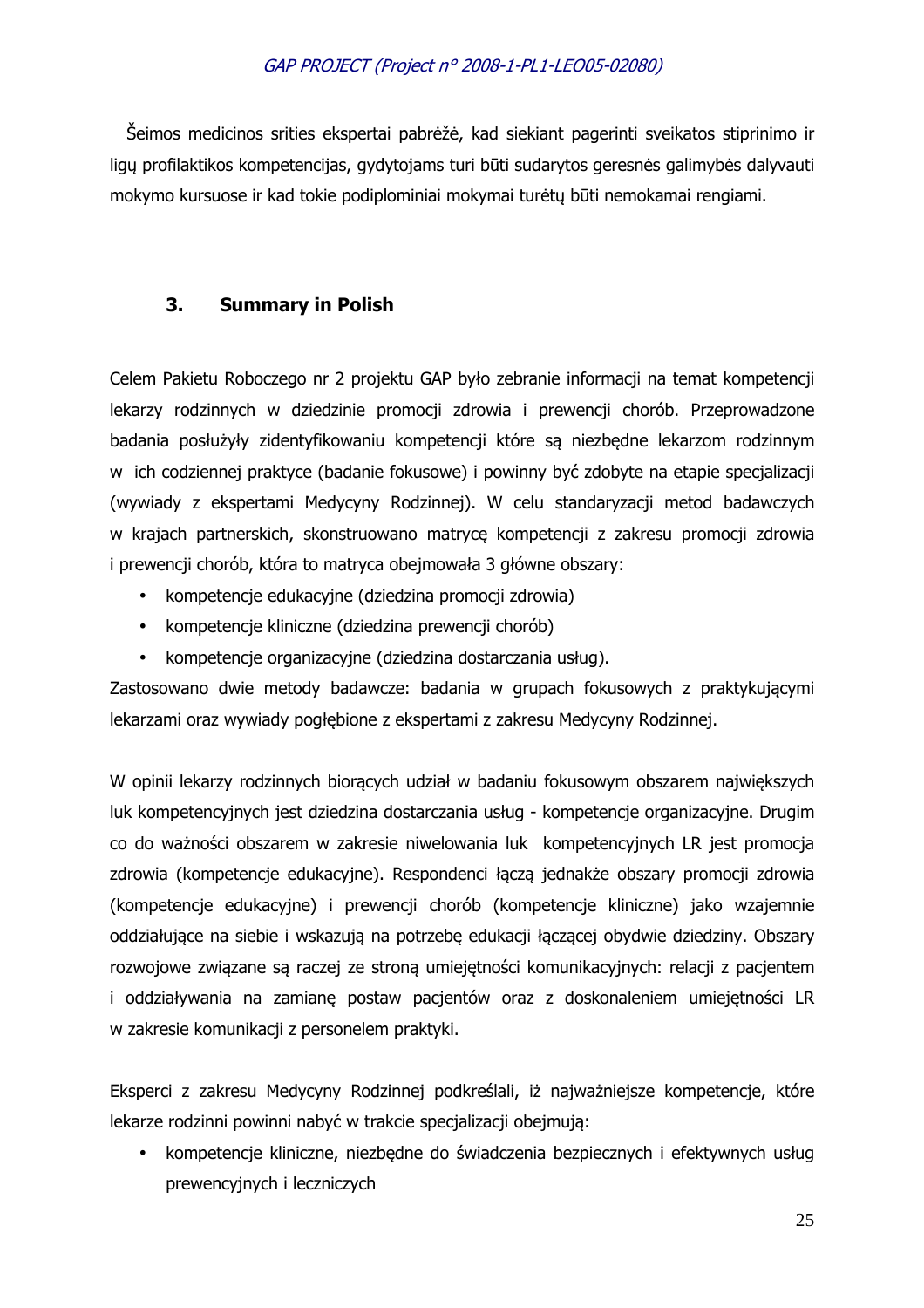Šeimos medicinos srities ekspertai pabrėžė, kad siekiant pagerinti sveikatos stiprinimo ir ligų profilaktikos kompetencijas, gydytojams turi būti sudarytos geresnės galimybės dalyvauti mokymo kursuose ir kad tokie podiplominiai mokymai turėtų būti nemokamai rengiami.

## 3. Summary in Polish

Celem Pakietu Roboczego nr 2 projektu GAP było zebranie informacji na temat kompetencji lekarzy rodzinnych w dziedzinie promocji zdrowia i prewencji chorób. Przeprowadzone badania posłużyły zidentyfikowaniu kompetencji które są niezbędne lekarzom rodzinnym w ich codziennej praktyce (badanie fokusowe) i powinny być zdobyte na etapie specjalizacji (wywiady z ekspertami Medycyny Rodzinnej). W celu standaryzacji metod badawczych w krajach partnerskich, skonstruowano matrycę kompetencji z zakresu promocji zdrowia i prewencji chorób, która to matryca obejmowała 3 główne obszary:

- kompetencje edukacyjne (dziedzina promocji zdrowia)
- kompetencje kliniczne (dziedzina prewencji chorób)
- kompetencje organizacyjne (dziedzina dostarczania usług).

Zastosowano dwie metody badawcze: badania w grupach fokusowych z praktykującymi lekarzami oraz wywiady pogłębione z ekspertami z zakresu Medycyny Rodzinnej.

W opinii lekarzy rodzinnych biorących udział w badaniu fokusowym obszarem największych luk kompetencyjnych jest dziedzina dostarczania usług - kompetencje organizacyjne. Drugim co do ważności obszarem w zakresie niwelowania luk kompetencyjnych LR jest promocja zdrowia (kompetencje edukacyjne). Respondenci łączą jednakże obszary promocji zdrowia (kompetencje edukacyjne) i prewencji chorób (kompetencje kliniczne) jako wzajemnie oddziałujące na siebie i wskazują na potrzebę edukacji łączącej obydwie dziedziny. Obszary rozwojowe związane są raczej ze stroną umiejętności komunikacyjnych: relacji z pacjentem i oddziaływania na zamianę postaw pacjentów oraz z doskonaleniem umiejętności LR w zakresie komunikacji z personelem praktyki.

Eksperci z zakresu Medycyny Rodzinnej podkreślali, iż najważniejsze kompetencje, które lekarze rodzinni powinni nabyć w trakcie specjalizacji obejmują:

- kompetencje kliniczne, niezbędne do świadczenia bezpiecznych i efektywnych usług prewencyjnych i leczniczych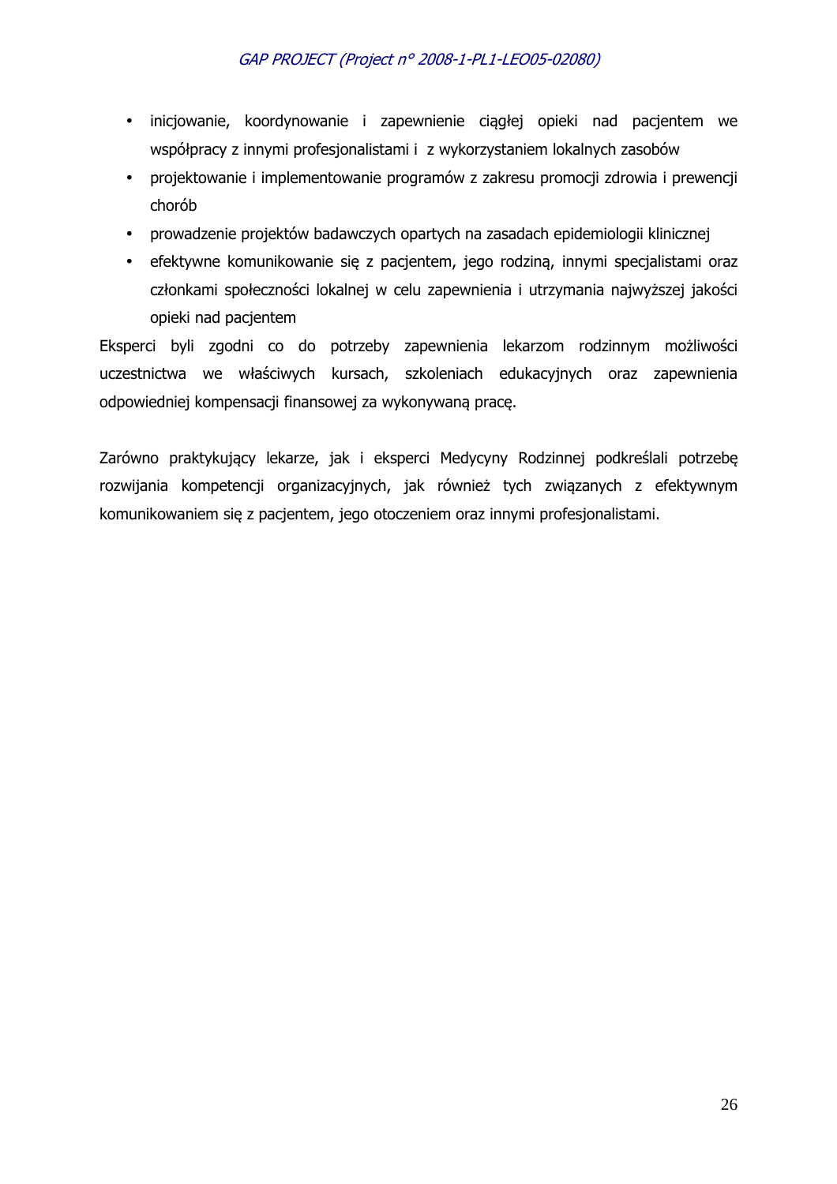- inicjowanie, koordynowanie i zapewnienie ciągłej opieki nad pacjentem we współpracy z innymi profesjonalistami i z wykorzystaniem lokalnych zasobów
- projektowanie i implementowanie programów z zakresu promocji zdrowia i prewencji chorób
- prowadzenie projektów badawczych opartych na zasadach epidemiologii klinicznej
- efektywne komunikowanie się z pacjentem, jego rodziną, innymi specjalistami oraz członkami społeczności lokalnej w celu zapewnienia i utrzymania najwyższej jakości opieki nad pacjentem

Eksperci byli zgodni co do potrzeby zapewnienia lekarzom rodzinnym możliwości uczestnictwa we właściwych kursach, szkoleniach edukacyjnych oraz zapewnienia odpowiedniej kompensacji finansowej za wykonywaną pracę.

Zarówno praktykujący lekarze, jak i eksperci Medycyny Rodzinnej podkreślali potrzebę rozwijania kompetencji organizacyjnych, jak również tych związanych z efektywnym komunikowaniem się z pacjentem, jego otoczeniem oraz innymi profesjonalistami.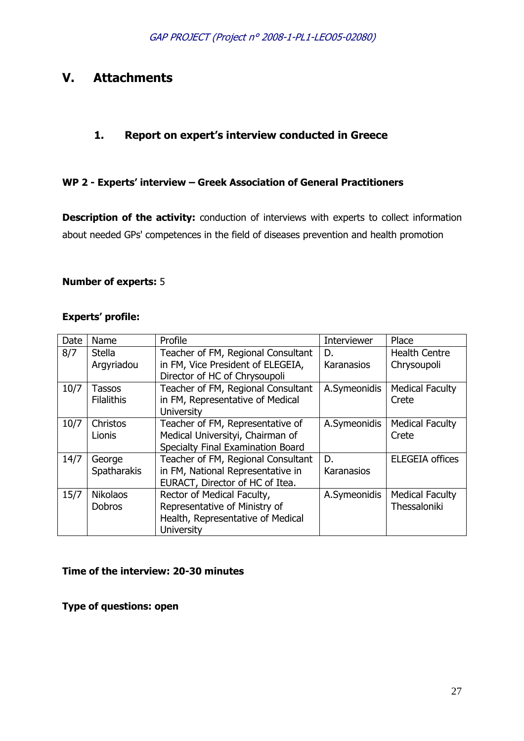# V. Attachments

## 1. Report on expert's interview conducted in Greece

**WP 2 - Experts' interview – Greek Association of General Practitioners**

**Description of the activity:** conduction of interviews with experts to collect information about needed GPs' competences in the field of diseases prevention and health promotion

**Number of experts:** 5

**Experts' profile:**

| Date | Name | Profile | Interviewer | Place |
|---|---|---|---|---|
| 8/7 | Stella Argyriadou | Teacher of FM, Regional Consultant in FM, Vice President of ELEGEIA, Director of HC of Chrysoupoli | D. Karanasios | Health Centre Chrysoupoli |
| 10/7 | Tassos Filalithis | Teacher of FM, Regional Consultant in FM, Representative of Medical University | A.Symeonidis | Medical Faculty Crete |
| 10/7 | Christos Lionis | Teacher of FM, Representative of Medical Universityi, Chairman of Specialty Final Examination Board | A.Symeonidis | Medical Faculty Crete |
| 14/7 | George Spatharakis | Teacher of FM, Regional Consultant in FM, National Representative in EURACT, Director of HC of Itea. | D. Karanasios | ELEGEIA offices |
| 15/7 | Nikolaos Dobros | Rector of Medical Faculty, Representative of Ministry of Health, Representative of Medical University | A.Symeonidis | Medical Faculty Thessaloniki |

**Time of the interview: 20-30 minutes**

**Type of questions: open**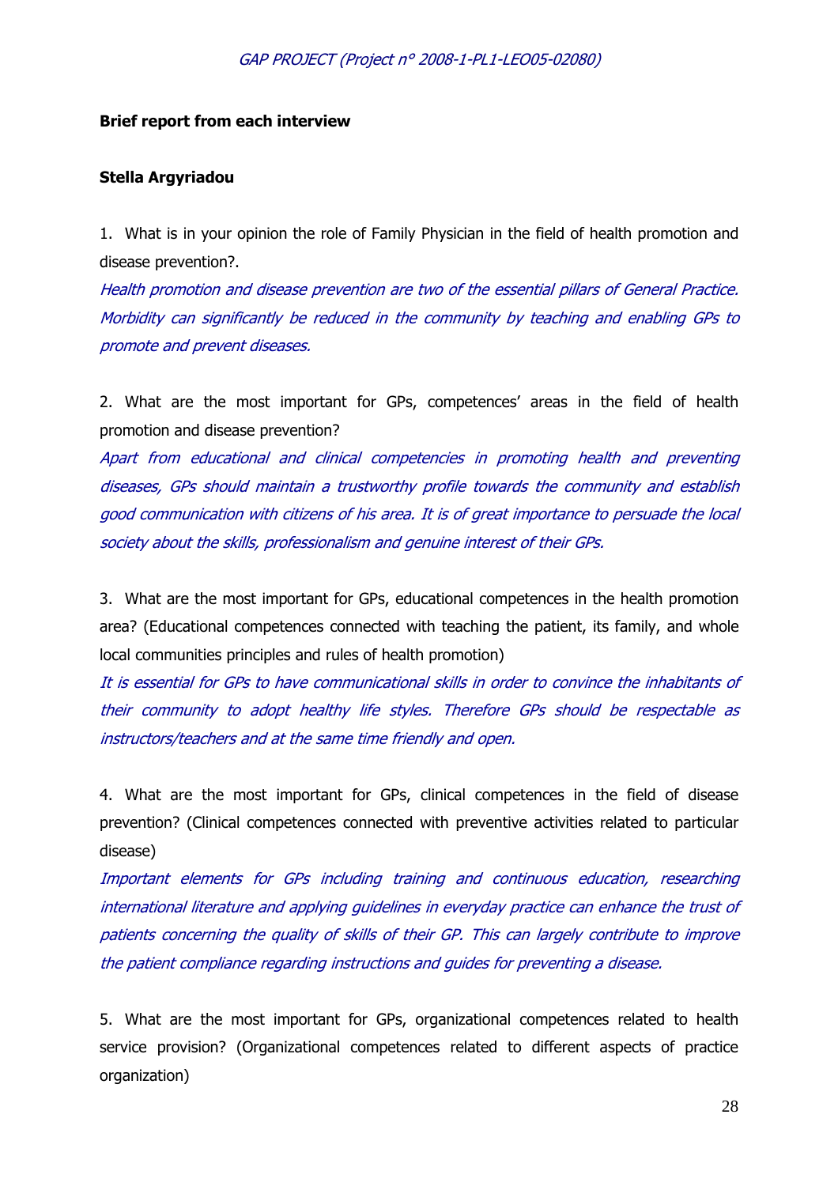**Brief report from each interview**

**Stella Argyriadou**

1. What is in your opinion the role of Family Physician in the field of health promotion and disease prevention?.

*Health promotion and disease prevention are two of the essential pillars of General Practice. Morbidity can significantly be reduced in the community by teaching and enabling GPs to promote and prevent diseases.*

2. What are the most important for GPs, competences' areas in the field of health promotion and disease prevention?

*Apart from educational and clinical competencies in promoting health and preventing diseases, GPs should maintain a trustworthy profile towards the community and establish good communication with citizens of his area. It is of great importance to persuade the local society about the skills, professionalism and genuine interest of their GPs.*

3. What are the most important for GPs, educational competences in the health promotion area? (Educational competences connected with teaching the patient, its family, and whole local communities principles and rules of health promotion)

*It is essential for GPs to have communicational skills in order to convince the inhabitants of their community to adopt healthy life styles. Therefore GPs should be respectable as instructors/teachers and at the same time friendly and open.*

4. What are the most important for GPs, clinical competences in the field of disease prevention? (Clinical competences connected with preventive activities related to particular disease)

*Important elements for GPs including training and continuous education, researching international literature and applying guidelines in everyday practice can enhance the trust of patients concerning the quality of skills of their GP. This can largely contribute to improve the patient compliance regarding instructions and guides for preventing a disease.*

5. What are the most important for GPs, organizational competences related to health service provision? (Organizational competences related to different aspects of practice organization)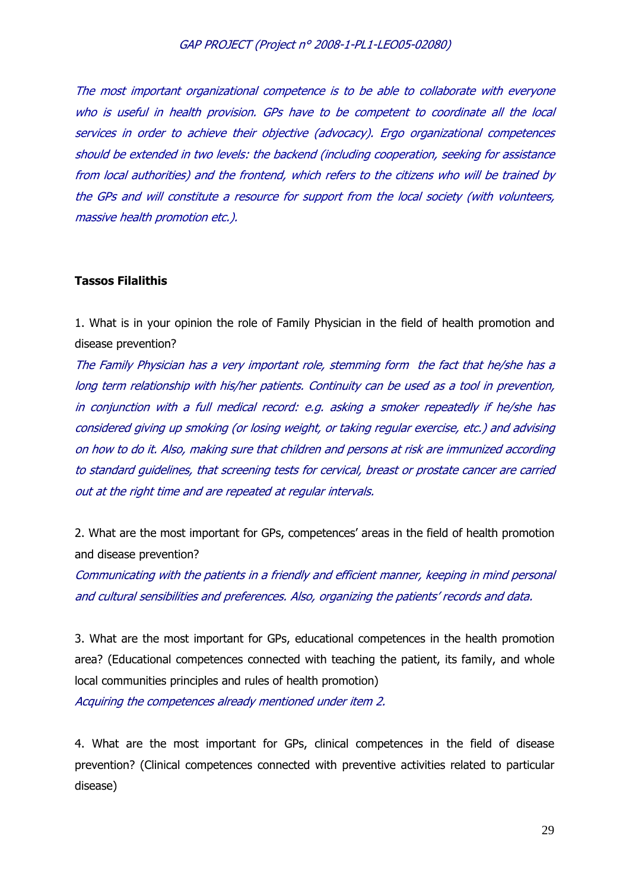*The most important organizational competence is to be able to collaborate with everyone who is useful in health provision. GPs have to be competent to coordinate all the local services in order to achieve their objective (advocacy). Ergo organizational competences should be extended in two levels: the backend (including cooperation, seeking for assistance from local authorities) and the frontend, which refers to the citizens who will be trained by the GPs and will constitute a resource for support from the local society (with volunteers, massive health promotion etc.).*

**Tassos Filalithis**

1. What is in your opinion the role of Family Physician in the field of health promotion and disease prevention?

*The Family Physician has a very important role, stemming form the fact that he/she has a long term relationship with his/her patients. Continuity can be used as a tool in prevention, in conjunction with a full medical record: e.g. asking a smoker repeatedly if he/she has considered giving up smoking (or losing weight, or taking regular exercise, etc.) and advising on how to do it. Also, making sure that children and persons at risk are immunized according to standard guidelines, that screening tests for cervical, breast or prostate cancer are carried out at the right time and are repeated at regular intervals.*

2. What are the most important for GPs, competences' areas in the field of health promotion and disease prevention?

*Communicating with the patients in a friendly and efficient manner, keeping in mind personal and cultural sensibilities and preferences. Also, organizing the patients' records and data.*

3. What are the most important for GPs, educational competences in the health promotion area? (Educational competences connected with teaching the patient, its family, and whole local communities principles and rules of health promotion)

*Acquiring the competences already mentioned under item 2.*

4. What are the most important for GPs, clinical competences in the field of disease prevention? (Clinical competences connected with preventive activities related to particular disease)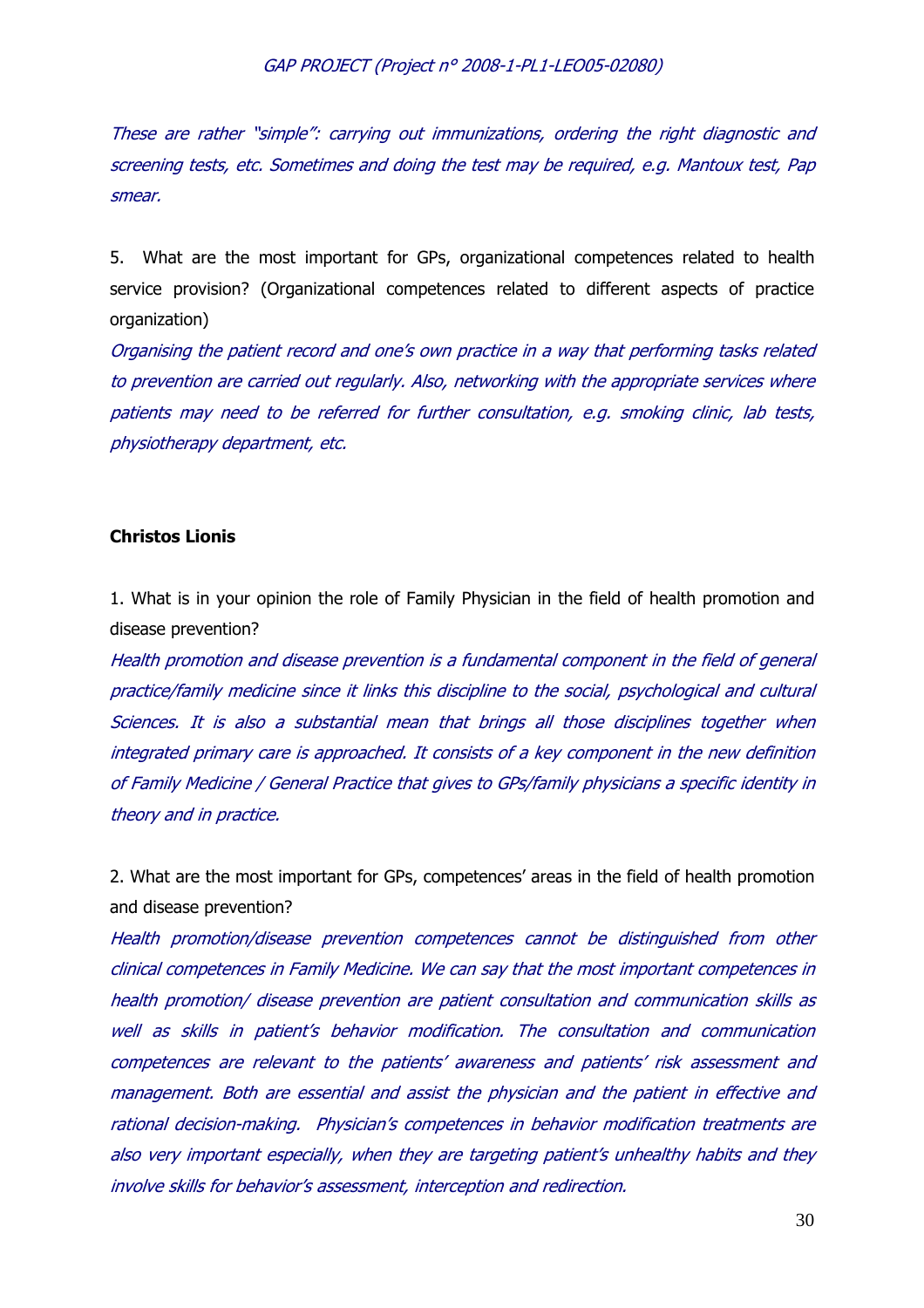*These are rather "simple": carrying out immunizations, ordering the right diagnostic and screening tests, etc. Sometimes and doing the test may be required, e.g. Mantoux test, Pap smear.*

5. What are the most important for GPs, organizational competences related to health service provision? (Organizational competences related to different aspects of practice organization)

*Organising the patient record and one's own practice in a way that performing tasks related to prevention are carried out regularly. Also, networking with the appropriate services where patients may need to be referred for further consultation, e.g. smoking clinic, lab tests, physiotherapy department, etc.*

**Christos Lionis**

1. What is in your opinion the role of Family Physician in the field of health promotion and disease prevention?

*Health promotion and disease prevention is a fundamental component in the field of general practice/family medicine since it links this discipline to the social, psychological and cultural Sciences. It is also a substantial mean that brings all those disciplines together when integrated primary care is approached. It consists of a key component in the new definition of Family Medicine / General Practice that gives to GPs/family physicians a specific identity in theory and in practice.*

2. What are the most important for GPs, competences' areas in the field of health promotion and disease prevention?

*Health promotion/disease prevention competences cannot be distinguished from other clinical competences in Family Medicine. We can say that the most important competences in health promotion/ disease prevention are patient consultation and communication skills as well as skills in patient's behavior modification. The consultation and communication competences are relevant to the patients' awareness and patients' risk assessment and management. Both are essential and assist the physician and the patient in effective and rational decision-making. Physician's competences in behavior modification treatments are also very important especially, when they are targeting patient's unhealthy habits and they involve skills for behavior's assessment, interception and redirection.*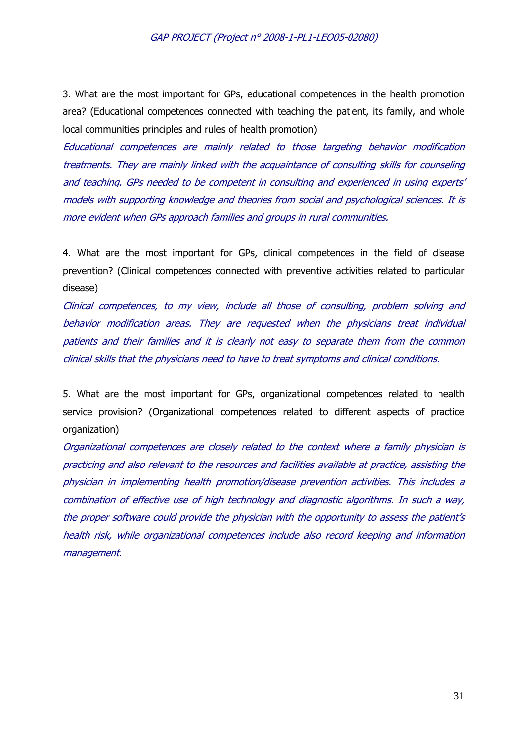3. What are the most important for GPs, educational competences in the health promotion area? (Educational competences connected with teaching the patient, its family, and whole local communities principles and rules of health promotion)

*Educational competences are mainly related to those targeting behavior modification treatments. They are mainly linked with the acquaintance of consulting skills for counseling and teaching. GPs needed to be competent in consulting and experienced in using experts' models with supporting knowledge and theories from social and psychological sciences. It is more evident when GPs approach families and groups in rural communities.*

4. What are the most important for GPs, clinical competences in the field of disease prevention? (Clinical competences connected with preventive activities related to particular disease)

*Clinical competences, to my view, include all those of consulting, problem solving and behavior modification areas. They are requested when the physicians treat individual patients and their families and it is clearly not easy to separate them from the common clinical skills that the physicians need to have to treat symptoms and clinical conditions.*

5. What are the most important for GPs, organizational competences related to health service provision? (Organizational competences related to different aspects of practice organization)

*Organizational competences are closely related to the context where a family physician is practicing and also relevant to the resources and facilities available at practice, assisting the physician in implementing health promotion/disease prevention activities. This includes a combination of effective use of high technology and diagnostic algorithms. In such a way, the proper software could provide the physician with the opportunity to assess the patient's health risk, while organizational competences include also record keeping and information management.*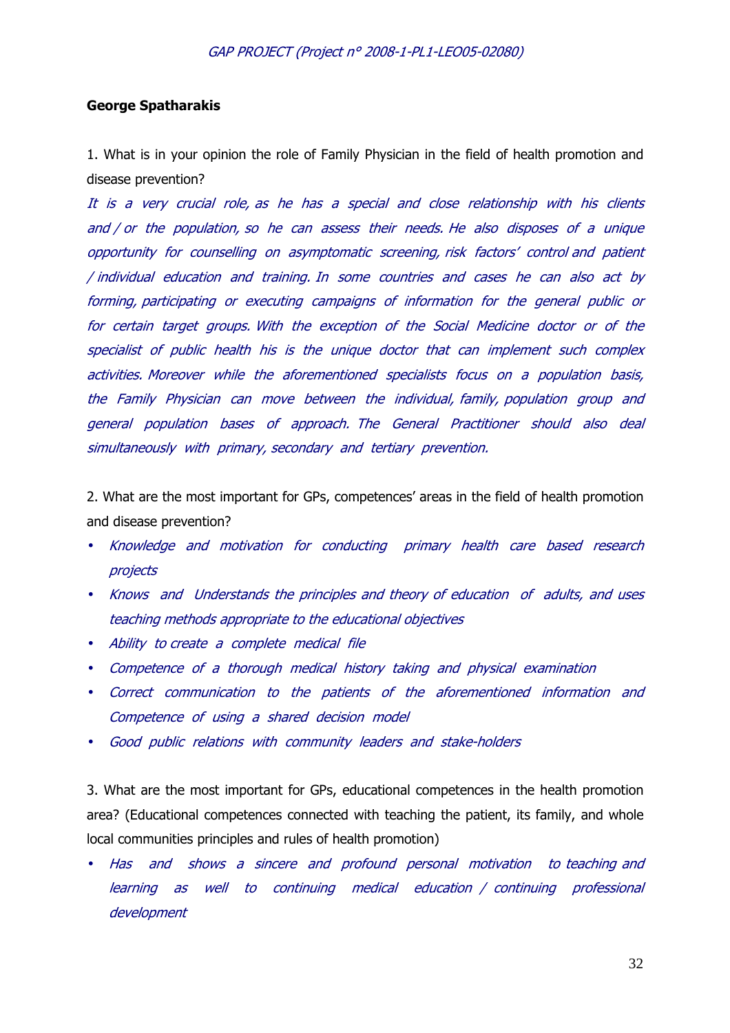**George Spatharakis**

1. What is in your opinion the role of Family Physician in the field of health promotion and disease prevention?

*It is a very crucial role, as he has a special and close relationship with his clients and / or the population, so he can assess their needs. He also disposes of a unique opportunity for counselling on asymptomatic screening, risk factors' control and patient / individual education and training. In some countries and cases he can also act by forming, participating or executing campaigns of information for the general public or for certain target groups. With the exception of the Social Medicine doctor or of the specialist of public health his is the unique doctor that can implement such complex activities. Moreover while the aforementioned specialists focus on a population basis, the Family Physician can move between the individual, family, population group and general population bases of approach. The General Practitioner should also deal simultaneously with primary, secondary and tertiary prevention.*

2. What are the most important for GPs, competences' areas in the field of health promotion and disease prevention?

- *Knowledge and motivation for conducting primary health care based research projects*
- *Knows and Understands the principles and theory of education of adults, and uses teaching methods appropriate to the educational objectives*
- *Ability to create a complete medical file*
- *Competence of a thorough medical history taking and physical examination*
- *Correct communication to the patients of the aforementioned information and Competence of using a shared decision model*
- *Good public relations with community leaders and stake-holders*

3. What are the most important for GPs, educational competences in the health promotion area? (Educational competences connected with teaching the patient, its family, and whole local communities principles and rules of health promotion)

- *Has and shows a sincere and profound personal motivation to teaching and learning as well to continuing medical education / continuing professional development*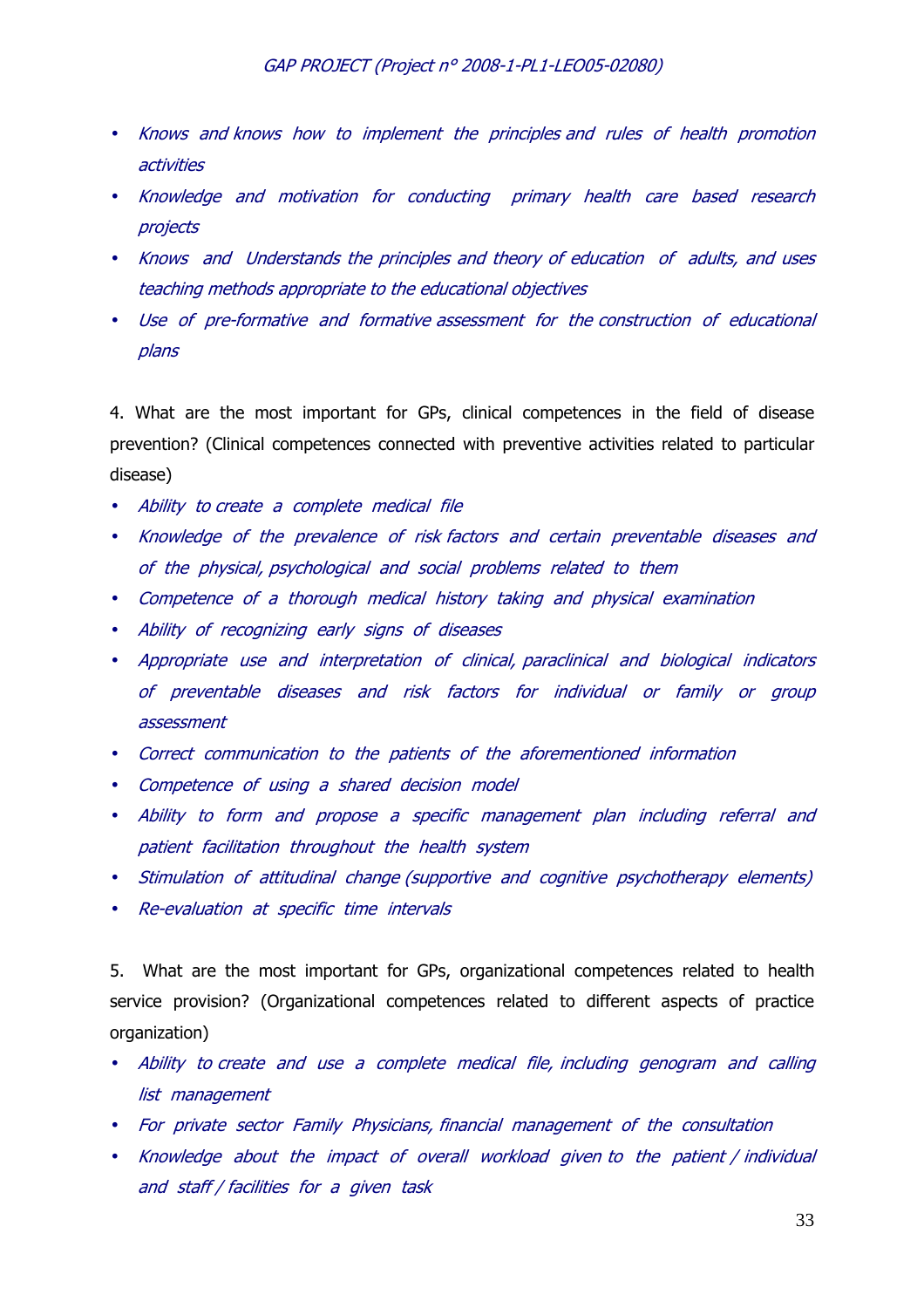- *Knows and knows how to implement the principles and rules of health promotion activities*
- *Knowledge and motivation for conducting primary health care based research projects*
- *Knows and Understands the principles and theory of education of adults, and uses teaching methods appropriate to the educational objectives*
- *Use of pre-formative and formative assessment for the construction of educational plans*

4. What are the most important for GPs, clinical competences in the field of disease prevention? (Clinical competences connected with preventive activities related to particular disease)

- *Ability to create a complete medical file*
- *Knowledge of the prevalence of risk factors and certain preventable diseases and of the physical, psychological and social problems related to them*
- *Competence of a thorough medical history taking and physical examination*
- *Ability of recognizing early signs of diseases*
- *Appropriate use and interpretation of clinical, paraclinical and biological indicators of preventable diseases and risk factors for individual or family or group assessment*
- *Correct communication to the patients of the aforementioned information*
- *Competence of using a shared decision model*
- *Ability to form and propose a specific management plan including referral and patient facilitation throughout the health system*
- *Stimulation of attitudinal change (supportive and cognitive psychotherapy elements)*
- *Re-evaluation at specific time intervals*

5. What are the most important for GPs, organizational competences related to health service provision? (Organizational competences related to different aspects of practice organization)

- *Ability to create and use a complete medical file, including genogram and calling list management*
- *For private sector Family Physicians, financial management of the consultation*
- *Knowledge about the impact of overall workload given to the patient / individual and staff / facilities for a given task*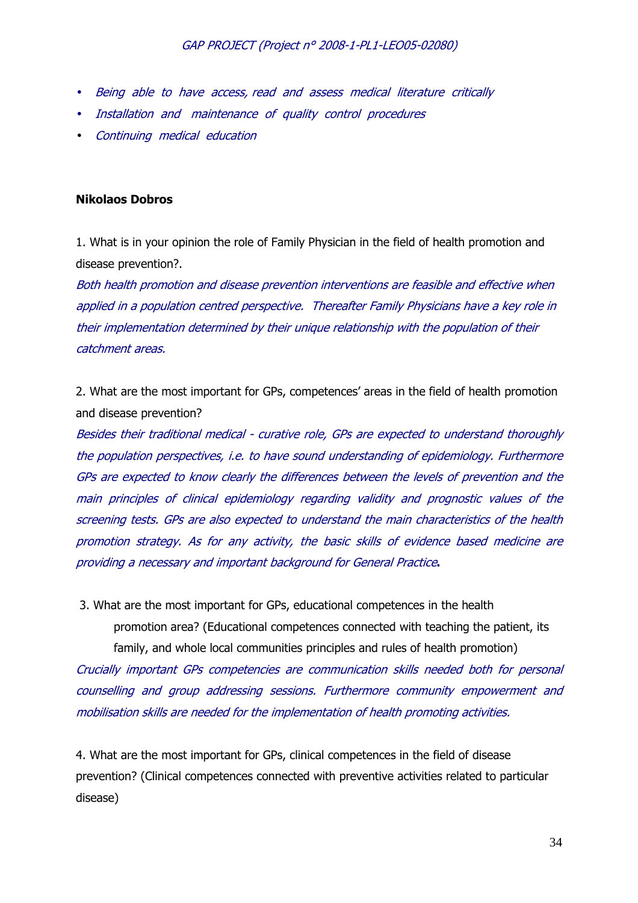- *Being able to have access, read and assess medical literature critically*
- *Installation and maintenance of quality control procedures*
- *Continuing medical education*

**Nikolaos Dobros**

1. What is in your opinion the role of Family Physician in the field of health promotion and disease prevention?.

*Both health promotion and disease prevention interventions are feasible and effective when applied in a population centred perspective. Thereafter Family Physicians have a key role in their implementation determined by their unique relationship with the population of their catchment areas.*

2. What are the most important for GPs, competences' areas in the field of health promotion and disease prevention?

*Besides their traditional medical - curative role, GPs are expected to understand thoroughly the population perspectives, i.e. to have sound understanding of epidemiology. Furthermore GPs are expected to know clearly the differences between the levels of prevention and the main principles of clinical epidemiology regarding validity and prognostic values of the screening tests. GPs are also expected to understand the main characteristics of the health promotion strategy. As for any activity, the basic skills of evidence based medicine are providing a necessary and important background for General Practice***.**

3. What are the most important for GPs, educational competences in the health promotion area? (Educational competences connected with teaching the patient, its family, and whole local communities principles and rules of health promotion)

*Crucially important GPs competencies are communication skills needed both for personal counselling and group addressing sessions. Furthermore community empowerment and mobilisation skills are needed for the implementation of health promoting activities.*

4. What are the most important for GPs, clinical competences in the field of disease prevention? (Clinical competences connected with preventive activities related to particular disease)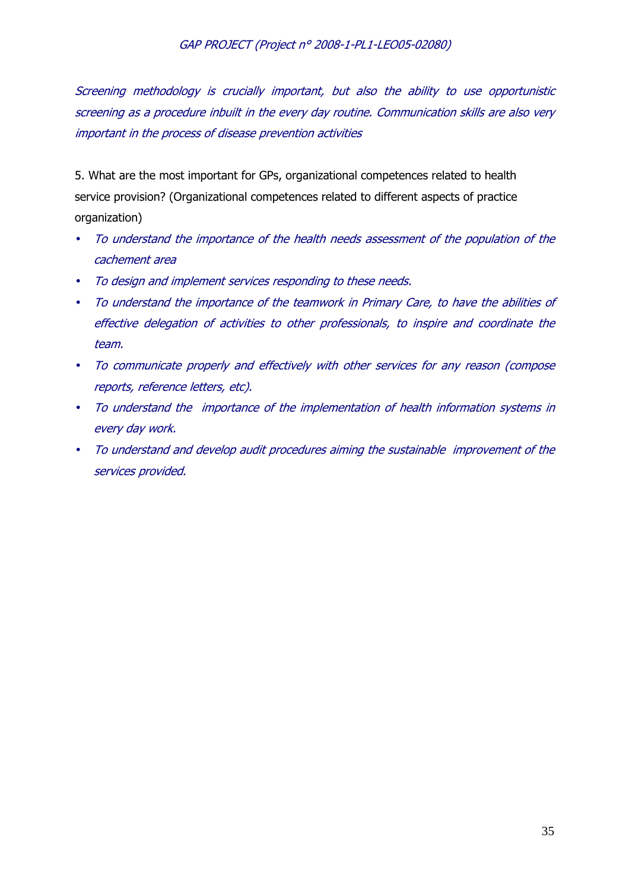*Screening methodology is crucially important, but also the ability to use opportunistic screening as a procedure inbuilt in the every day routine. Communication skills are also very important in the process of disease prevention activities*

5. What are the most important for GPs, organizational competences related to health service provision? (Organizational competences related to different aspects of practice organization)

- *To understand the importance of the health needs assessment of the population of the cachement area*
- *To design and implement services responding to these needs.*
- *To understand the importance of the teamwork in Primary Care, to have the abilities of effective delegation of activities to other professionals, to inspire and coordinate the team.*
- *To communicate properly and effectively with other services for any reason (compose reports, reference letters, etc).*
- *To understand the importance of the implementation of health information systems in every day work.*
- *To understand and develop audit procedures aiming the sustainable improvement of the services provided.*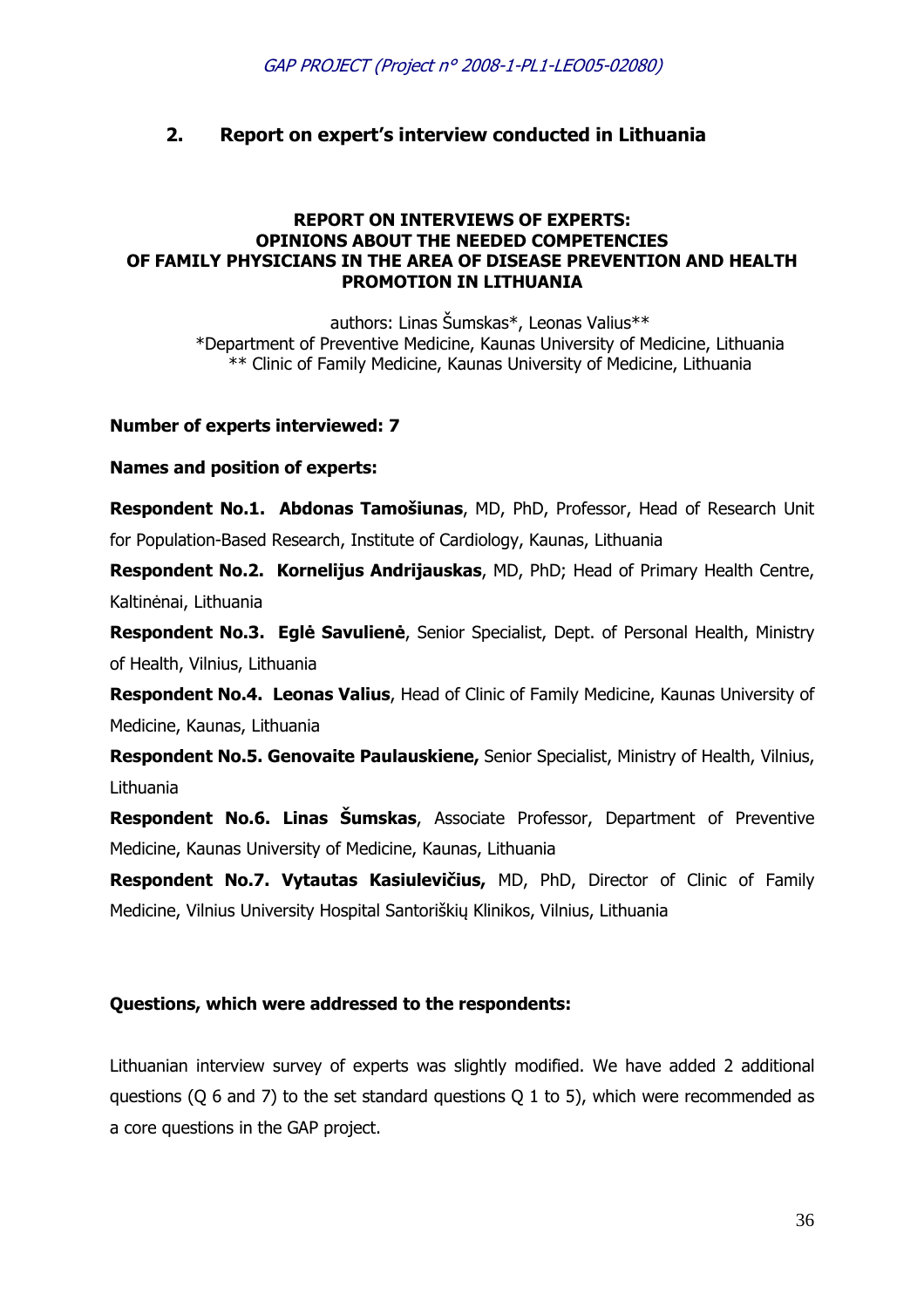## 2. Report on expert's interview conducted in Lithuania

**REPORT ON INTERVIEWS OF EXPERTS: OPINIONS ABOUT THE NEEDED COMPETENCIES OF FAMILY PHYSICIANS IN THE AREA OF DISEASE PREVENTION AND HEALTH PROMOTION IN LITHUANIA**

authors: Linas Šumskas*, Leonas Valius**
*Department of Preventive Medicine, Kaunas University of Medicine, Lithuania
** Clinic of Family Medicine, Kaunas University of Medicine, Lithuania

**Number of experts interviewed: 7**

**Names and position of experts:**

**Respondent No.1. Abdonas Tamošiunas**, MD, PhD, Professor, Head of Research Unit for Population-Based Research, Institute of Cardiology, Kaunas, Lithuania

**Respondent No.2. Kornelijus Andrijauskas**, MD, PhD; Head of Primary Health Centre, Kaltinėnai, Lithuania

**Respondent No.3. Eglė Savulienė**, Senior Specialist, Dept. of Personal Health, Ministry of Health, Vilnius, Lithuania

**Respondent No.4. Leonas Valius**, Head of Clinic of Family Medicine, Kaunas University of Medicine, Kaunas, Lithuania

**Respondent No.5. Genovaite Paulauskiene,** Senior Specialist, Ministry of Health, Vilnius, Lithuania

**Respondent No.6. Linas Šumskas**, Associate Professor, Department of Preventive Medicine, Kaunas University of Medicine, Kaunas, Lithuania

**Respondent No.7. Vytautas Kasiulevičius,** MD, PhD, Director of Clinic of Family Medicine, Vilnius University Hospital Santoriškių Klinikos, Vilnius, Lithuania

**Questions, which were addressed to the respondents:**

Lithuanian interview survey of experts was slightly modified. We have added 2 additional questions (Q 6 and 7) to the set standard questions Q 1 to 5), which were recommended as a core questions in the GAP project.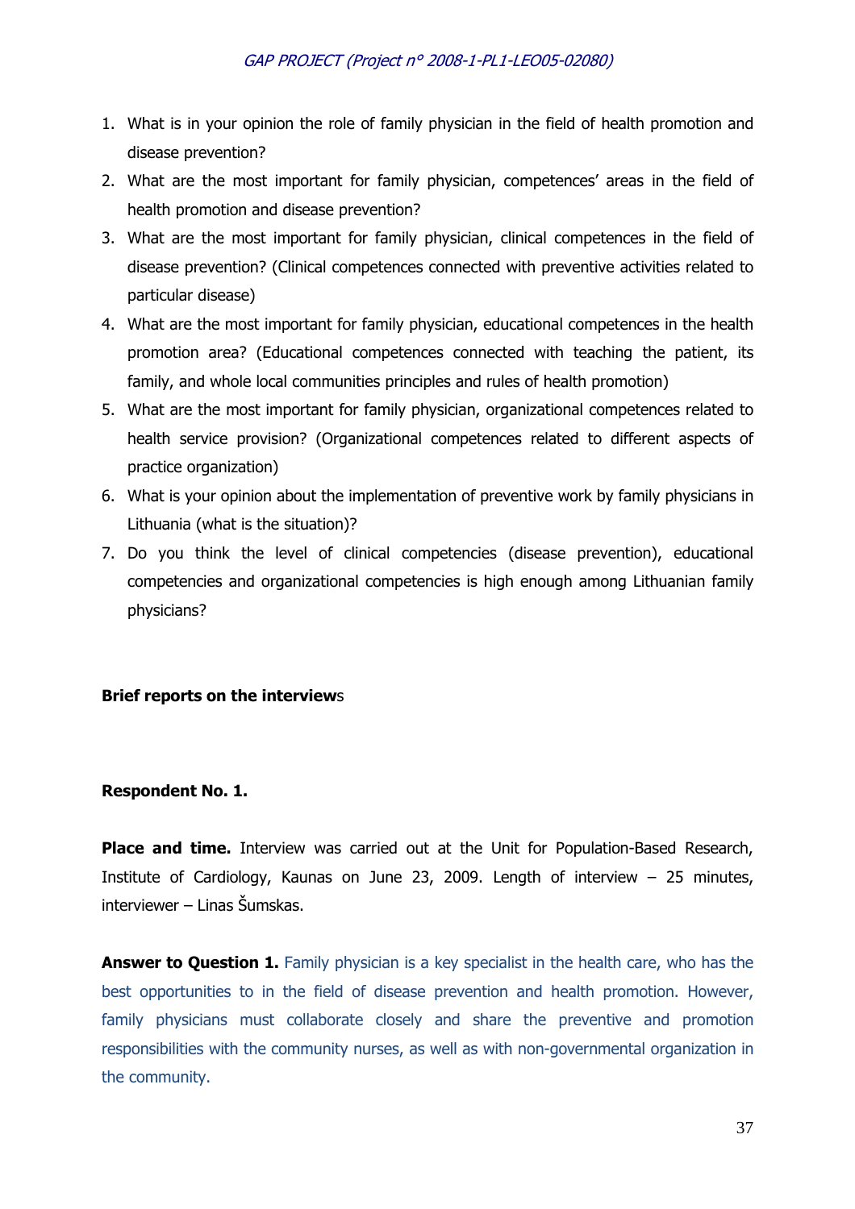1. What is in your opinion the role of family physician in the field of health promotion and disease prevention?
2. What are the most important for family physician, competences' areas in the field of health promotion and disease prevention?
3. What are the most important for family physician, clinical competences in the field of disease prevention? (Clinical competences connected with preventive activities related to particular disease)
4. What are the most important for family physician, educational competences in the health promotion area? (Educational competences connected with teaching the patient, its family, and whole local communities principles and rules of health promotion)
5. What are the most important for family physician, organizational competences related to health service provision? (Organizational competences related to different aspects of practice organization)
6. What is your opinion about the implementation of preventive work by family physicians in Lithuania (what is the situation)?
7. Do you think the level of clinical competencies (disease prevention), educational competencies and organizational competencies is high enough among Lithuanian family physicians?

**Brief reports on the interviews**

**Respondent No. 1.**

**Place and time.** Interview was carried out at the Unit for Population-Based Research, Institute of Cardiology, Kaunas on June 23, 2009. Length of interview – 25 minutes, interviewer – Linas Šumskas.

**Answer to Question 1.** Family physician is a key specialist in the health care, who has the best opportunities to in the field of disease prevention and health promotion. However, family physicians must collaborate closely and share the preventive and promotion responsibilities with the community nurses, as well as with non-governmental organization in the community.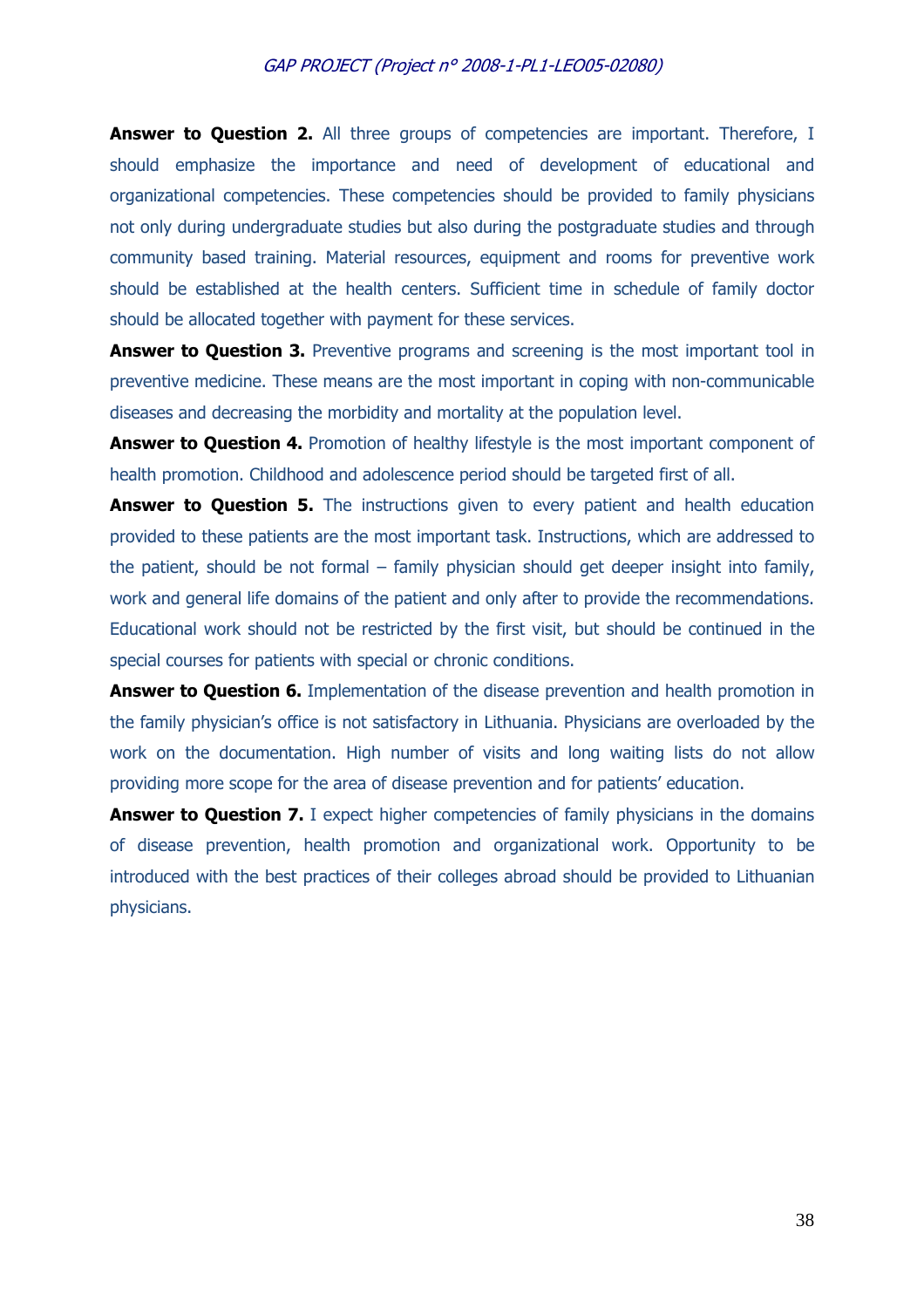**Answer to Question 2.** All three groups of competencies are important. Therefore, I should emphasize the importance and need of development of educational and organizational competencies. These competencies should be provided to family physicians not only during undergraduate studies but also during the postgraduate studies and through community based training. Material resources, equipment and rooms for preventive work should be established at the health centers. Sufficient time in schedule of family doctor should be allocated together with payment for these services.

**Answer to Question 3.** Preventive programs and screening is the most important tool in preventive medicine. These means are the most important in coping with non-communicable diseases and decreasing the morbidity and mortality at the population level.

**Answer to Question 4.** Promotion of healthy lifestyle is the most important component of health promotion. Childhood and adolescence period should be targeted first of all.

**Answer to Question 5.** The instructions given to every patient and health education provided to these patients are the most important task. Instructions, which are addressed to the patient, should be not formal – family physician should get deeper insight into family, work and general life domains of the patient and only after to provide the recommendations. Educational work should not be restricted by the first visit, but should be continued in the special courses for patients with special or chronic conditions.

**Answer to Question 6.** Implementation of the disease prevention and health promotion in the family physician's office is not satisfactory in Lithuania. Physicians are overloaded by the work on the documentation. High number of visits and long waiting lists do not allow providing more scope for the area of disease prevention and for patients' education.

**Answer to Question 7.** I expect higher competencies of family physicians in the domains of disease prevention, health promotion and organizational work. Opportunity to be introduced with the best practices of their colleges abroad should be provided to Lithuanian physicians.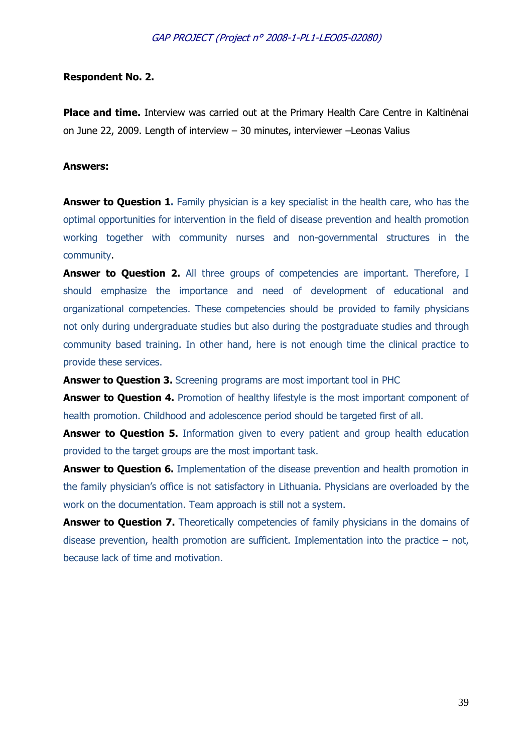**Respondent No. 2.**

**Place and time.** Interview was carried out at the Primary Health Care Centre in Kaltinėnai on June 22, 2009. Length of interview – 30 minutes, interviewer –Leonas Valius

**Answers:**

**Answer to Question 1.** Family physician is a key specialist in the health care, who has the optimal opportunities for intervention in the field of disease prevention and health promotion working together with community nurses and non-governmental structures in the community.

**Answer to Question 2.** All three groups of competencies are important. Therefore, I should emphasize the importance and need of development of educational and organizational competencies. These competencies should be provided to family physicians not only during undergraduate studies but also during the postgraduate studies and through community based training. In other hand, here is not enough time the clinical practice to provide these services.

**Answer to Question 3.** Screening programs are most important tool in PHC

**Answer to Question 4.** Promotion of healthy lifestyle is the most important component of health promotion. Childhood and adolescence period should be targeted first of all.

**Answer to Question 5.** Information given to every patient and group health education provided to the target groups are the most important task.

**Answer to Question 6.** Implementation of the disease prevention and health promotion in the family physician's office is not satisfactory in Lithuania. Physicians are overloaded by the work on the documentation. Team approach is still not a system.

**Answer to Question 7.** Theoretically competencies of family physicians in the domains of disease prevention, health promotion are sufficient. Implementation into the practice – not, because lack of time and motivation.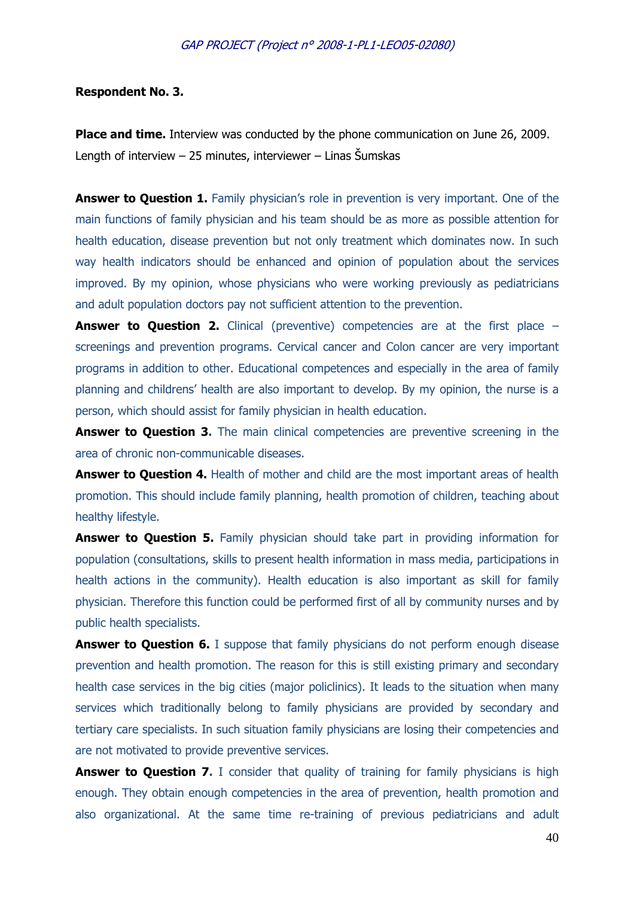**Respondent No. 3.**

**Place and time.** Interview was conducted by the phone communication on June 26, 2009. Length of interview – 25 minutes, interviewer – Linas Šumskas

**Answer to Question 1.** Family physician's role in prevention is very important. One of the main functions of family physician and his team should be as more as possible attention for health education, disease prevention but not only treatment which dominates now. In such way health indicators should be enhanced and opinion of population about the services improved. By my opinion, whose physicians who were working previously as pediatricians and adult population doctors pay not sufficient attention to the prevention.

**Answer to Question 2.** Clinical (preventive) competencies are at the first place – screenings and prevention programs. Cervical cancer and Colon cancer are very important programs in addition to other. Educational competences and especially in the area of family planning and childrens' health are also important to develop. By my opinion, the nurse is a person, which should assist for family physician in health education.

**Answer to Question 3.** The main clinical competencies are preventive screening in the area of chronic non-communicable diseases.

**Answer to Question 4.** Health of mother and child are the most important areas of health promotion. This should include family planning, health promotion of children, teaching about healthy lifestyle.

**Answer to Question 5.** Family physician should take part in providing information for population (consultations, skills to present health information in mass media, participations in health actions in the community). Health education is also important as skill for family physician. Therefore this function could be performed first of all by community nurses and by public health specialists.

**Answer to Question 6.** I suppose that family physicians do not perform enough disease prevention and health promotion. The reason for this is still existing primary and secondary health case services in the big cities (major policlinics). It leads to the situation when many services which traditionally belong to family physicians are provided by secondary and tertiary care specialists. In such situation family physicians are losing their competencies and are not motivated to provide preventive services.

**Answer to Question 7.** I consider that quality of training for family physicians is high enough. They obtain enough competencies in the area of prevention, health promotion and also organizational. At the same time re-training of previous pediatricians and adult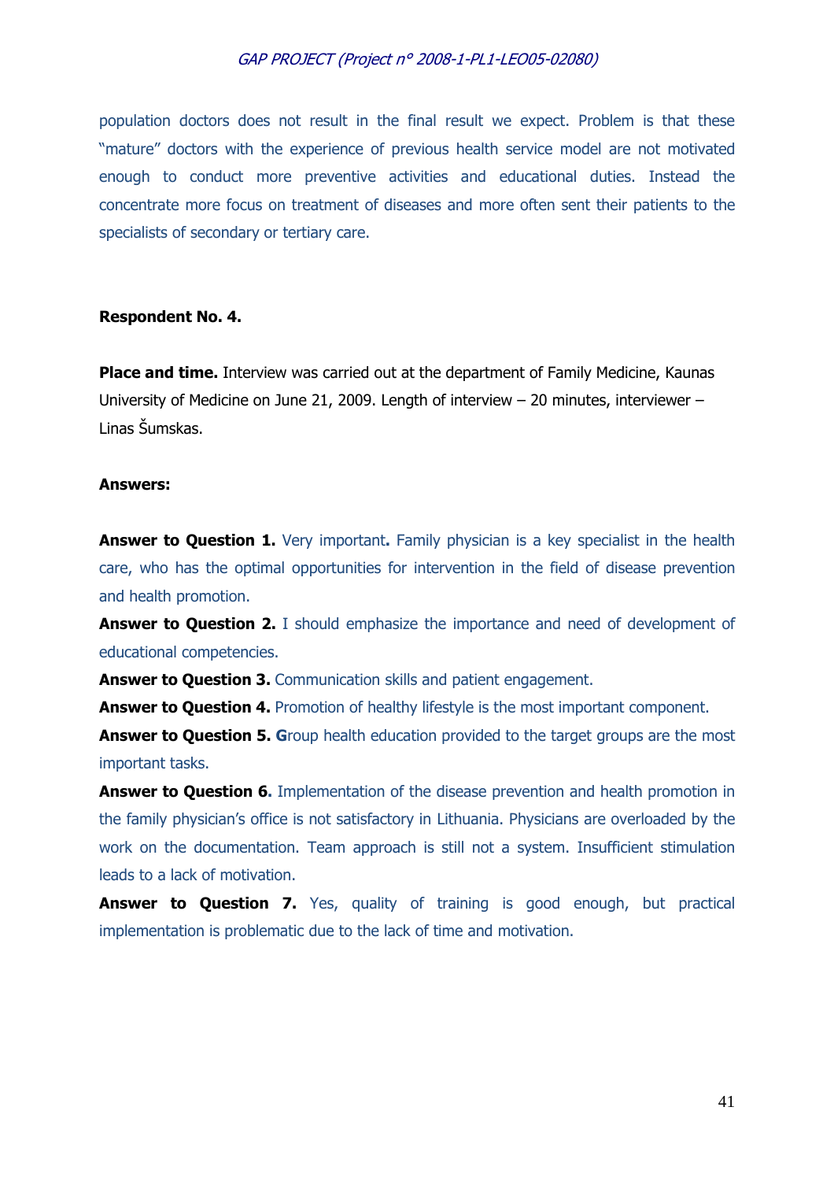population doctors does not result in the final result we expect. Problem is that these "mature" doctors with the experience of previous health service model are not motivated enough to conduct more preventive activities and educational duties. Instead the concentrate more focus on treatment of diseases and more often sent their patients to the specialists of secondary or tertiary care.

**Respondent No. 4.**

**Place and time.** Interview was carried out at the department of Family Medicine, Kaunas University of Medicine on June 21, 2009. Length of interview – 20 minutes, interviewer – Linas Šumskas.

**Answers:**

**Answer to Question 1.** Very important**.** Family physician is a key specialist in the health care, who has the optimal opportunities for intervention in the field of disease prevention and health promotion.

**Answer to Question 2.** I should emphasize the importance and need of development of educational competencies.

**Answer to Question 3.** Communication skills and patient engagement.

**Answer to Question 4.** Promotion of healthy lifestyle is the most important component.

**Answer to Question 5. G**roup health education provided to the target groups are the most important tasks.

**Answer to Question 6.** Implementation of the disease prevention and health promotion in the family physician's office is not satisfactory in Lithuania. Physicians are overloaded by the work on the documentation. Team approach is still not a system. Insufficient stimulation leads to a lack of motivation.

**Answer to Question 7.** Yes, quality of training is good enough, but practical implementation is problematic due to the lack of time and motivation.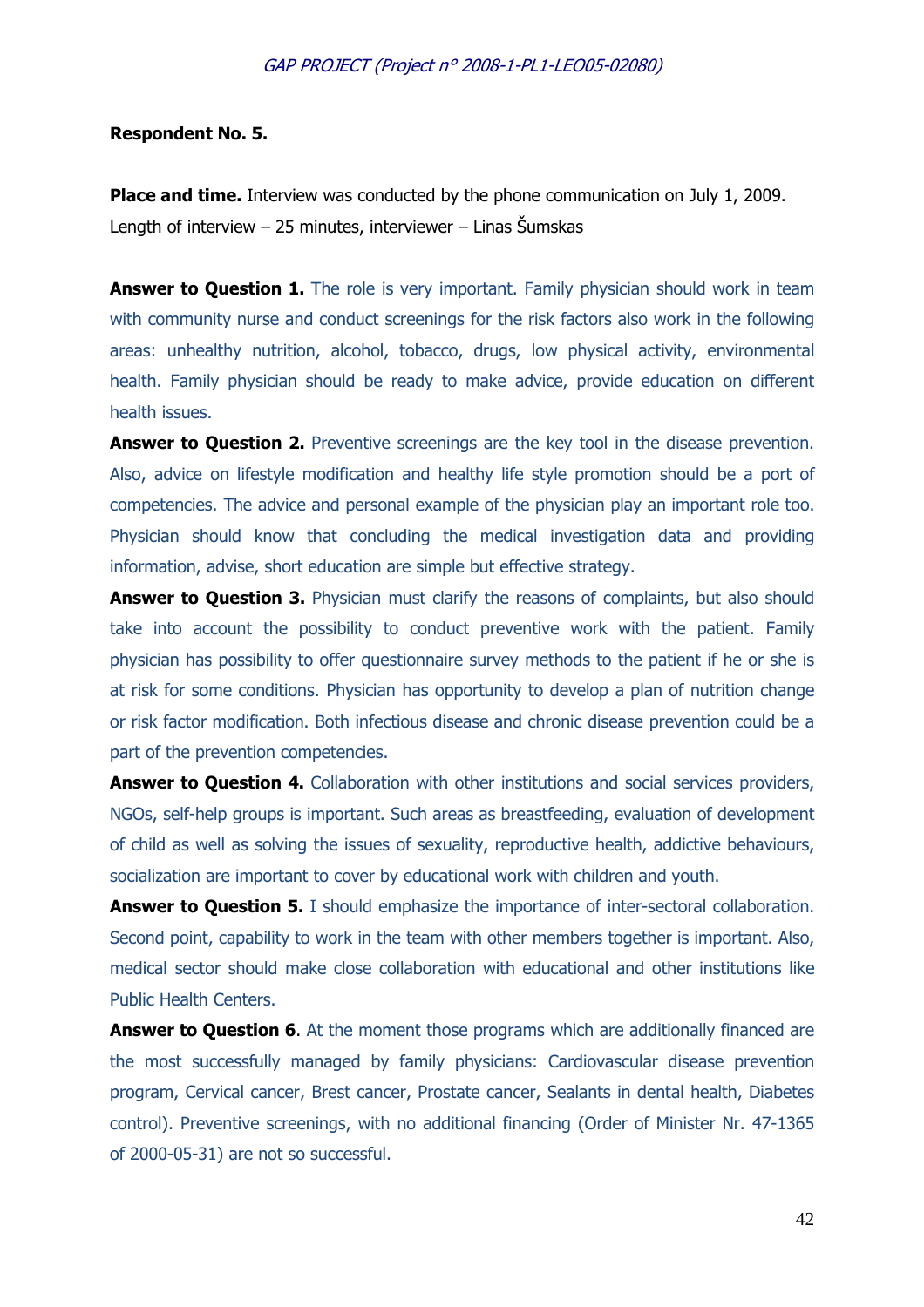**Respondent No. 5.**

**Place and time.** Interview was conducted by the phone communication on July 1, 2009. Length of interview – 25 minutes, interviewer – Linas Šumskas

**Answer to Question 1.** The role is very important. Family physician should work in team with community nurse and conduct screenings for the risk factors also work in the following areas: unhealthy nutrition, alcohol, tobacco, drugs, low physical activity, environmental health. Family physician should be ready to make advice, provide education on different health issues.

**Answer to Question 2.** Preventive screenings are the key tool in the disease prevention. Also, advice on lifestyle modification and healthy life style promotion should be a port of competencies. The advice and personal example of the physician play an important role too. Physician should know that concluding the medical investigation data and providing information, advise, short education are simple but effective strategy.

**Answer to Question 3.** Physician must clarify the reasons of complaints, but also should take into account the possibility to conduct preventive work with the patient. Family physician has possibility to offer questionnaire survey methods to the patient if he or she is at risk for some conditions. Physician has opportunity to develop a plan of nutrition change or risk factor modification. Both infectious disease and chronic disease prevention could be a part of the prevention competencies.

**Answer to Question 4.** Collaboration with other institutions and social services providers, NGOs, self-help groups is important. Such areas as breastfeeding, evaluation of development of child as well as solving the issues of sexuality, reproductive health, addictive behaviours, socialization are important to cover by educational work with children and youth.

**Answer to Question 5.** I should emphasize the importance of inter-sectoral collaboration. Second point, capability to work in the team with other members together is important. Also, medical sector should make close collaboration with educational and other institutions like Public Health Centers.

**Answer to Question 6**. At the moment those programs which are additionally financed are the most successfully managed by family physicians: Cardiovascular disease prevention program, Cervical cancer, Brest cancer, Prostate cancer, Sealants in dental health, Diabetes control). Preventive screenings, with no additional financing (Order of Minister Nr. 47-1365 of 2000-05-31) are not so successful.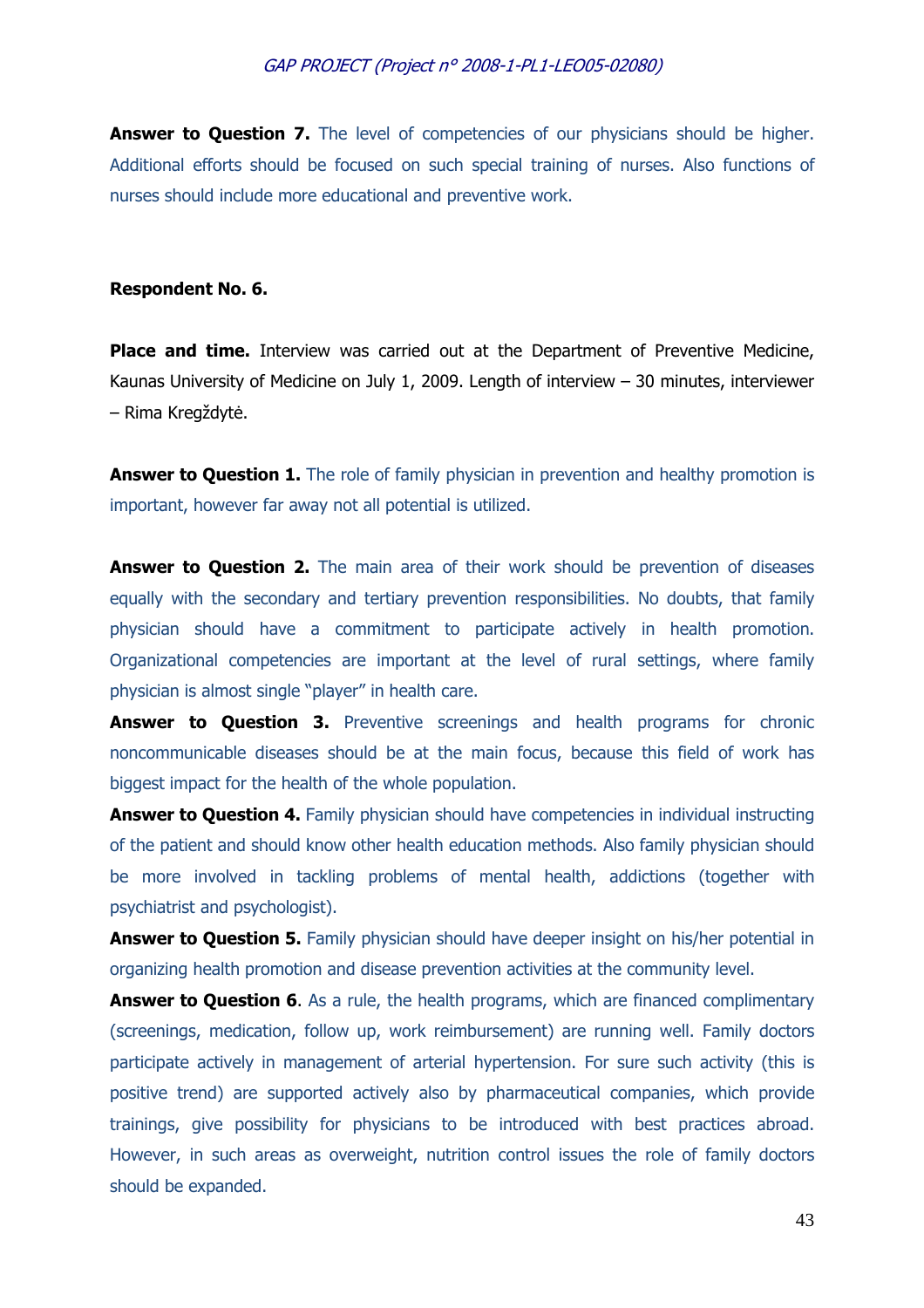**Answer to Question 7.** The level of competencies of our physicians should be higher. Additional efforts should be focused on such special training of nurses. Also functions of nurses should include more educational and preventive work.

**Respondent No. 6.**

**Place and time.** Interview was carried out at the Department of Preventive Medicine, Kaunas University of Medicine on July 1, 2009. Length of interview – 30 minutes, interviewer – Rima Kregždytė.

**Answer to Question 1.** The role of family physician in prevention and healthy promotion is important, however far away not all potential is utilized.

**Answer to Question 2.** The main area of their work should be prevention of diseases equally with the secondary and tertiary prevention responsibilities. No doubts, that family physician should have a commitment to participate actively in health promotion. Organizational competencies are important at the level of rural settings, where family physician is almost single "player" in health care.

**Answer to Question 3.** Preventive screenings and health programs for chronic noncommunicable diseases should be at the main focus, because this field of work has biggest impact for the health of the whole population.

**Answer to Question 4.** Family physician should have competencies in individual instructing of the patient and should know other health education methods. Also family physician should be more involved in tackling problems of mental health, addictions (together with psychiatrist and psychologist).

**Answer to Question 5.** Family physician should have deeper insight on his/her potential in organizing health promotion and disease prevention activities at the community level.

**Answer to Question 6**. As a rule, the health programs, which are financed complimentary (screenings, medication, follow up, work reimbursement) are running well. Family doctors participate actively in management of arterial hypertension. For sure such activity (this is positive trend) are supported actively also by pharmaceutical companies, which provide trainings, give possibility for physicians to be introduced with best practices abroad. However, in such areas as overweight, nutrition control issues the role of family doctors should be expanded.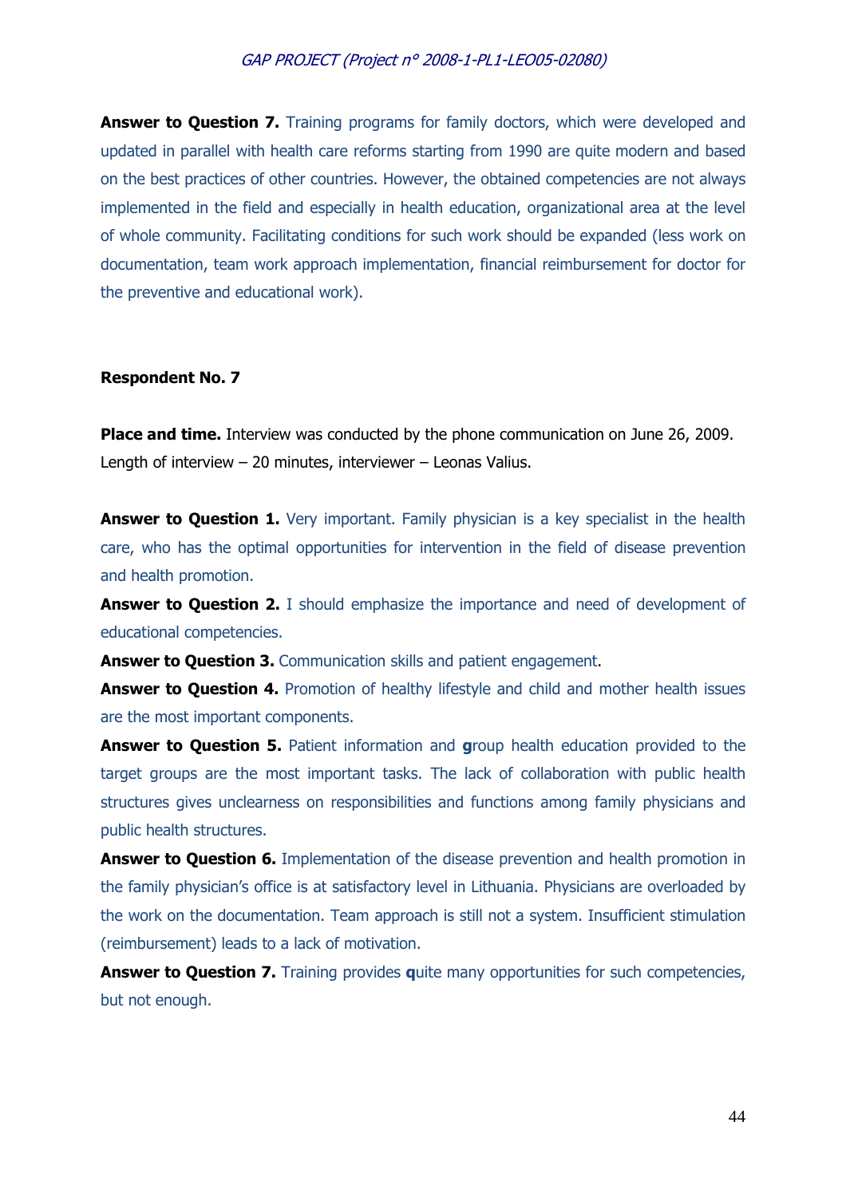**Answer to Question 7.** Training programs for family doctors, which were developed and updated in parallel with health care reforms starting from 1990 are quite modern and based on the best practices of other countries. However, the obtained competencies are not always implemented in the field and especially in health education, organizational area at the level of whole community. Facilitating conditions for such work should be expanded (less work on documentation, team work approach implementation, financial reimbursement for doctor for the preventive and educational work).

**Respondent No. 7**

**Place and time.** Interview was conducted by the phone communication on June 26, 2009. Length of interview – 20 minutes, interviewer – Leonas Valius.

**Answer to Question 1.** Very important. Family physician is a key specialist in the health care, who has the optimal opportunities for intervention in the field of disease prevention and health promotion.

**Answer to Question 2.** I should emphasize the importance and need of development of educational competencies.

**Answer to Question 3.** Communication skills and patient engagement.

**Answer to Question 4.** Promotion of healthy lifestyle and child and mother health issues are the most important components.

**Answer to Question 5.** Patient information and group health education provided to the target groups are the most important tasks. The lack of collaboration with public health structures gives unclearness on responsibilities and functions among family physicians and public health structures.

**Answer to Question 6.** Implementation of the disease prevention and health promotion in the family physician's office is at satisfactory level in Lithuania. Physicians are overloaded by the work on the documentation. Team approach is still not a system. Insufficient stimulation (reimbursement) leads to a lack of motivation.

**Answer to Question 7.** Training provides quite many opportunities for such competencies, but not enough.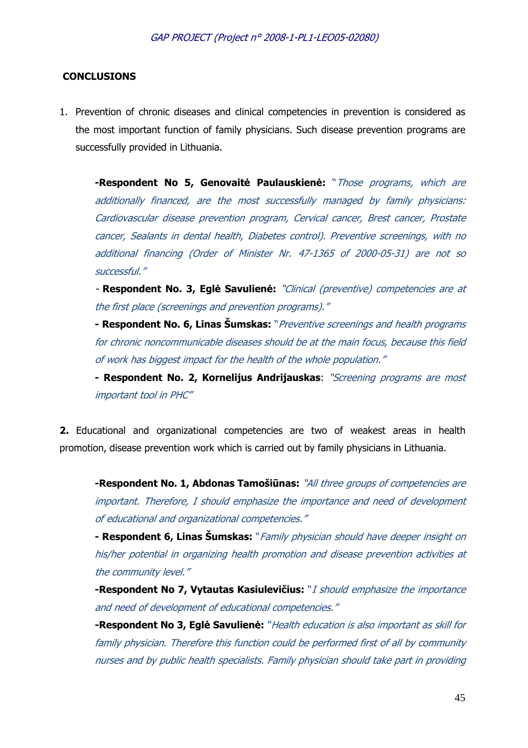## CONCLUSIONS

1. Prevention of chronic diseases and clinical competencies in prevention is considered as the most important function of family physicians. Such disease prevention programs are successfully provided in Lithuania.

   **-Respondent No 5, Genovaitė Paulauskienė:** *"Those programs, which are additionally financed, are the most successfully managed by family physicians: Cardiovascular disease prevention program, Cervical cancer, Brest cancer, Prostate cancer, Sealants in dental health, Diabetes control). Preventive screenings, with no additional financing (Order of Minister Nr. 47-1365 of 2000-05-31) are not so successful."*

   **- Respondent No. 3, Eglė Savulienė:** *"Clinical (preventive) competencies are at the first place (screenings and prevention programs)."*

   **- Respondent No. 6, Linas Šumskas:** *"Preventive screenings and health programs for chronic noncommunicable diseases should be at the main focus, because this field of work has biggest impact for the health of the whole population."*

   **- Respondent No. 2, Kornelijus Andrijauskas**: *"Screening programs are most important tool in PHC"*

**2.** Educational and organizational competencies are two of weakest areas in health promotion, disease prevention work which is carried out by family physicians in Lithuania.

   **-Respondent No. 1, Abdonas Tamošiūnas:** *"All three groups of competencies are important. Therefore, I should emphasize the importance and need of development of educational and organizational competencies."*

   **- Respondent 6, Linas Šumskas:** *"Family physician should have deeper insight on his/her potential in organizing health promotion and disease prevention activities at the community level."*

   **-Respondent No 7, Vytautas Kasiulevičius:** *"I should emphasize the importance and need of development of educational competencies."*

   **-Respondent No 3, Eglė Savulienė:** *"Health education is also important as skill for family physician. Therefore this function could be performed first of all by community nurses and by public health specialists. Family physician should take part in providing*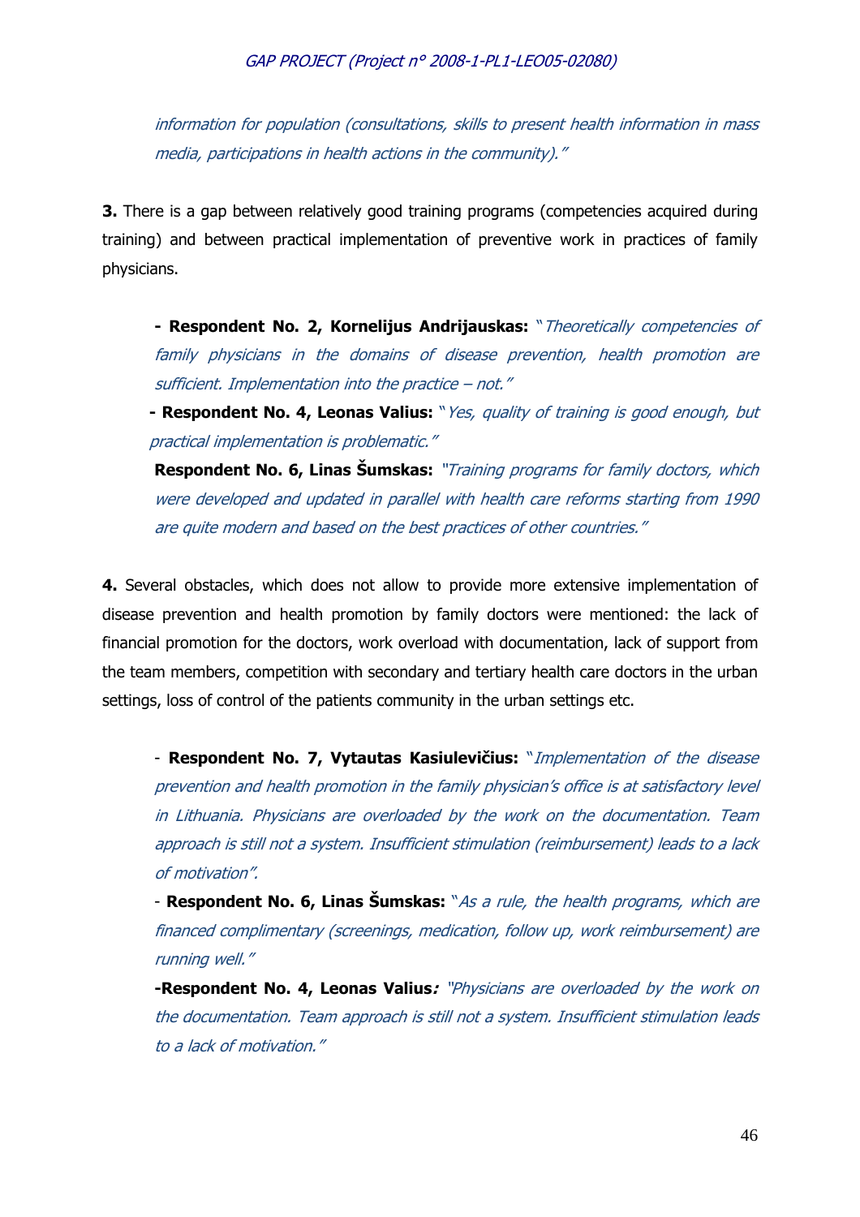*information for population (consultations, skills to present health information in mass media, participations in health actions in the community)."*

**3.** There is a gap between relatively good training programs (competencies acquired during training) and between practical implementation of preventive work in practices of family physicians.

- **Respondent No. 2, Kornelijus Andrijauskas:** "*Theoretically competencies of family physicians in the domains of disease prevention, health promotion are sufficient. Implementation into the practice – not."*
- **Respondent No. 4, Leonas Valius:** "*Yes, quality of training is good enough, but practical implementation is problematic."*

**Respondent No. 6, Linas Šumskas:** "*Training programs for family doctors, which were developed and updated in parallel with health care reforms starting from 1990 are quite modern and based on the best practices of other countries."*

**4.** Several obstacles, which does not allow to provide more extensive implementation of disease prevention and health promotion by family doctors were mentioned: the lack of financial promotion for the doctors, work overload with documentation, lack of support from the team members, competition with secondary and tertiary health care doctors in the urban settings, loss of control of the patients community in the urban settings etc.

- **Respondent No. 7, Vytautas Kasiulevičius:** "*Implementation of the disease prevention and health promotion in the family physician's office is at satisfactory level in Lithuania. Physicians are overloaded by the work on the documentation. Team approach is still not a system. Insufficient stimulation (reimbursement) leads to a lack of motivation".*
- **Respondent No. 6, Linas Šumskas:** "*As a rule, the health programs, which are financed complimentary (screenings, medication, follow up, work reimbursement) are running well."*
- **Respondent No. 4, Leonas Valius***:* "*Physicians are overloaded by the work on the documentation. Team approach is still not a system. Insufficient stimulation leads to a lack of motivation."*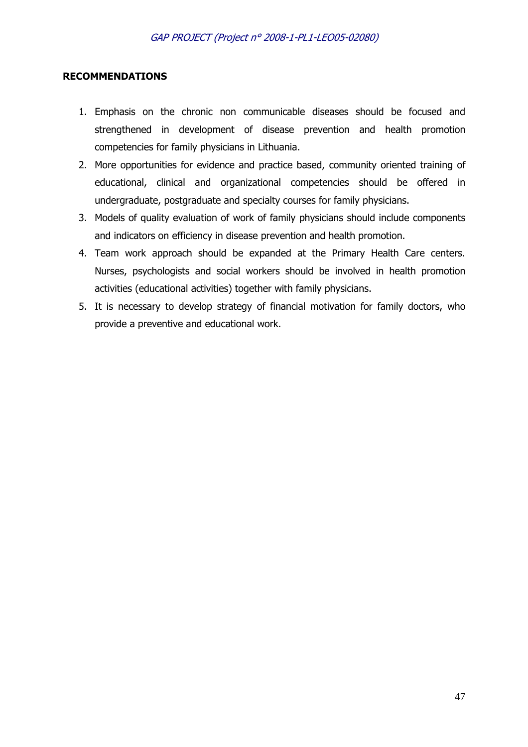**RECOMMENDATIONS**

1. Emphasis on the chronic non communicable diseases should be focused and strengthened in development of disease prevention and health promotion competencies for family physicians in Lithuania.
2. More opportunities for evidence and practice based, community oriented training of educational, clinical and organizational competencies should be offered in undergraduate, postgraduate and specialty courses for family physicians.
3. Models of quality evaluation of work of family physicians should include components and indicators on efficiency in disease prevention and health promotion.
4. Team work approach should be expanded at the Primary Health Care centers. Nurses, psychologists and social workers should be involved in health promotion activities (educational activities) together with family physicians.
5. It is necessary to develop strategy of financial motivation for family doctors, who provide a preventive and educational work.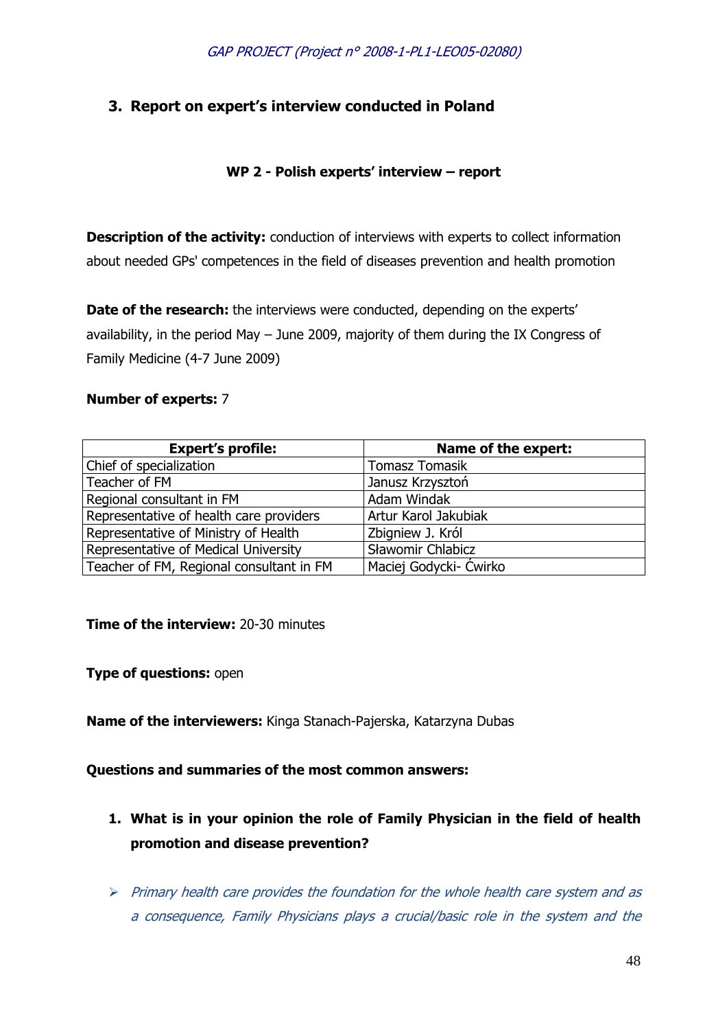## 3. Report on expert's interview conducted in Poland

### WP 2 - Polish experts' interview – report

**Description of the activity:** conduction of interviews with experts to collect information about needed GPs' competences in the field of diseases prevention and health promotion

**Date of the research:** the interviews were conducted, depending on the experts' availability, in the period May – June 2009, majority of them during the IX Congress of Family Medicine (4-7 June 2009)

**Number of experts:** 7

| Expert's profile: | Name of the expert: |
|---|---|
| Chief of specialization | Tomasz Tomasik |
| Teacher of FM | Janusz Krzysztoń |
| Regional consultant in FM | Adam Windak |
| Representative of health care providers | Artur Karol Jakubiak |
| Representative of Ministry of Health | Zbigniew J. Król |
| Representative of Medical University | Sławomir Chlabicz |
| Teacher of FM, Regional consultant in FM | Maciej Godycki- Ćwirko |

**Time of the interview:** 20-30 minutes

**Type of questions:** open

**Name of the interviewers:** Kinga Stanach-Pajerska, Katarzyna Dubas

**Questions and summaries of the most common answers:**

1. **What is in your opinion the role of Family Physician in the field of health promotion and disease prevention?**

- *Primary health care provides the foundation for the whole health care system and as a consequence, Family Physicians plays a crucial/basic role in the system and the*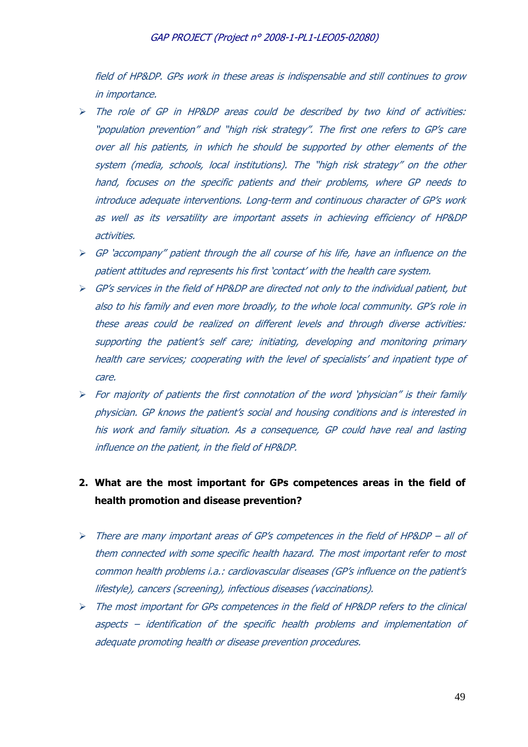*field of HP&DP. GPs work in these areas is indispensable and still continues to grow in importance.*

- *The role of GP in HP&DP areas could be described by two kind of activities: "population prevention" and "high risk strategy". The first one refers to GP's care over all his patients, in which he should be supported by other elements of the system (media, schools, local institutions). The "high risk strategy" on the other hand, focuses on the specific patients and their problems, where GP needs to introduce adequate interventions. Long-term and continuous character of GP's work as well as its versatility are important assets in achieving efficiency of HP&DP activities.*
- *GP 'accompany" patient through the all course of his life, have an influence on the patient attitudes and represents his first 'contact' with the health care system.*
- *GP's services in the field of HP&DP are directed not only to the individual patient, but also to his family and even more broadly, to the whole local community. GP's role in these areas could be realized on different levels and through diverse activities: supporting the patient's self care; initiating, developing and monitoring primary health care services; cooperating with the level of specialists' and inpatient type of care.*
- *For majority of patients the first connotation of the word 'physician" is their family physician. GP knows the patient's social and housing conditions and is interested in his work and family situation. As a consequence, GP could have real and lasting influence on the patient, in the field of HP&DP.*

**2. What are the most important for GPs competences areas in the field of health promotion and disease prevention?**

- *There are many important areas of GP's competences in the field of HP&DP – all of them connected with some specific health hazard. The most important refer to most common health problems i.a.: cardiovascular diseases (GP's influence on the patient's lifestyle), cancers (screening), infectious diseases (vaccinations).*
- *The most important for GPs competences in the field of HP&DP refers to the clinical aspects – identification of the specific health problems and implementation of adequate promoting health or disease prevention procedures.*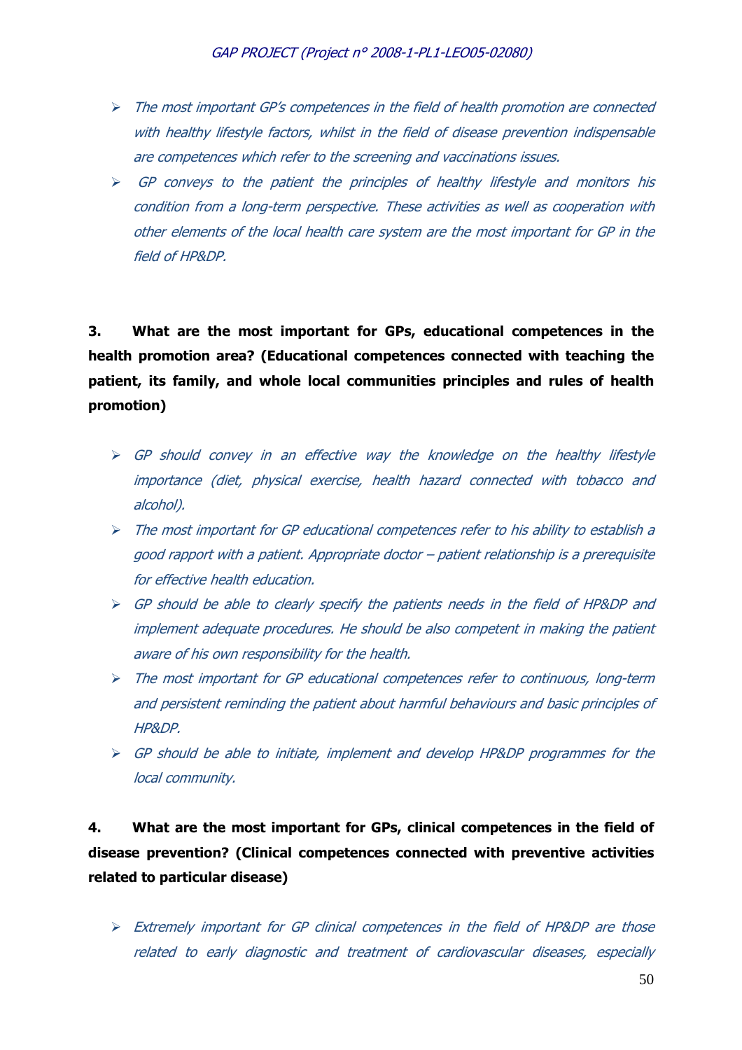- *The most important GP's competences in the field of health promotion are connected with healthy lifestyle factors, whilst in the field of disease prevention indispensable are competences which refer to the screening and vaccinations issues.*
- *GP conveys to the patient the principles of healthy lifestyle and monitors his condition from a long-term perspective. These activities as well as cooperation with other elements of the local health care system are the most important for GP in the field of HP&DP.*

**3. What are the most important for GPs, educational competences in the health promotion area? (Educational competences connected with teaching the patient, its family, and whole local communities principles and rules of health promotion)**

- *GP should convey in an effective way the knowledge on the healthy lifestyle importance (diet, physical exercise, health hazard connected with tobacco and alcohol).*
- *The most important for GP educational competences refer to his ability to establish a good rapport with a patient. Appropriate doctor – patient relationship is a prerequisite for effective health education.*
- *GP should be able to clearly specify the patients needs in the field of HP&DP and implement adequate procedures. He should be also competent in making the patient aware of his own responsibility for the health.*
- *The most important for GP educational competences refer to continuous, long-term and persistent reminding the patient about harmful behaviours and basic principles of HP&DP.*
- *GP should be able to initiate, implement and develop HP&DP programmes for the local community.*

**4. What are the most important for GPs, clinical competences in the field of disease prevention? (Clinical competences connected with preventive activities related to particular disease)**

- *Extremely important for GP clinical competences in the field of HP&DP are those related to early diagnostic and treatment of cardiovascular diseases, especially*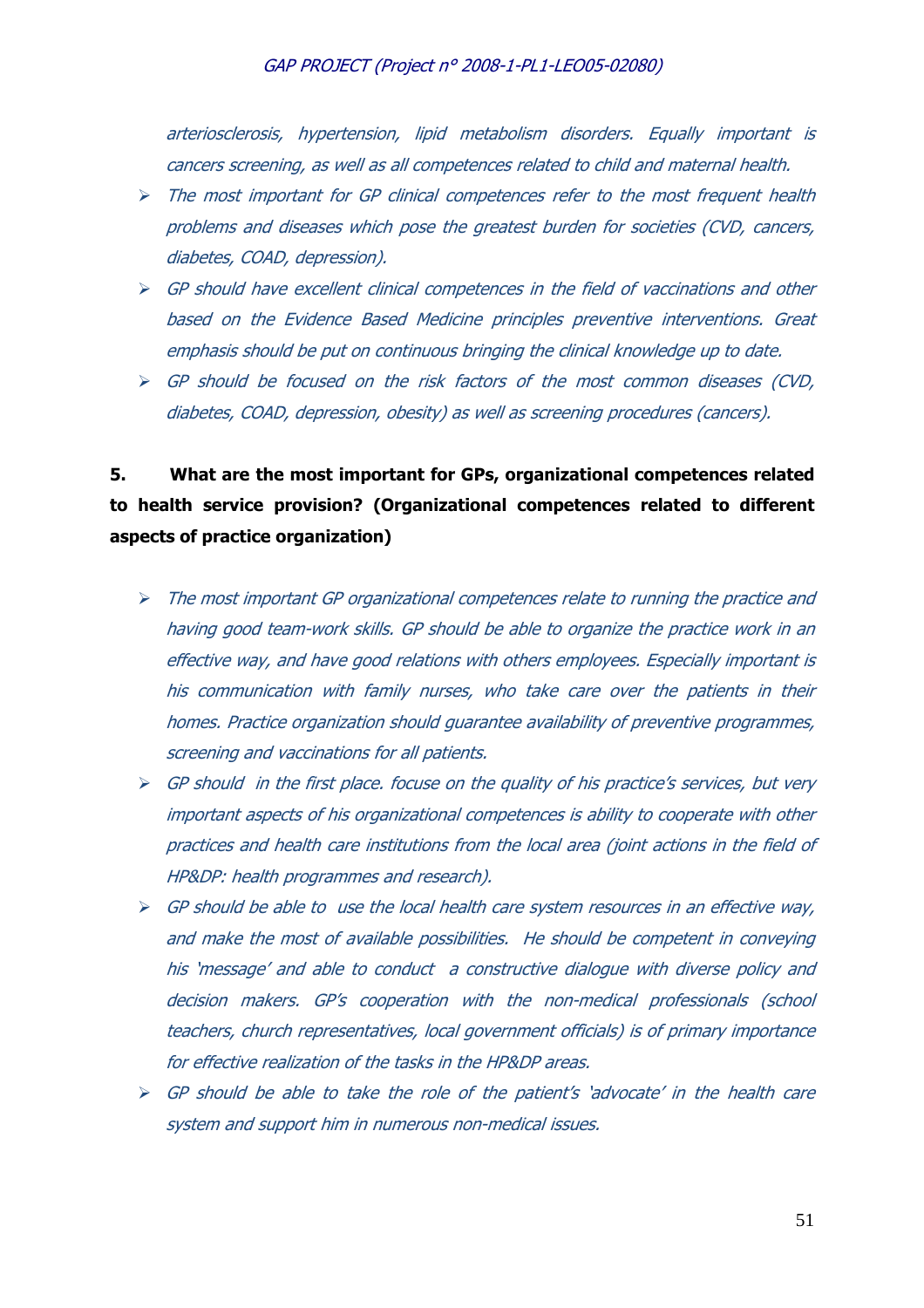*arteriosclerosis, hypertension, lipid metabolism disorders. Equally important is cancers screening, as well as all competences related to child and maternal health.*

- *The most important for GP clinical competences refer to the most frequent health problems and diseases which pose the greatest burden for societies (CVD, cancers, diabetes, COAD, depression).*
- *GP should have excellent clinical competences in the field of vaccinations and other based on the Evidence Based Medicine principles preventive interventions. Great emphasis should be put on continuous bringing the clinical knowledge up to date.*
- *GP should be focused on the risk factors of the most common diseases (CVD, diabetes, COAD, depression, obesity) as well as screening procedures (cancers).*

**5. What are the most important for GPs, organizational competences related to health service provision? (Organizational competences related to different aspects of practice organization)**

- *The most important GP organizational competences relate to running the practice and having good team-work skills. GP should be able to organize the practice work in an effective way, and have good relations with others employees. Especially important is his communication with family nurses, who take care over the patients in their homes. Practice organization should guarantee availability of preventive programmes, screening and vaccinations for all patients.*
- *GP should in the first place. focuse on the quality of his practice's services, but very important aspects of his organizational competences is ability to cooperate with other practices and health care institutions from the local area (joint actions in the field of HP&DP: health programmes and research).*
- *GP should be able to use the local health care system resources in an effective way, and make the most of available possibilities. He should be competent in conveying his 'message' and able to conduct a constructive dialogue with diverse policy and decision makers. GP's cooperation with the non-medical professionals (school teachers, church representatives, local government officials) is of primary importance for effective realization of the tasks in the HP&DP areas.*
- *GP should be able to take the role of the patient's 'advocate' in the health care system and support him in numerous non-medical issues.*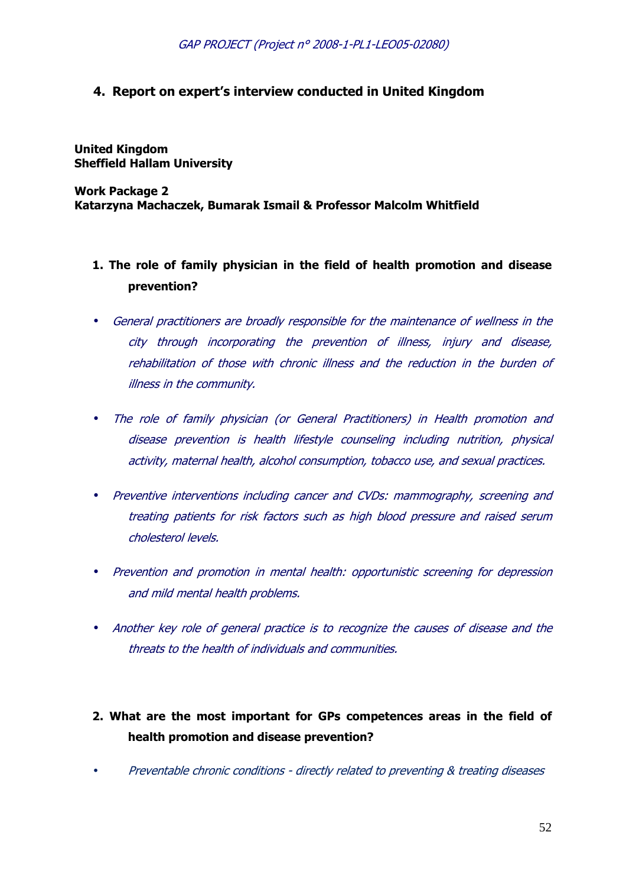## 4. Report on expert's interview conducted in United Kingdom

**United Kingdom**
**Sheffield Hallam University**

**Work Package 2**
**Katarzyna Machaczek, Bumarak Ismail & Professor Malcolm Whitfield**

1. **The role of family physician in the field of health promotion and disease prevention?**

- *General practitioners are broadly responsible for the maintenance of wellness in the city through incorporating the prevention of illness, injury and disease, rehabilitation of those with chronic illness and the reduction in the burden of illness in the community.*
- *The role of family physician (or General Practitioners) in Health promotion and disease prevention is health lifestyle counseling including nutrition, physical activity, maternal health, alcohol consumption, tobacco use, and sexual practices.*
- *Preventive interventions including cancer and CVDs: mammography, screening and treating patients for risk factors such as high blood pressure and raised serum cholesterol levels.*
- *Prevention and promotion in mental health: opportunistic screening for depression and mild mental health problems.*
- *Another key role of general practice is to recognize the causes of disease and the threats to the health of individuals and communities.*

2. **What are the most important for GPs competences areas in the field of health promotion and disease prevention?**

- *Preventable chronic conditions - directly related to preventing & treating diseases*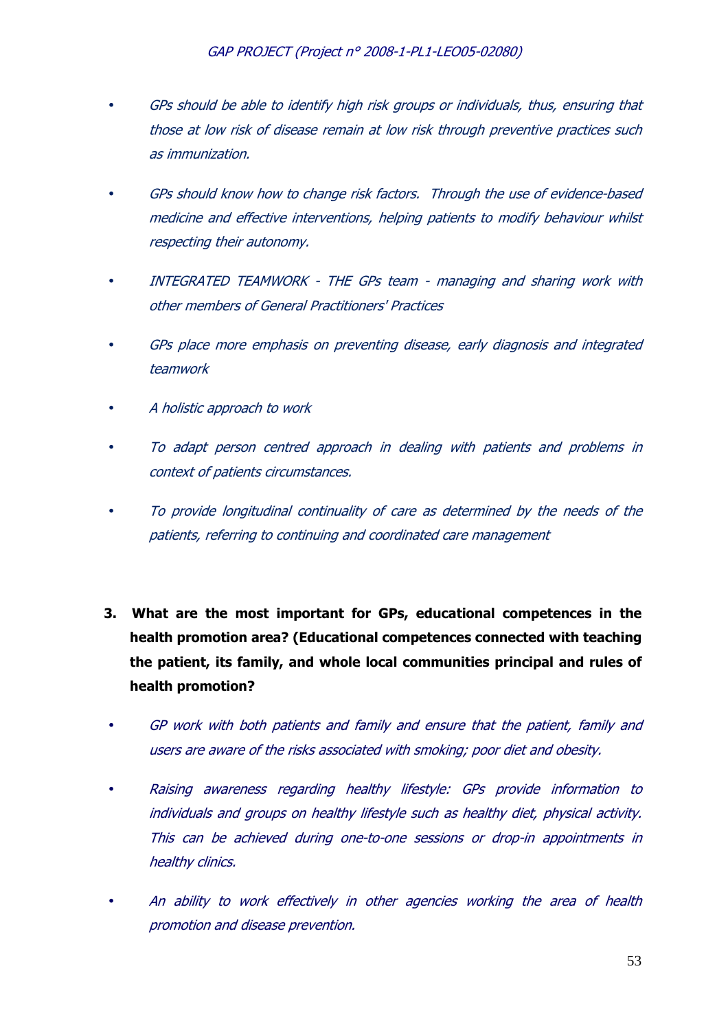- *GPs should be able to identify high risk groups or individuals, thus, ensuring that those at low risk of disease remain at low risk through preventive practices such as immunization.*
- *GPs should know how to change risk factors. Through the use of evidence-based medicine and effective interventions, helping patients to modify behaviour whilst respecting their autonomy.*
- *INTEGRATED TEAMWORK - THE GPs team - managing and sharing work with other members of General Practitioners' Practices*
- *GPs place more emphasis on preventing disease, early diagnosis and integrated teamwork*
- *A holistic approach to work*
- *To adapt person centred approach in dealing with patients and problems in context of patients circumstances.*
- *To provide longitudinal continuality of care as determined by the needs of the patients, referring to continuing and coordinated care management*

**3. What are the most important for GPs, educational competences in the health promotion area? (Educational competences connected with teaching the patient, its family, and whole local communities principal and rules of health promotion?**

- *GP work with both patients and family and ensure that the patient, family and users are aware of the risks associated with smoking; poor diet and obesity.*
- *Raising awareness regarding healthy lifestyle: GPs provide information to individuals and groups on healthy lifestyle such as healthy diet, physical activity. This can be achieved during one-to-one sessions or drop-in appointments in healthy clinics.*
- *An ability to work effectively in other agencies working the area of health promotion and disease prevention.*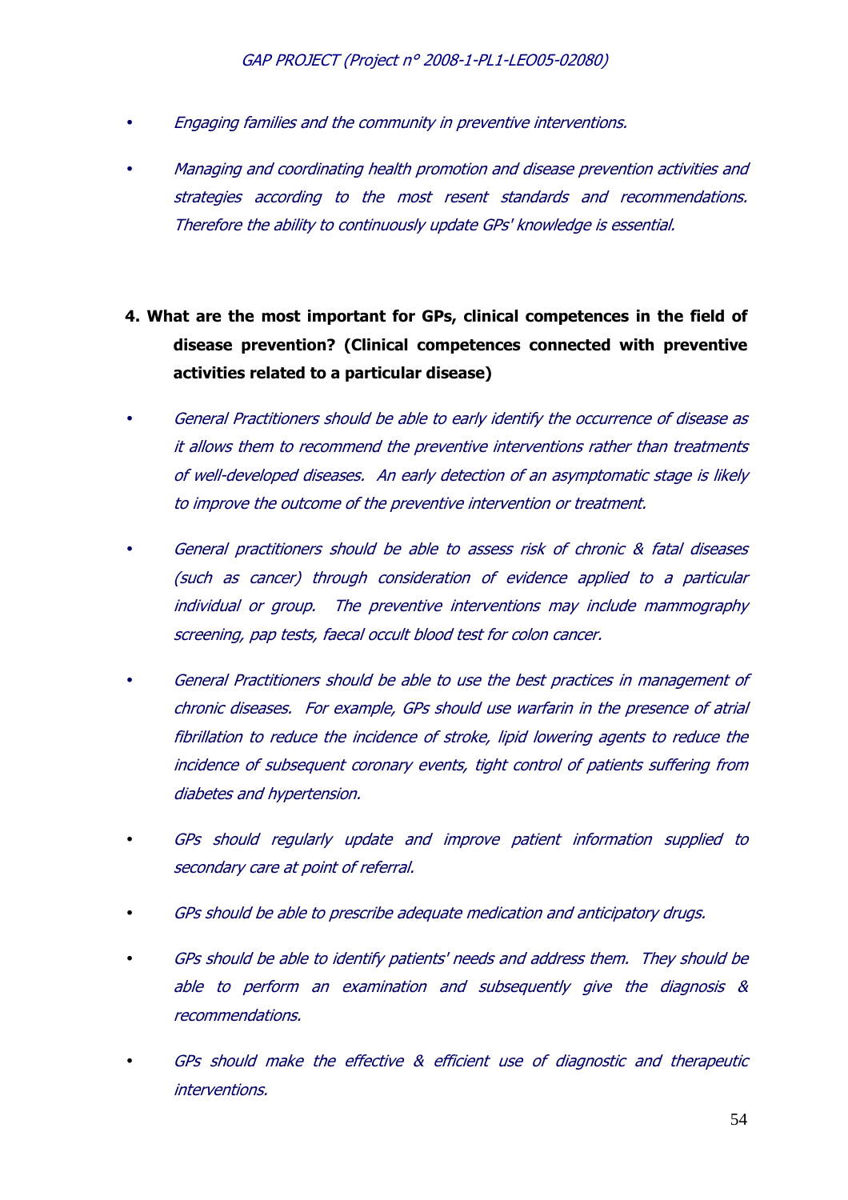- *Engaging families and the community in preventive interventions.*
- *Managing and coordinating health promotion and disease prevention activities and strategies according to the most resent standards and recommendations. Therefore the ability to continuously update GPs' knowledge is essential.*

**4. What are the most important for GPs, clinical competences in the field of disease prevention? (Clinical competences connected with preventive activities related to a particular disease)**

- *General Practitioners should be able to early identify the occurrence of disease as it allows them to recommend the preventive interventions rather than treatments of well-developed diseases. An early detection of an asymptomatic stage is likely to improve the outcome of the preventive intervention or treatment.*
- *General practitioners should be able to assess risk of chronic & fatal diseases (such as cancer) through consideration of evidence applied to a particular individual or group. The preventive interventions may include mammography screening, pap tests, faecal occult blood test for colon cancer.*
- *General Practitioners should be able to use the best practices in management of chronic diseases. For example, GPs should use warfarin in the presence of atrial fibrillation to reduce the incidence of stroke, lipid lowering agents to reduce the incidence of subsequent coronary events, tight control of patients suffering from diabetes and hypertension.*
- *GPs should regularly update and improve patient information supplied to secondary care at point of referral.*
- *GPs should be able to prescribe adequate medication and anticipatory drugs.*
- *GPs should be able to identify patients' needs and address them. They should be able to perform an examination and subsequently give the diagnosis & recommendations.*
- *GPs should make the effective & efficient use of diagnostic and therapeutic interventions.*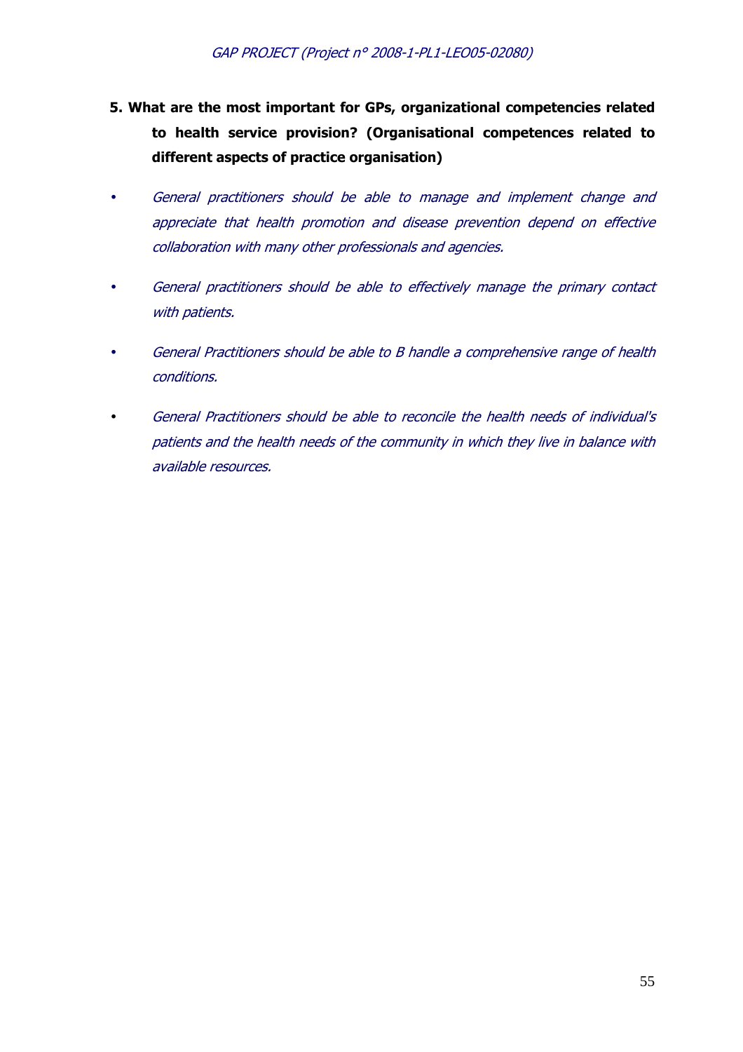**5. What are the most important for GPs, organizational competencies related to health service provision? (Organisational competences related to different aspects of practice organisation)**

- *General practitioners should be able to manage and implement change and appreciate that health promotion and disease prevention depend on effective collaboration with many other professionals and agencies.*
- *General practitioners should be able to effectively manage the primary contact with patients.*
- *General Practitioners should be able to B handle a comprehensive range of health conditions.*
- *General Practitioners should be able to reconcile the health needs of individual's patients and the health needs of the community in which they live in balance with available resources.*